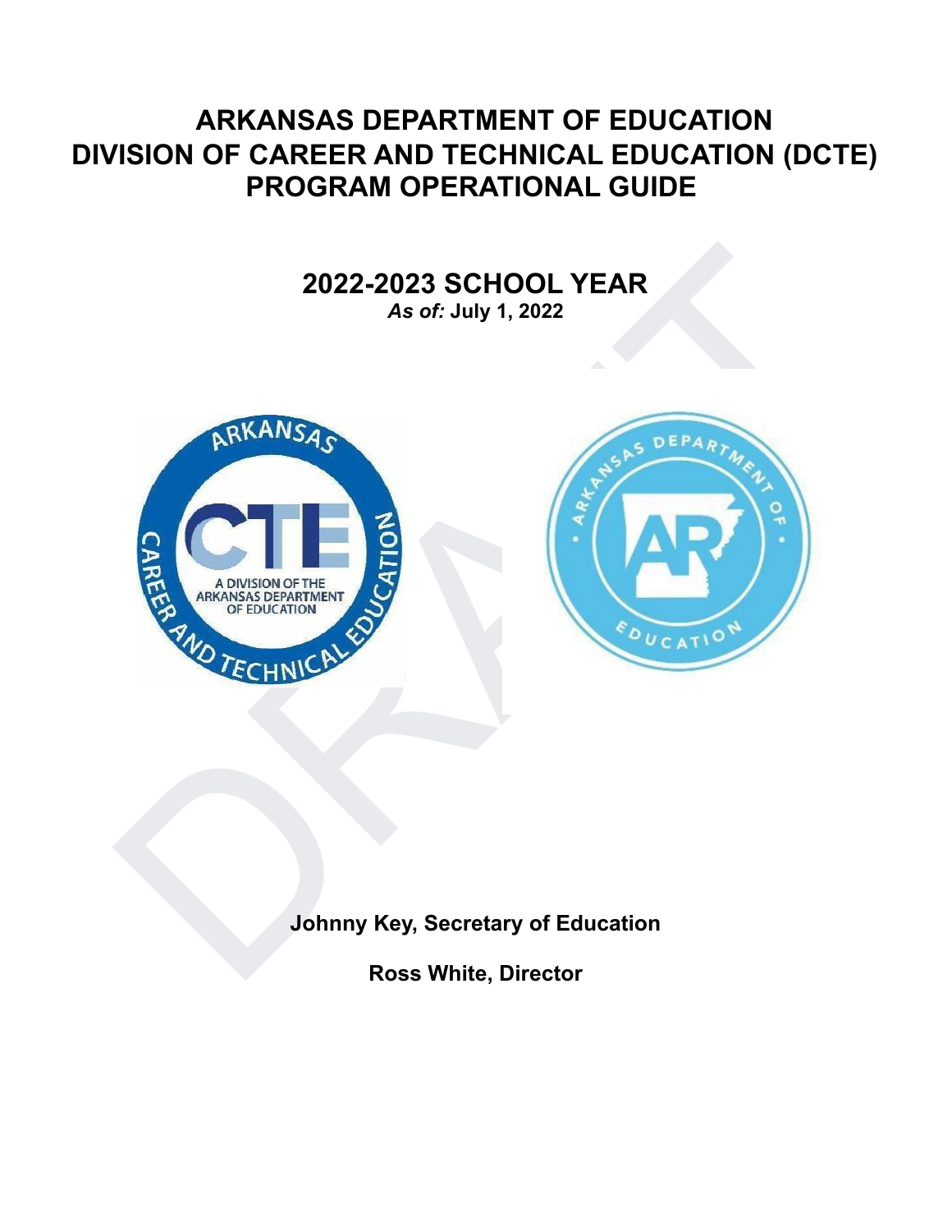# ARKANSAS DEPARTMENT OF EDUCATION
# DIVISION OF CAREER AND TECHNICAL EDUCATION (DCTE)
# PROGRAM OPERATIONAL GUIDE

## 2022-2023 SCHOOL YEAR

***As of:* July 1, 2022**

**Johnny Key, Secretary of Education**

**Ross White, Director**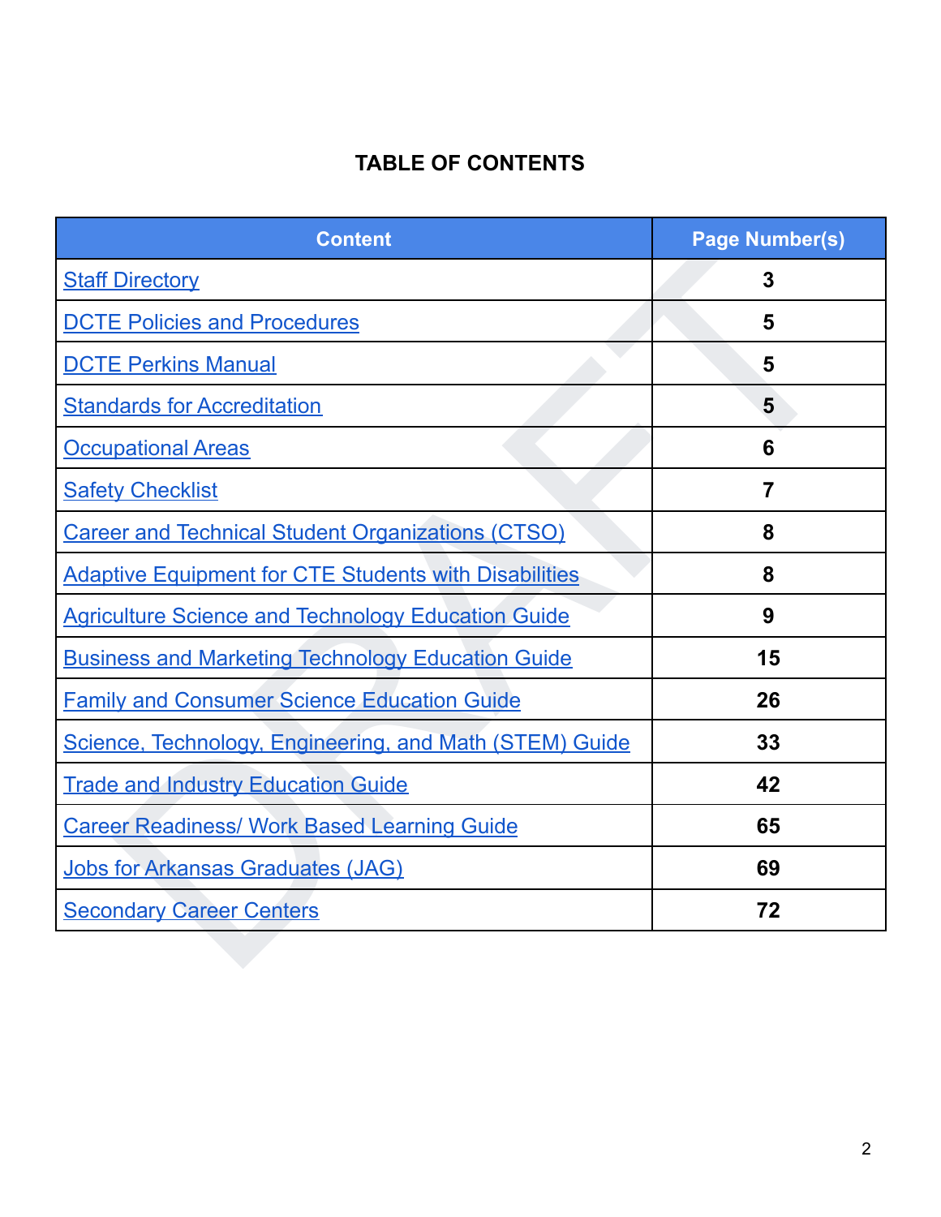# TABLE OF CONTENTS

| Content | Page Number(s) |
| --- | --- |
| Staff Directory | **3** |
| DCTE Policies and Procedures | **5** |
| DCTE Perkins Manual | **5** |
| Standards for Accreditation | **5** |
| Occupational Areas | **6** |
| Safety Checklist | **7** |
| Career and Technical Student Organizations (CTSO) | **8** |
| Adaptive Equipment for CTE Students with Disabilities | **8** |
| Agriculture Science and Technology Education Guide | **9** |
| Business and Marketing Technology Education Guide | **15** |
| Family and Consumer Science Education Guide | **26** |
| Science, Technology, Engineering, and Math (STEM) Guide | **33** |
| Trade and Industry Education Guide | **42** |
| Career Readiness/ Work Based Learning Guide | **65** |
| Jobs for Arkansas Graduates (JAG) | **69** |
| Secondary Career Centers | **72** |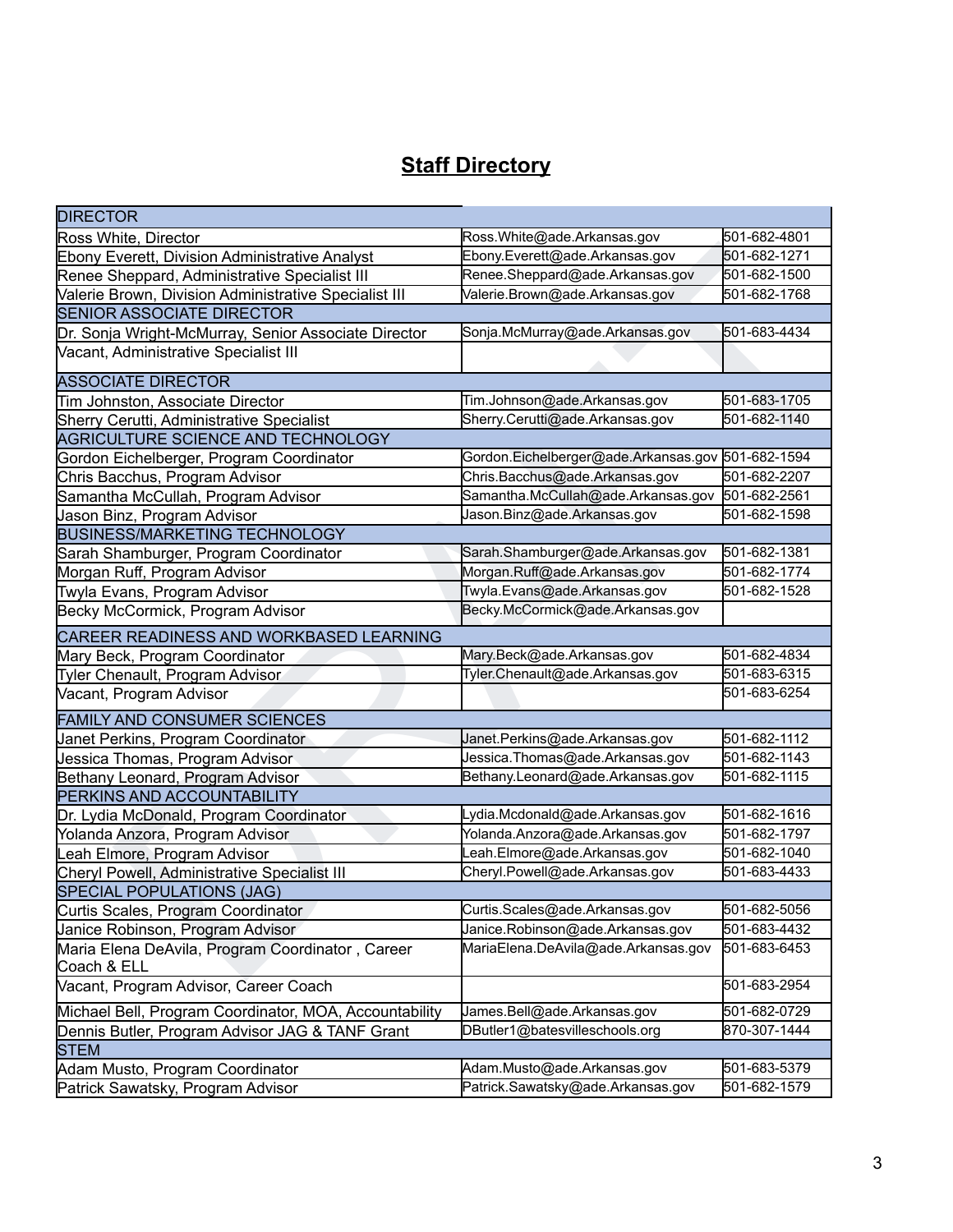# Staff Directory

| DIRECTOR | | |
|---|---|---|
| Ross White, Director | Ross.White@ade.Arkansas.gov | 501-682-4801 |
| Ebony Everett, Division Administrative Analyst | Ebony.Everett@ade.Arkansas.gov | 501-682-1271 |
| Renee Sheppard, Administrative Specialist III | Renee.Sheppard@ade.Arkansas.gov | 501-682-1500 |
| Valerie Brown, Division Administrative Specialist III | Valerie.Brown@ade.Arkansas.gov | 501-682-1768 |
| SENIOR ASSOCIATE DIRECTOR | | |
| Dr. Sonja Wright-McMurray, Senior Associate Director | Sonja.McMurray@ade.Arkansas.gov | 501-683-4434 |
| Vacant, Administrative Specialist III | | |
| ASSOCIATE DIRECTOR | | |
| Tim Johnston, Associate Director | Tim.Johnson@ade.Arkansas.gov | 501-683-1705 |
| Sherry Cerutti, Administrative Specialist | Sherry.Cerutti@ade.Arkansas.gov | 501-682-1140 |
| AGRICULTURE SCIENCE AND TECHNOLOGY | | |
| Gordon Eichelberger, Program Coordinator | Gordon.Eichelberger@ade.Arkansas.gov | 501-682-1594 |
| Chris Bacchus, Program Advisor | Chris.Bacchus@ade.Arkansas.gov | 501-682-2207 |
| Samantha McCullah, Program Advisor | Samantha.McCullah@ade.Arkansas.gov | 501-682-2561 |
| Jason Binz, Program Advisor | Jason.Binz@ade.Arkansas.gov | 501-682-1598 |
| BUSINESS/MARKETING TECHNOLOGY | | |
| Sarah Shamburger, Program Coordinator | Sarah.Shamburger@ade.Arkansas.gov | 501-682-1381 |
| Morgan Ruff, Program Advisor | Morgan.Ruff@ade.Arkansas.gov | 501-682-1774 |
| Twyla Evans, Program Advisor | Twyla.Evans@ade.Arkansas.gov | 501-682-1528 |
| Becky McCormick, Program Advisor | Becky.McCormick@ade.Arkansas.gov | |
| CAREER READINESS AND WORKBASED LEARNING | | |
| Mary Beck, Program Coordinator | Mary.Beck@ade.Arkansas.gov | 501-682-4834 |
| Tyler Chenault, Program Advisor | Tyler.Chenault@ade.Arkansas.gov | 501-683-6315 |
| Vacant, Program Advisor | | 501-683-6254 |
| FAMILY AND CONSUMER SCIENCES | | |
| Janet Perkins, Program Coordinator | Janet.Perkins@ade.Arkansas.gov | 501-682-1112 |
| Jessica Thomas, Program Advisor | Jessica.Thomas@ade.Arkansas.gov | 501-682-1143 |
| Bethany Leonard, Program Advisor | Bethany.Leonard@ade.Arkansas.gov | 501-682-1115 |
| PERKINS AND ACCOUNTABILITY | | |
| Dr. Lydia McDonald, Program Coordinator | Lydia.Mcdonald@ade.Arkansas.gov | 501-682-1616 |
| Yolanda Anzora, Program Advisor | Yolanda.Anzora@ade.Arkansas.gov | 501-682-1797 |
| Leah Elmore, Program Advisor | Leah.Elmore@ade.Arkansas.gov | 501-682-1040 |
| Cheryl Powell, Administrative Specialist III | Cheryl.Powell@ade.Arkansas.gov | 501-683-4433 |
| SPECIAL POPULATIONS (JAG) | | |
| Curtis Scales, Program Coordinator | Curtis.Scales@ade.Arkansas.gov | 501-682-5056 |
| Janice Robinson, Program Advisor | Janice.Robinson@ade.Arkansas.gov | 501-683-4432 |
| Maria Elena DeAvila, Program Coordinator , Career Coach & ELL | MariaElena.DeAvila@ade.Arkansas.gov | 501-683-6453 |
| Vacant, Program Advisor, Career Coach | | 501-683-2954 |
| Michael Bell, Program Coordinator, MOA, Accountability | James.Bell@ade.Arkansas.gov | 501-682-0729 |
| Dennis Butler, Program Advisor JAG & TANF Grant | DButler1@batesvilleschools.org | 870-307-1444 |
| STEM | | |
| Adam Musto, Program Coordinator | Adam.Musto@ade.Arkansas.gov | 501-683-5379 |
| Patrick Sawatsky, Program Advisor | Patrick.Sawatsky@ade.Arkansas.gov | 501-682-1579 |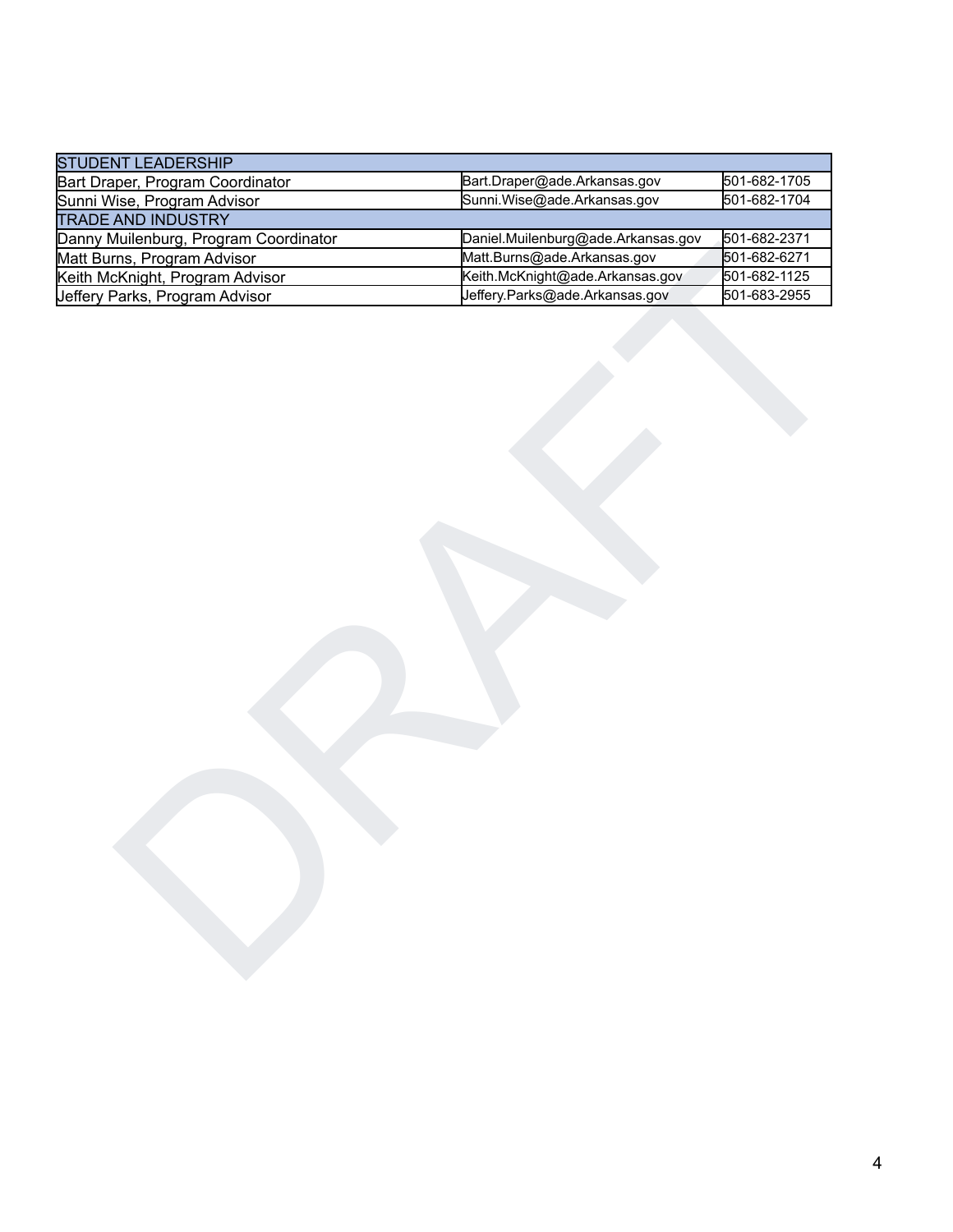| | | |
|---|---|---|
| STUDENT LEADERSHIP | | |
| Bart Draper, Program Coordinator | Bart.Draper@ade.Arkansas.gov | 501-682-1705 |
| Sunni Wise, Program Advisor | Sunni.Wise@ade.Arkansas.gov | 501-682-1704 |
| TRADE AND INDUSTRY | | |
| Danny Muilenburg, Program Coordinator | Daniel.Muilenburg@ade.Arkansas.gov | 501-682-2371 |
| Matt Burns, Program Advisor | Matt.Burns@ade.Arkansas.gov | 501-682-6271 |
| Keith McKnight, Program Advisor | Keith.McKnight@ade.Arkansas.gov | 501-682-1125 |
| Jeffery Parks, Program Advisor | Jeffery.Parks@ade.Arkansas.gov | 501-683-2955 |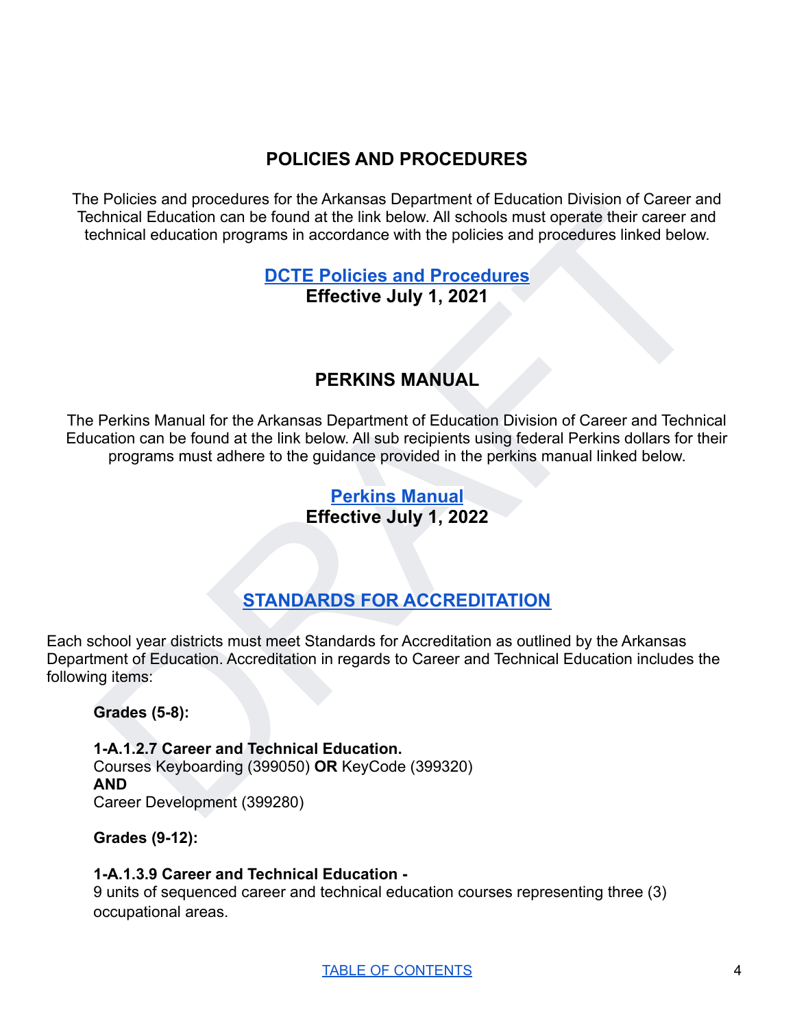## POLICIES AND PROCEDURES

The Policies and procedures for the Arkansas Department of Education Division of Career and Technical Education can be found at the link below. All schools must operate their career and technical education programs in accordance with the policies and procedures linked below.

**DCTE Policies and Procedures**
**Effective July 1, 2021**

## PERKINS MANUAL

The Perkins Manual for the Arkansas Department of Education Division of Career and Technical Education can be found at the link below. All sub recipients using federal Perkins dollars for their programs must adhere to the guidance provided in the perkins manual linked below.

**Perkins Manual**
**Effective July 1, 2022**

## STANDARDS FOR ACCREDITATION

Each school year districts must meet Standards for Accreditation as outlined by the Arkansas Department of Education. Accreditation in regards to Career and Technical Education includes the following items:

**Grades (5-8):**

**1-A.1.2.7 Career and Technical Education.**
Courses Keyboarding (399050) **OR** KeyCode (399320)
**AND**
Career Development (399280)

**Grades (9-12):**

**1-A.1.3.9 Career and Technical Education -**
9 units of sequenced career and technical education courses representing three (3) occupational areas.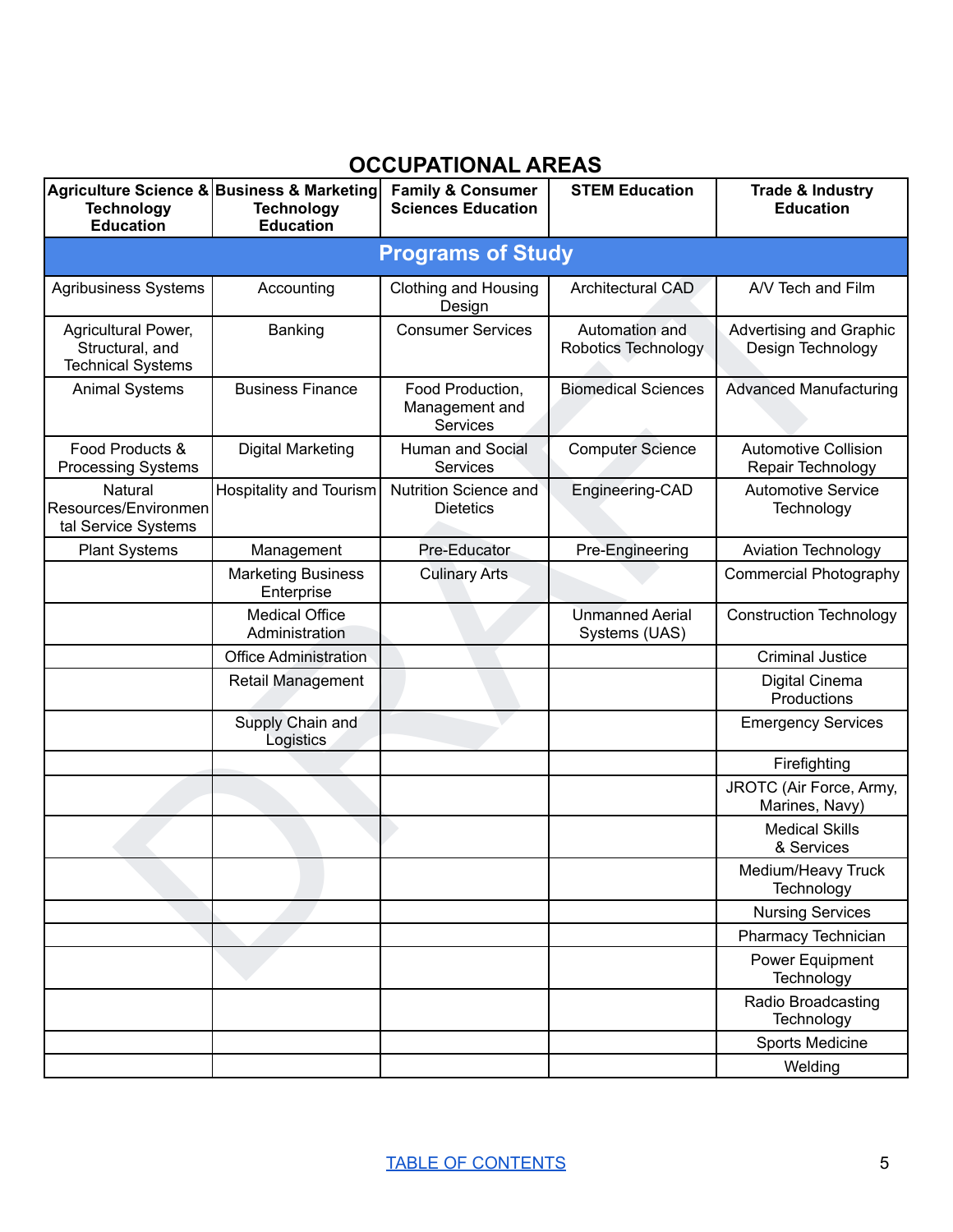# OCCUPATIONAL AREAS

| Agriculture Science & Technology Education | Business & Marketing Technology Education | Family & Consumer Sciences Education | STEM Education | Trade & Industry Education |
|---|---|---|---|---|
| **Programs of Study** | | | | |
| Agribusiness Systems | Accounting | Clothing and Housing Design | Architectural CAD | A/V Tech and Film |
| Agricultural Power, Structural, and Technical Systems | Banking | Consumer Services | Automation and Robotics Technology | Advertising and Graphic Design Technology |
| Animal Systems | Business Finance | Food Production, Management and Services | Biomedical Sciences | Advanced Manufacturing |
| Food Products & Processing Systems | Digital Marketing | Human and Social Services | Computer Science | Automotive Collision Repair Technology |
| Natural Resources/Environmental Service Systems | Hospitality and Tourism | Nutrition Science and Dietetics | Engineering-CAD | Automotive Service Technology |
| Plant Systems | Management | Pre-Educator | Pre-Engineering | Aviation Technology |
| | Marketing Business Enterprise | Culinary Arts | | Commercial Photography |
| | Medical Office Administration | | Unmanned Aerial Systems (UAS) | Construction Technology |
| | Office Administration | | | Criminal Justice |
| | Retail Management | | | Digital Cinema Productions |
| | Supply Chain and Logistics | | | Emergency Services |
| | | | | Firefighting |
| | | | | JROTC (Air Force, Army, Marines, Navy) |
| | | | | Medical Skills & Services |
| | | | | Medium/Heavy Truck Technology |
| | | | | Nursing Services |
| | | | | Pharmacy Technician |
| | | | | Power Equipment Technology |
| | | | | Radio Broadcasting Technology |
| | | | | Sports Medicine |
| | | | | Welding |

TABLE OF CONTENTS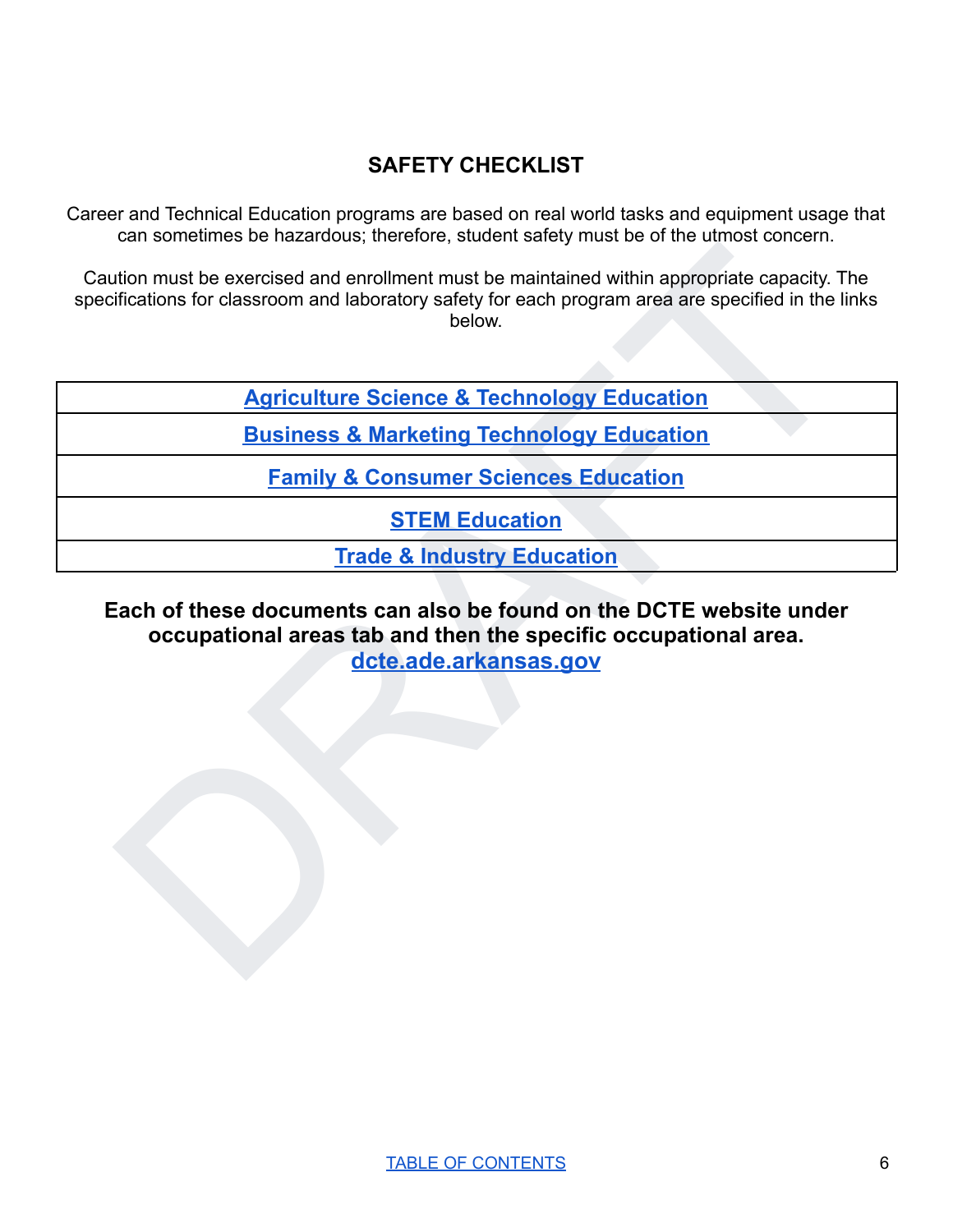# SAFETY CHECKLIST

Career and Technical Education programs are based on real world tasks and equipment usage that can sometimes be hazardous; therefore, student safety must be of the utmost concern.

Caution must be exercised and enrollment must be maintained within appropriate capacity. The specifications for classroom and laboratory safety for each program area are specified in the links below.

| **Agriculture Science & Technology Education** |
|---|
| **Business & Marketing Technology Education** |
| **Family & Consumer Sciences Education** |
| **STEM Education** |
| **Trade & Industry Education** |

**Each of these documents can also be found on the DCTE website under occupational areas tab and then the specific occupational area.**
**dcte.ade.arkansas.gov**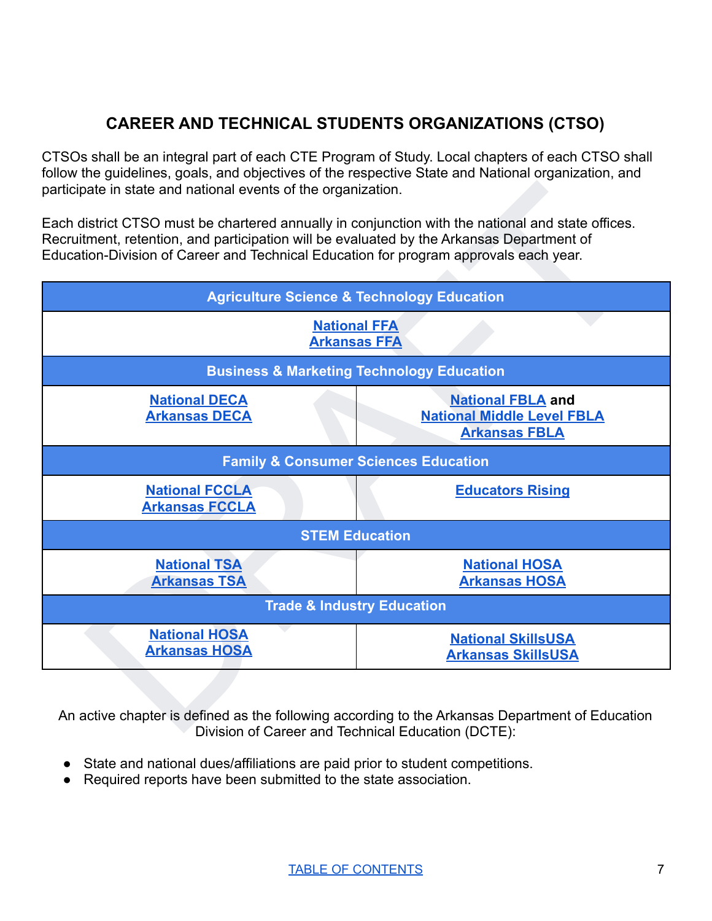## CAREER AND TECHNICAL STUDENTS ORGANIZATIONS (CTSO)

CTSOs shall be an integral part of each CTE Program of Study. Local chapters of each CTSO shall follow the guidelines, goals, and objectives of the respective State and National organization, and participate in state and national events of the organization.

Each district CTSO must be chartered annually in conjunction with the national and state offices. Recruitment, retention, and participation will be evaluated by the Arkansas Department of Education-Division of Career and Technical Education for program approvals each year.

| Agriculture Science & Technology Education | |
|---|---|
| National FFA<br>Arkansas FFA | |
| **Business & Marketing Technology Education** | |
| National DECA<br>Arkansas DECA | National FBLA **and**<br>National Middle Level FBLA<br>Arkansas FBLA |
| **Family & Consumer Sciences Education** | |
| National FCCLA<br>Arkansas FCCLA | Educators Rising |
| **STEM Education** | |
| National TSA<br>Arkansas TSA | National HOSA<br>Arkansas HOSA |
| **Trade & Industry Education** | |
| National HOSA<br>Arkansas HOSA | National SkillsUSA<br>Arkansas SkillsUSA |

An active chapter is defined as the following according to the Arkansas Department of Education Division of Career and Technical Education (DCTE):

- State and national dues/affiliations are paid prior to student competitions.
- Required reports have been submitted to the state association.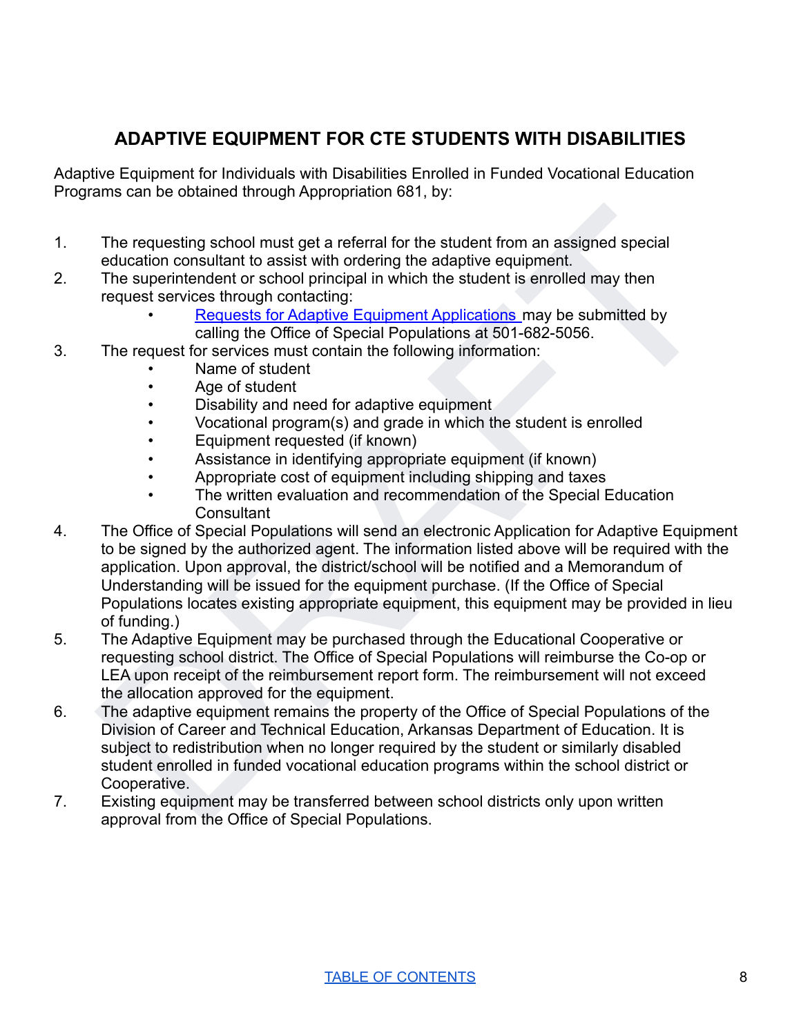# ADAPTIVE EQUIPMENT FOR CTE STUDENTS WITH DISABILITIES

Adaptive Equipment for Individuals with Disabilities Enrolled in Funded Vocational Education Programs can be obtained through Appropriation 681, by:

1. The requesting school must get a referral for the student from an assigned special education consultant to assist with ordering the adaptive equipment.
2. The superintendent or school principal in which the student is enrolled may then request services through contacting:
   - Requests for Adaptive Equipment Applications may be submitted by calling the Office of Special Populations at 501-682-5056.
3. The request for services must contain the following information:
   - Name of student
   - Age of student
   - Disability and need for adaptive equipment
   - Vocational program(s) and grade in which the student is enrolled
   - Equipment requested (if known)
   - Assistance in identifying appropriate equipment (if known)
   - Appropriate cost of equipment including shipping and taxes
   - The written evaluation and recommendation of the Special Education Consultant
4. The Office of Special Populations will send an electronic Application for Adaptive Equipment to be signed by the authorized agent. The information listed above will be required with the application. Upon approval, the district/school will be notified and a Memorandum of Understanding will be issued for the equipment purchase. (If the Office of Special Populations locates existing appropriate equipment, this equipment may be provided in lieu of funding.)
5. The Adaptive Equipment may be purchased through the Educational Cooperative or requesting school district. The Office of Special Populations will reimburse the Co-op or LEA upon receipt of the reimbursement report form. The reimbursement will not exceed the allocation approved for the equipment.
6. The adaptive equipment remains the property of the Office of Special Populations of the Division of Career and Technical Education, Arkansas Department of Education. It is subject to redistribution when no longer required by the student or similarly disabled student enrolled in funded vocational education programs within the school district or Cooperative.
7. Existing equipment may be transferred between school districts only upon written approval from the Office of Special Populations.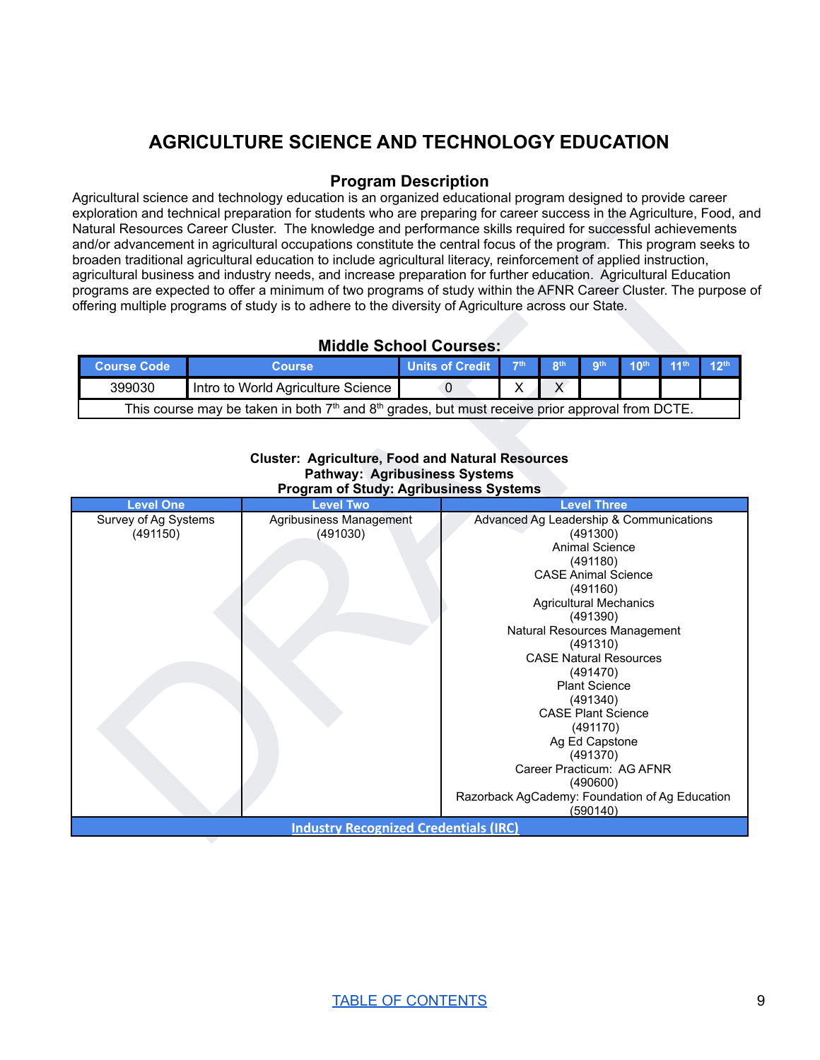# AGRICULTURE SCIENCE AND TECHNOLOGY EDUCATION

## Program Description

Agricultural science and technology education is an organized educational program designed to provide career exploration and technical preparation for students who are preparing for career success in the Agriculture, Food, and Natural Resources Career Cluster. The knowledge and performance skills required for successful achievements and/or advancement in agricultural occupations constitute the central focus of the program. This program seeks to broaden traditional agricultural education to include agricultural literacy, reinforcement of applied instruction, agricultural business and industry needs, and increase preparation for further education. Agricultural Education programs are expected to offer a minimum of two programs of study within the AFNR Career Cluster. The purpose of offering multiple programs of study is to adhere to the diversity of Agriculture across our State.

### Middle School Courses:

| Course Code | Course | Units of Credit | 7th | 8th | 9th | 10th | 11th | 12th |
|---|---|---|---|---|---|---|---|---|
| 399030 | Intro to World Agriculture Science | 0 | X | X | | | | |
| This course may be taken in both 7th and 8th grades, but must receive prior approval from DCTE. | | | | | | | | |

**Cluster: Agriculture, Food and Natural Resources**
**Pathway: Agribusiness Systems**
**Program of Study: Agribusiness Systems**

| Level One | Level Two | Level Three |
|---|---|---|
| Survey of Ag Systems (491150) | Agribusiness Management (491030) | Advanced Ag Leadership & Communications (491300)<br>Animal Science (491180)<br>CASE Animal Science (491160)<br>Agricultural Mechanics (491390)<br>Natural Resources Management (491310)<br>CASE Natural Resources (491470)<br>Plant Science (491340)<br>CASE Plant Science (491170)<br>Ag Ed Capstone (491370)<br>Career Practicum: AG AFNR (490600)<br>Razorback AgCademy: Foundation of Ag Education (590140) |
| Industry Recognized Credentials (IRC) | | |

TABLE OF CONTENTS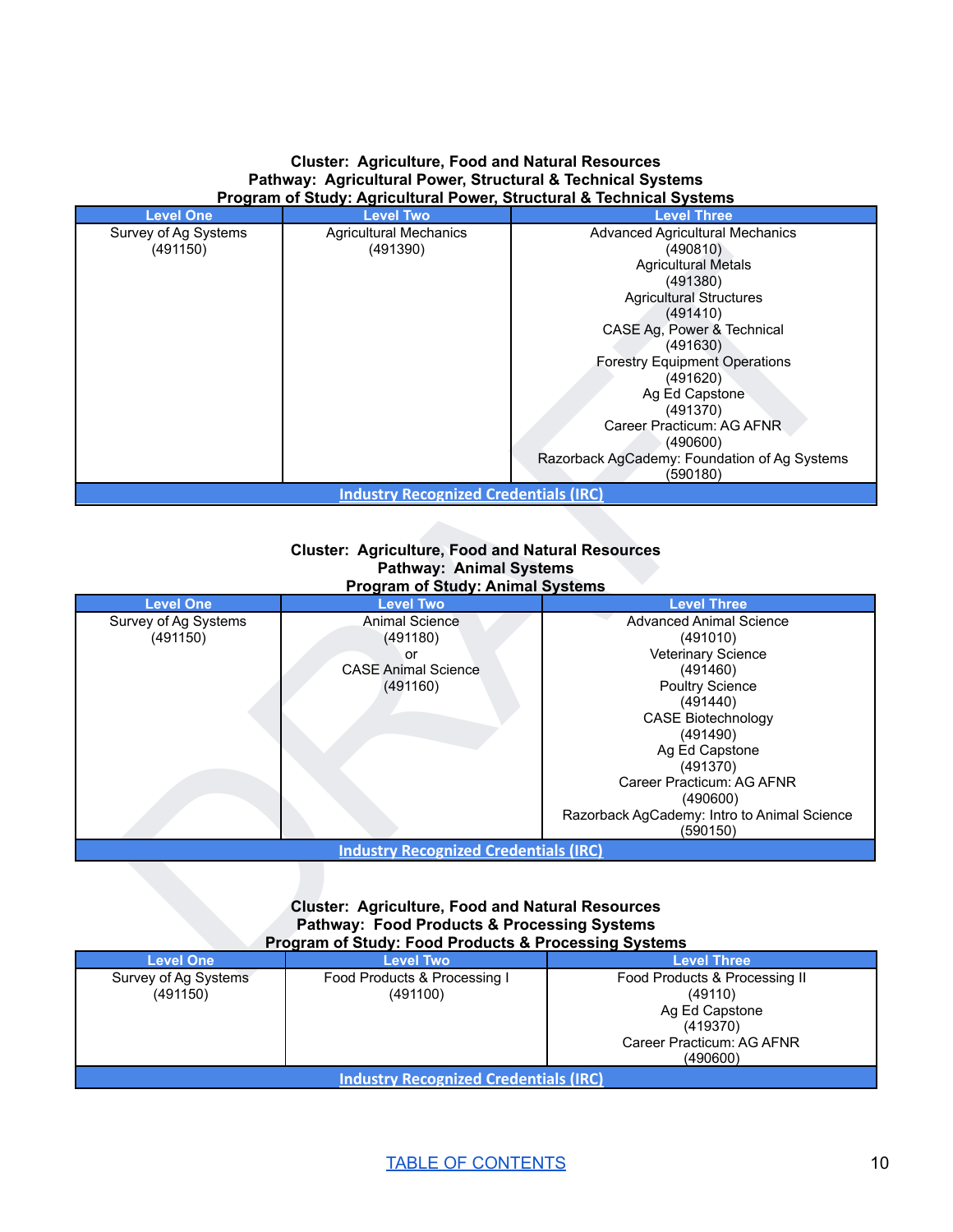**Cluster: Agriculture, Food and Natural Resources**
**Pathway: Agricultural Power, Structural & Technical Systems**
**Program of Study: Agricultural Power, Structural & Technical Systems**

| Level One | Level Two | Level Three |
|---|---|---|
| Survey of Ag Systems (491150) | Agricultural Mechanics (491390) | Advanced Agricultural Mechanics (490810)<br>Agricultural Metals (491380)<br>Agricultural Structures (491410)<br>CASE Ag, Power & Technical (491630)<br>Forestry Equipment Operations (491620)<br>Ag Ed Capstone (491370)<br>Career Practicum: AG AFNR (490600)<br>Razorback AgCademy: Foundation of Ag Systems (590180) |
| Industry Recognized Credentials (IRC) | | |

**Cluster: Agriculture, Food and Natural Resources**
**Pathway: Animal Systems**
**Program of Study: Animal Systems**

| Level One | Level Two | Level Three |
|---|---|---|
| Survey of Ag Systems (491150) | Animal Science (491180)<br>or<br>CASE Animal Science (491160) | Advanced Animal Science (491010)<br>Veterinary Science (491460)<br>Poultry Science (491440)<br>CASE Biotechnology (491490)<br>Ag Ed Capstone (491370)<br>Career Practicum: AG AFNR (490600)<br>Razorback AgCademy: Intro to Animal Science (590150) |
| Industry Recognized Credentials (IRC) | | |

**Cluster: Agriculture, Food and Natural Resources**
**Pathway: Food Products & Processing Systems**
**Program of Study: Food Products & Processing Systems**

| Level One | Level Two | Level Three |
|---|---|---|
| Survey of Ag Systems (491150) | Food Products & Processing I (491100) | Food Products & Processing II (49110)<br>Ag Ed Capstone (419370)<br>Career Practicum: AG AFNR (490600) |
| Industry Recognized Credentials (IRC) | | |

TABLE OF CONTENTS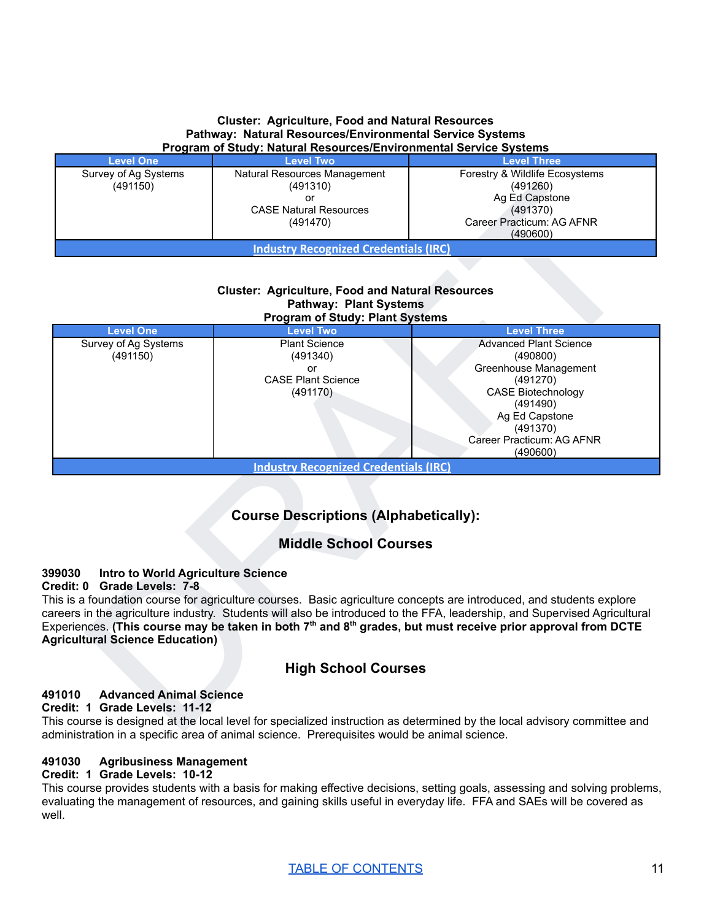**Cluster: Agriculture, Food and Natural Resources**
**Pathway: Natural Resources/Environmental Service Systems**
**Program of Study: Natural Resources/Environmental Service Systems**

| Level One | Level Two | Level Three |
|---|---|---|
| Survey of Ag Systems (491150) | Natural Resources Management (491310) or CASE Natural Resources (491470) | Forestry & Wildlife Ecosystems (491260) Ag Ed Capstone (491370) Career Practicum: AG AFNR (490600) |
| Industry Recognized Credentials (IRC) | | |

**Cluster: Agriculture, Food and Natural Resources**
**Pathway: Plant Systems**
**Program of Study: Plant Systems**

| Level One | Level Two | Level Three |
|---|---|---|
| Survey of Ag Systems (491150) | Plant Science (491340) or CASE Plant Science (491170) | Advanced Plant Science (490800) Greenhouse Management (491270) CASE Biotechnology (491490) Ag Ed Capstone (491370) Career Practicum: AG AFNR (490600) |
| Industry Recognized Credentials (IRC) | | |

## Course Descriptions (Alphabetically):

### Middle School Courses

**399030 Intro to World Agriculture Science**
**Credit: 0 Grade Levels: 7-8**
This is a foundation course for agriculture courses. Basic agriculture concepts are introduced, and students explore careers in the agriculture industry. Students will also be introduced to the FFA, leadership, and Supervised Agricultural Experiences. **(This course may be taken in both 7th and 8th grades, but must receive prior approval from DCTE Agricultural Science Education)**

### High School Courses

**491010 Advanced Animal Science**
**Credit: 1 Grade Levels: 11-12**
This course is designed at the local level for specialized instruction as determined by the local advisory committee and administration in a specific area of animal science. Prerequisites would be animal science.

**491030 Agribusiness Management**
**Credit: 1 Grade Levels: 10-12**
This course provides students with a basis for making effective decisions, setting goals, assessing and solving problems, evaluating the management of resources, and gaining skills useful in everyday life. FFA and SAEs will be covered as well.

TABLE OF CONTENTS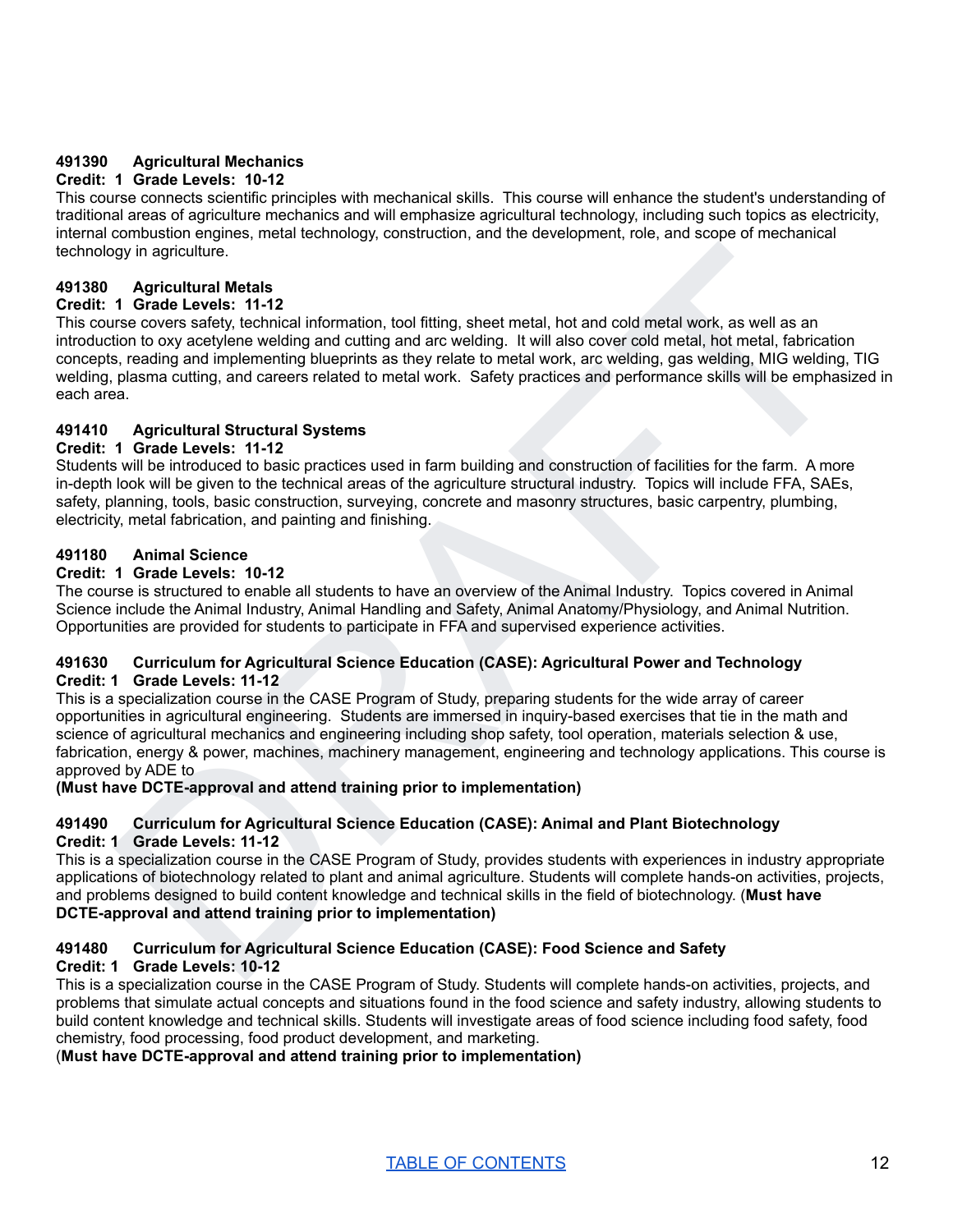**491390 Agricultural Mechanics**
**Credit: 1 Grade Levels: 10-12**
This course connects scientific principles with mechanical skills. This course will enhance the student's understanding of traditional areas of agriculture mechanics and will emphasize agricultural technology, including such topics as electricity, internal combustion engines, metal technology, construction, and the development, role, and scope of mechanical technology in agriculture.

**491380 Agricultural Metals**
**Credit: 1 Grade Levels: 11-12**
This course covers safety, technical information, tool fitting, sheet metal, hot and cold metal work, as well as an introduction to oxy acetylene welding and cutting and arc welding. It will also cover cold metal, hot metal, fabrication concepts, reading and implementing blueprints as they relate to metal work, arc welding, gas welding, MIG welding, TIG welding, plasma cutting, and careers related to metal work. Safety practices and performance skills will be emphasized in each area.

**491410 Agricultural Structural Systems**
**Credit: 1 Grade Levels: 11-12**
Students will be introduced to basic practices used in farm building and construction of facilities for the farm. A more in-depth look will be given to the technical areas of the agriculture structural industry. Topics will include FFA, SAEs, safety, planning, tools, basic construction, surveying, concrete and masonry structures, basic carpentry, plumbing, electricity, metal fabrication, and painting and finishing.

**491180 Animal Science**
**Credit: 1 Grade Levels: 10-12**
The course is structured to enable all students to have an overview of the Animal Industry. Topics covered in Animal Science include the Animal Industry, Animal Handling and Safety, Animal Anatomy/Physiology, and Animal Nutrition. Opportunities are provided for students to participate in FFA and supervised experience activities.

**491630 Curriculum for Agricultural Science Education (CASE): Agricultural Power and Technology**
**Credit: 1 Grade Levels: 11-12**
This is a specialization course in the CASE Program of Study, preparing students for the wide array of career opportunities in agricultural engineering. Students are immersed in inquiry-based exercises that tie in the math and science of agricultural mechanics and engineering including shop safety, tool operation, materials selection & use, fabrication, energy & power, machines, machinery management, engineering and technology applications. This course is approved by ADE to
**(Must have DCTE-approval and attend training prior to implementation)**

**491490 Curriculum for Agricultural Science Education (CASE): Animal and Plant Biotechnology**
**Credit: 1 Grade Levels: 11-12**
This is a specialization course in the CASE Program of Study, provides students with experiences in industry appropriate applications of biotechnology related to plant and animal agriculture. Students will complete hands-on activities, projects, and problems designed to build content knowledge and technical skills in the field of biotechnology. (**Must have DCTE-approval and attend training prior to implementation)**

**491480 Curriculum for Agricultural Science Education (CASE): Food Science and Safety**
**Credit: 1 Grade Levels: 10-12**
This is a specialization course in the CASE Program of Study. Students will complete hands-on activities, projects, and problems that simulate actual concepts and situations found in the food science and safety industry, allowing students to build content knowledge and technical skills. Students will investigate areas of food science including food safety, food chemistry, food processing, food product development, and marketing.
(**Must have DCTE-approval and attend training prior to implementation)**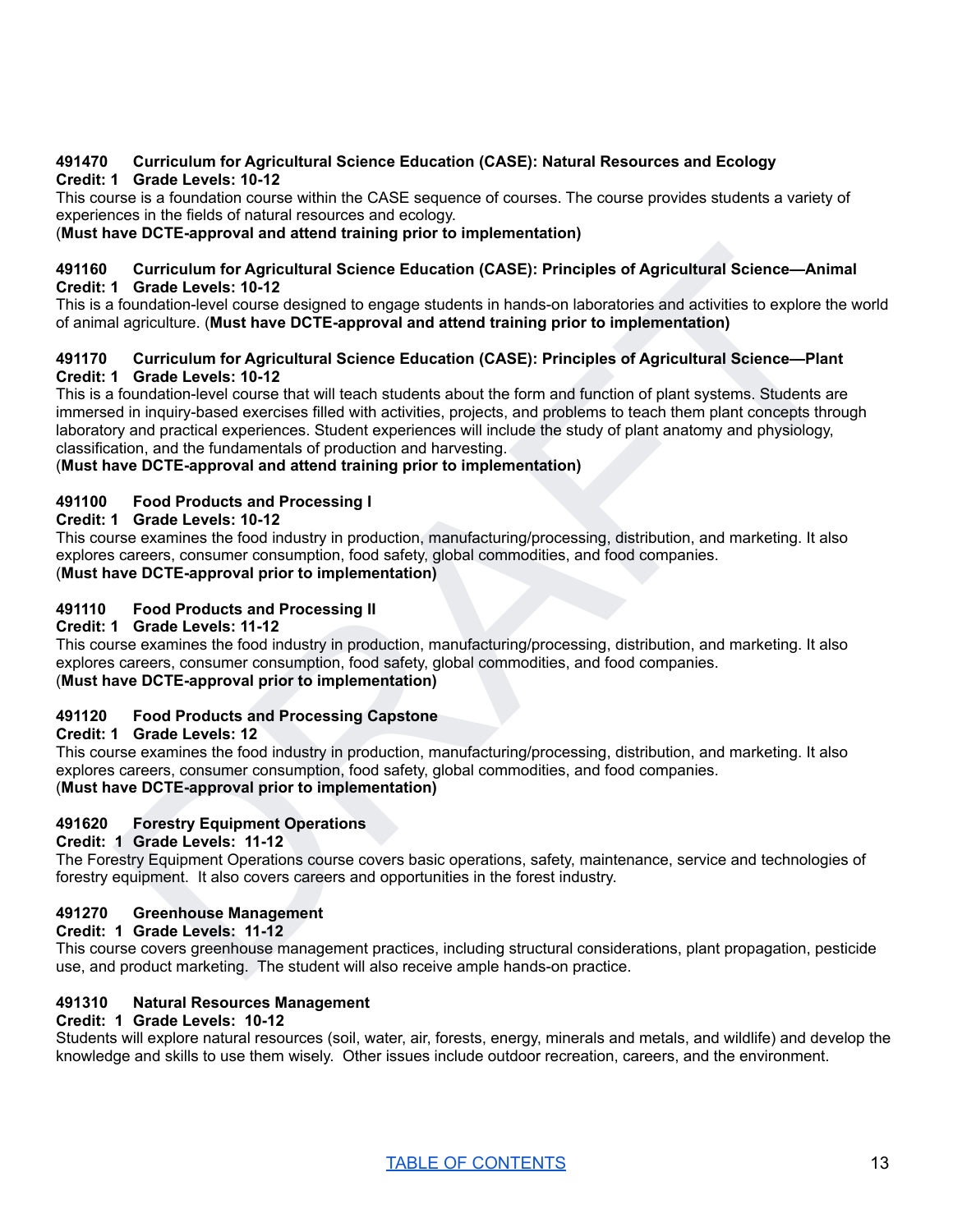**491470 Curriculum for Agricultural Science Education (CASE): Natural Resources and Ecology**
**Credit: 1 Grade Levels: 10-12**
This course is a foundation course within the CASE sequence of courses. The course provides students a variety of experiences in the fields of natural resources and ecology.
(**Must have DCTE-approval and attend training prior to implementation)**

**491160 Curriculum for Agricultural Science Education (CASE): Principles of Agricultural Science—Animal**
**Credit: 1 Grade Levels: 10-12**
This is a foundation-level course designed to engage students in hands-on laboratories and activities to explore the world of animal agriculture. (**Must have DCTE-approval and attend training prior to implementation)**

**491170 Curriculum for Agricultural Science Education (CASE): Principles of Agricultural Science—Plant**
**Credit: 1 Grade Levels: 10-12**
This is a foundation-level course that will teach students about the form and function of plant systems. Students are immersed in inquiry-based exercises filled with activities, projects, and problems to teach them plant concepts through laboratory and practical experiences. Student experiences will include the study of plant anatomy and physiology, classification, and the fundamentals of production and harvesting.
(**Must have DCTE-approval and attend training prior to implementation)**

**491100 Food Products and Processing I**
**Credit: 1 Grade Levels: 10-12**
This course examines the food industry in production, manufacturing/processing, distribution, and marketing. It also explores careers, consumer consumption, food safety, global commodities, and food companies.
(**Must have DCTE-approval prior to implementation)**

**491110 Food Products and Processing II**
**Credit: 1 Grade Levels: 11-12**
This course examines the food industry in production, manufacturing/processing, distribution, and marketing. It also explores careers, consumer consumption, food safety, global commodities, and food companies.
(**Must have DCTE-approval prior to implementation)**

**491120 Food Products and Processing Capstone**
**Credit: 1 Grade Levels: 12**
This course examines the food industry in production, manufacturing/processing, distribution, and marketing. It also explores careers, consumer consumption, food safety, global commodities, and food companies.
(**Must have DCTE-approval prior to implementation)**

**491620 Forestry Equipment Operations**
**Credit: 1 Grade Levels: 11-12**
The Forestry Equipment Operations course covers basic operations, safety, maintenance, service and technologies of forestry equipment. It also covers careers and opportunities in the forest industry.

**491270 Greenhouse Management**
**Credit: 1 Grade Levels: 11-12**
This course covers greenhouse management practices, including structural considerations, plant propagation, pesticide use, and product marketing. The student will also receive ample hands-on practice.

**491310 Natural Resources Management**
**Credit: 1 Grade Levels: 10-12**
Students will explore natural resources (soil, water, air, forests, energy, minerals and metals, and wildlife) and develop the knowledge and skills to use them wisely. Other issues include outdoor recreation, careers, and the environment.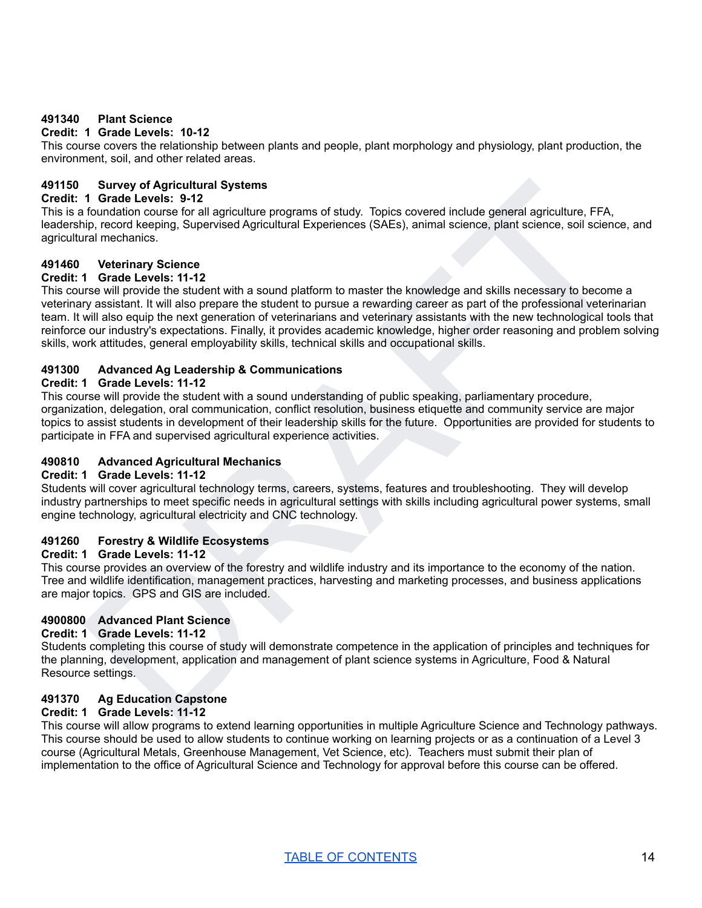**491340 Plant Science**
**Credit: 1 Grade Levels: 10-12**
This course covers the relationship between plants and people, plant morphology and physiology, plant production, the environment, soil, and other related areas.

**491150 Survey of Agricultural Systems**
**Credit: 1 Grade Levels: 9-12**
This is a foundation course for all agriculture programs of study. Topics covered include general agriculture, FFA, leadership, record keeping, Supervised Agricultural Experiences (SAEs), animal science, plant science, soil science, and agricultural mechanics.

**491460 Veterinary Science**
**Credit: 1 Grade Levels: 11-12**
This course will provide the student with a sound platform to master the knowledge and skills necessary to become a veterinary assistant. It will also prepare the student to pursue a rewarding career as part of the professional veterinarian team. It will also equip the next generation of veterinarians and veterinary assistants with the new technological tools that reinforce our industry's expectations. Finally, it provides academic knowledge, higher order reasoning and problem solving skills, work attitudes, general employability skills, technical skills and occupational skills.

**491300 Advanced Ag Leadership & Communications**
**Credit: 1 Grade Levels: 11-12**
This course will provide the student with a sound understanding of public speaking, parliamentary procedure, organization, delegation, oral communication, conflict resolution, business etiquette and community service are major topics to assist students in development of their leadership skills for the future. Opportunities are provided for students to participate in FFA and supervised agricultural experience activities.

**490810 Advanced Agricultural Mechanics**
**Credit: 1 Grade Levels: 11-12**
Students will cover agricultural technology terms, careers, systems, features and troubleshooting. They will develop industry partnerships to meet specific needs in agricultural settings with skills including agricultural power systems, small engine technology, agricultural electricity and CNC technology.

**491260 Forestry & Wildlife Ecosystems**
**Credit: 1 Grade Levels: 11-12**
This course provides an overview of the forestry and wildlife industry and its importance to the economy of the nation. Tree and wildlife identification, management practices, harvesting and marketing processes, and business applications are major topics. GPS and GIS are included.

**4900800 Advanced Plant Science**
**Credit: 1 Grade Levels: 11-12**
Students completing this course of study will demonstrate competence in the application of principles and techniques for the planning, development, application and management of plant science systems in Agriculture, Food & Natural Resource settings.

**491370 Ag Education Capstone**
**Credit: 1 Grade Levels: 11-12**
This course will allow programs to extend learning opportunities in multiple Agriculture Science and Technology pathways. This course should be used to allow students to continue working on learning projects or as a continuation of a Level 3 course (Agricultural Metals, Greenhouse Management, Vet Science, etc). Teachers must submit their plan of implementation to the office of Agricultural Science and Technology for approval before this course can be offered.

TABLE OF CONTENTS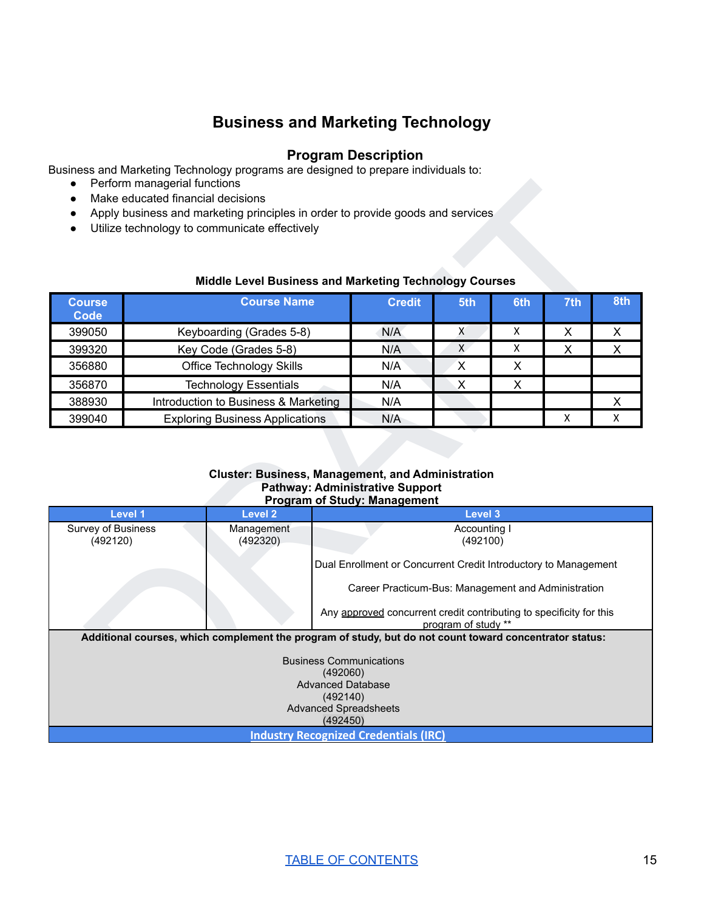# Business and Marketing Technology

## Program Description

Business and Marketing Technology programs are designed to prepare individuals to:

- Perform managerial functions
- Make educated financial decisions
- Apply business and marketing principles in order to provide goods and services
- Utilize technology to communicate effectively

**Middle Level Business and Marketing Technology Courses**

| Course Code | Course Name | Credit | 5th | 6th | 7th | 8th |
|---|---|---|---|---|---|---|
| 399050 | Keyboarding (Grades 5-8) | N/A | X | X | X | X |
| 399320 | Key Code (Grades 5-8) | N/A | X | X | X | X |
| 356880 | Office Technology Skills | N/A | X | X | | |
| 356870 | Technology Essentials | N/A | X | X | | |
| 388930 | Introduction to Business & Marketing | N/A | | | | X |
| 399040 | Exploring Business Applications | N/A | | | X | X |

**Cluster: Business, Management, and Administration**
**Pathway: Administrative Support**
**Program of Study: Management**

| Level 1 | Level 2 | Level 3 |
|---|---|---|
| Survey of Business (492120) | Management (492320) | Accounting I (492100)<br><br>Dual Enrollment or Concurrent Credit Introductory to Management<br><br>Career Practicum-Bus: Management and Administration<br><br>Any approved concurrent credit contributing to specificity for this program of study ** |
| **Additional courses, which complement the program of study, but do not count toward concentrator status:**<br><br>Business Communications (492060)<br>Advanced Database (492140)<br>Advanced Spreadsheets (492450) | | |
| **Industry Recognized Credentials (IRC)** | | |

TABLE OF CONTENTS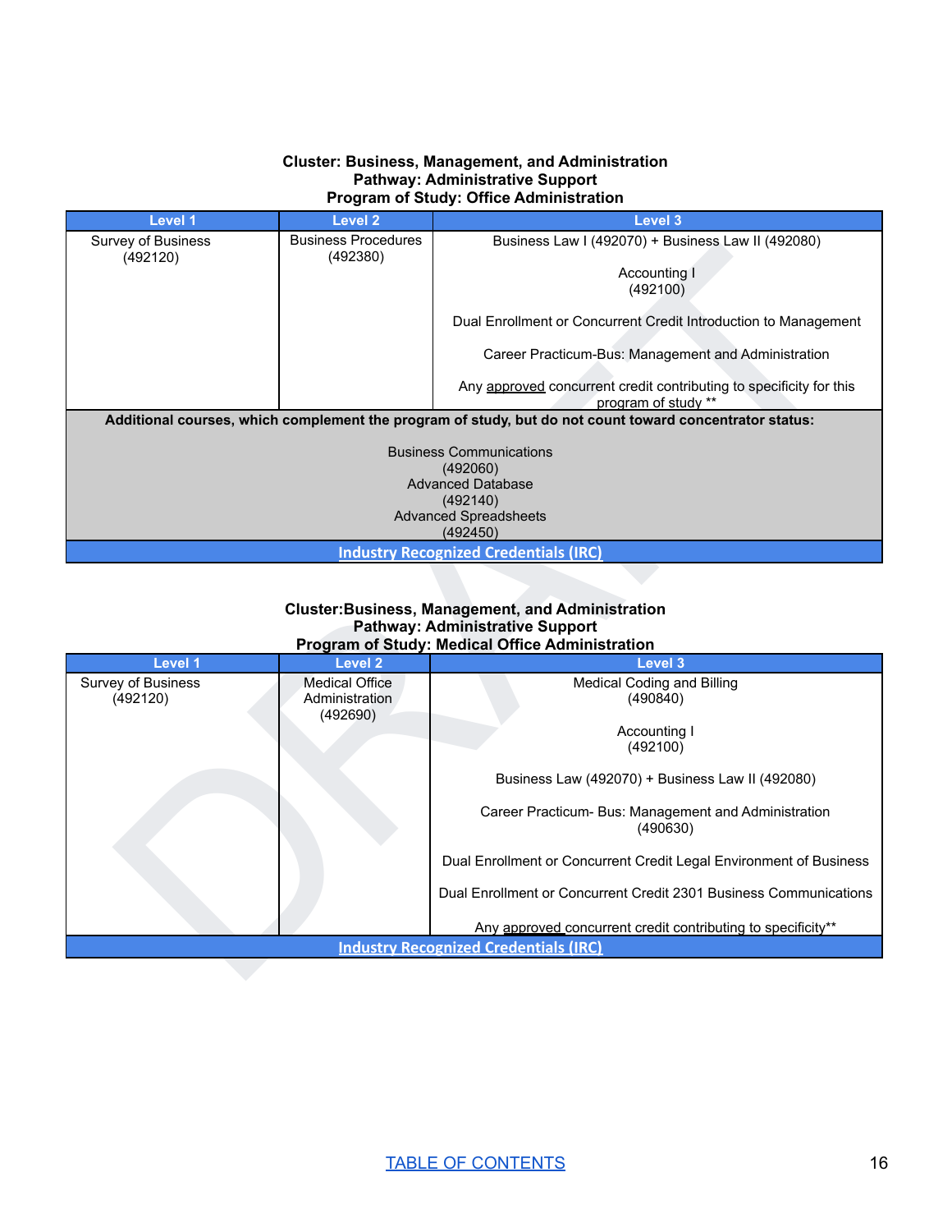**Cluster: Business, Management, and Administration**
**Pathway: Administrative Support**
**Program of Study: Office Administration**

| Level 1 | Level 2 | Level 3 |
|---|---|---|
| Survey of Business (492120) | Business Procedures (492380) | Business Law I (492070) + Business Law II (492080)<br><br>Accounting I (492100)<br><br>Dual Enrollment or Concurrent Credit Introduction to Management<br><br>Career Practicum-Bus: Management and Administration<br><br>Any approved concurrent credit contributing to specificity for this program of study ** |
| **Additional courses, which complement the program of study, but do not count toward concentrator status:**<br><br>Business Communications (492060)<br>Advanced Database (492140)<br>Advanced Spreadsheets (492450) | | |
| Industry Recognized Credentials (IRC) | | |

**Cluster:Business, Management, and Administration**
**Pathway: Administrative Support**
**Program of Study: Medical Office Administration**

| Level 1 | Level 2 | Level 3 |
|---|---|---|
| Survey of Business (492120) | Medical Office Administration (492690) | Medical Coding and Billing (490840)<br><br>Accounting I (492100)<br><br>Business Law (492070) + Business Law II (492080)<br><br>Career Practicum- Bus: Management and Administration (490630)<br><br>Dual Enrollment or Concurrent Credit Legal Environment of Business<br><br>Dual Enrollment or Concurrent Credit 2301 Business Communications<br><br>Any approved concurrent credit contributing to specificity** |
| Industry Recognized Credentials (IRC) | | |

TABLE OF CONTENTS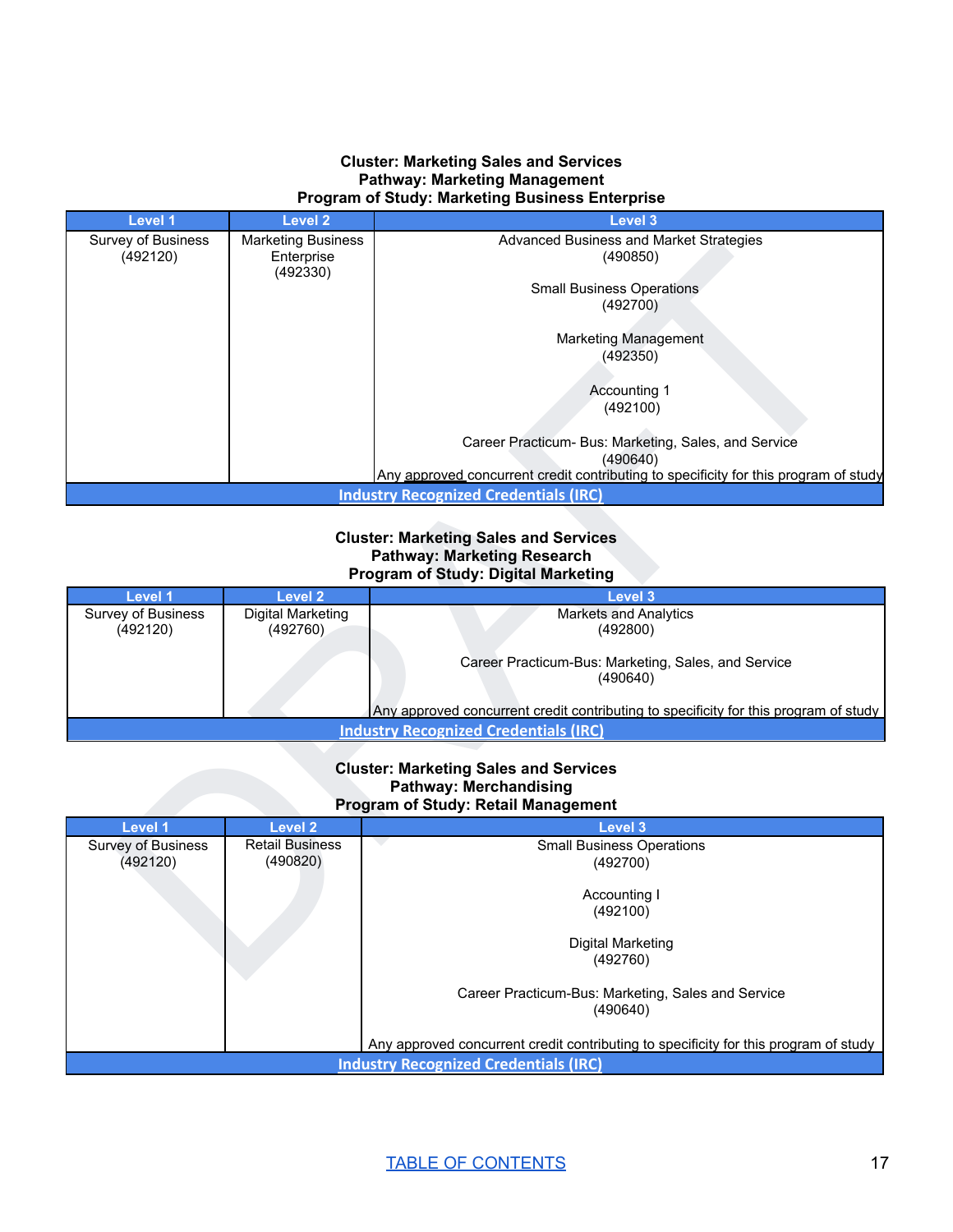**Cluster: Marketing Sales and Services**
**Pathway: Marketing Management**
**Program of Study: Marketing Business Enterprise**

| Level 1 | Level 2 | Level 3 |
|---|---|---|
| Survey of Business (492120) | Marketing Business Enterprise (492330) | Advanced Business and Market Strategies (490850)<br><br>Small Business Operations (492700)<br><br>Marketing Management (492350)<br><br>Accounting 1 (492100)<br><br>Career Practicum- Bus: Marketing, Sales, and Service (490640)<br>Any approved concurrent credit contributing to specificity for this program of study |
| Industry Recognized Credentials (IRC) | | |

**Cluster: Marketing Sales and Services**
**Pathway: Marketing Research**
**Program of Study: Digital Marketing**

| Level 1 | Level 2 | Level 3 |
|---|---|---|
| Survey of Business (492120) | Digital Marketing (492760) | Markets and Analytics (492800)<br><br>Career Practicum-Bus: Marketing, Sales, and Service (490640)<br><br>Any approved concurrent credit contributing to specificity for this program of study |
| Industry Recognized Credentials (IRC) | | |

**Cluster: Marketing Sales and Services**
**Pathway: Merchandising**
**Program of Study: Retail Management**

| Level 1 | Level 2 | Level 3 |
|---|---|---|
| Survey of Business (492120) | Retail Business (490820) | Small Business Operations (492700)<br><br>Accounting I (492100)<br><br>Digital Marketing (492760)<br><br>Career Practicum-Bus: Marketing, Sales and Service (490640)<br><br>Any approved concurrent credit contributing to specificity for this program of study |
| Industry Recognized Credentials (IRC) | | |

TABLE OF CONTENTS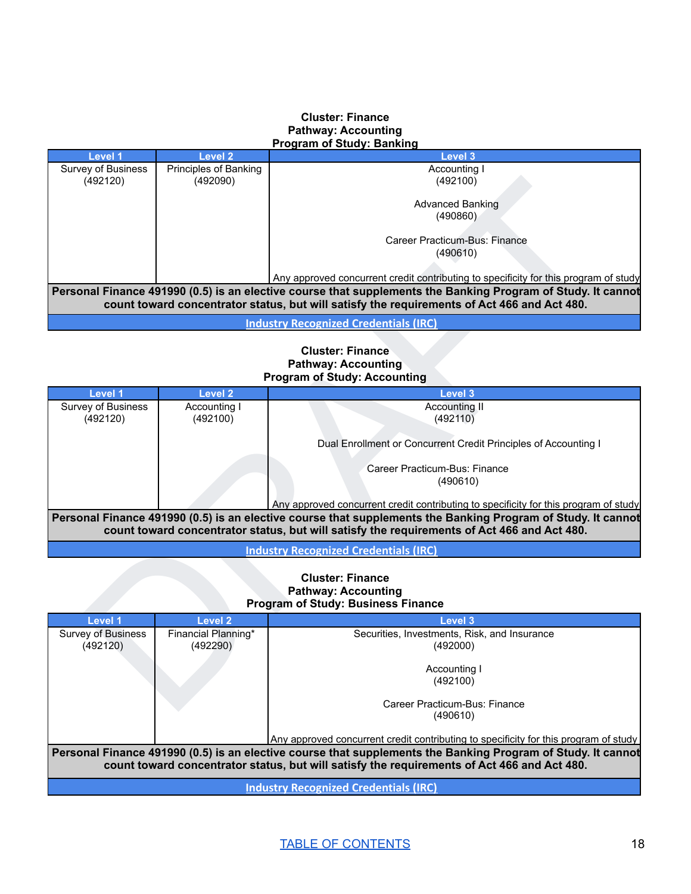**Cluster: Finance**
**Pathway: Accounting**
**Program of Study: Banking**

| Level 1 | Level 2 | Level 3 |
|---|---|---|
| Survey of Business (492120) | Principles of Banking (492090) | Accounting I (492100)<br><br>Advanced Banking (490860)<br><br>Career Practicum-Bus: Finance (490610)<br><br>Any approved concurrent credit contributing to specificity for this program of study |
| **Personal Finance 491990 (0.5) is an elective course that supplements the Banking Program of Study. It cannot count toward concentrator status, but will satisfy the requirements of Act 466 and Act 480.** | | |
| Industry Recognized Credentials (IRC) | | |

**Cluster: Finance**
**Pathway: Accounting**
**Program of Study: Accounting**

| Level 1 | Level 2 | Level 3 |
|---|---|---|
| Survey of Business (492120) | Accounting I (492100) | Accounting II (492110)<br><br>Dual Enrollment or Concurrent Credit Principles of Accounting I<br><br>Career Practicum-Bus: Finance (490610)<br><br>Any approved concurrent credit contributing to specificity for this program of study |
| **Personal Finance 491990 (0.5) is an elective course that supplements the Banking Program of Study. It cannot count toward concentrator status, but will satisfy the requirements of Act 466 and Act 480.** | | |
| Industry Recognized Credentials (IRC) | | |

**Cluster: Finance**
**Pathway: Accounting**
**Program of Study: Business Finance**

| Level 1 | Level 2 | Level 3 |
|---|---|---|
| Survey of Business (492120) | Financial Planning* (492290) | Securities, Investments, Risk, and Insurance (492000)<br><br>Accounting I (492100)<br><br>Career Practicum-Bus: Finance (490610)<br><br>Any approved concurrent credit contributing to specificity for this program of study |
| **Personal Finance 491990 (0.5) is an elective course that supplements the Banking Program of Study. It cannot count toward concentrator status, but will satisfy the requirements of Act 466 and Act 480.** | | |
| Industry Recognized Credentials (IRC) | | |

TABLE OF CONTENTS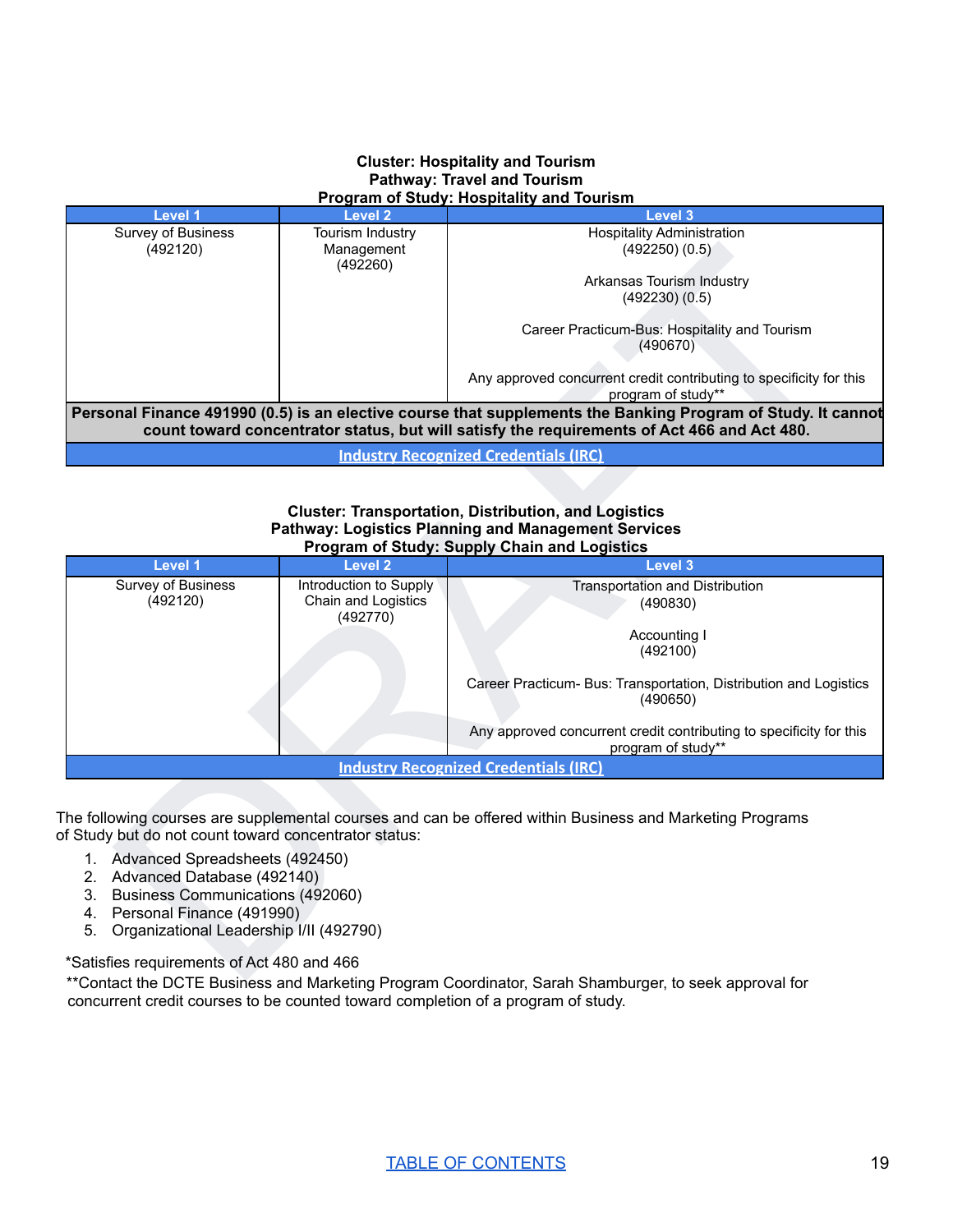**Cluster: Hospitality and Tourism**
**Pathway: Travel and Tourism**
**Program of Study: Hospitality and Tourism**

| Level 1 | Level 2 | Level 3 |
|---|---|---|
| Survey of Business (492120) | Tourism Industry Management (492260) | Hospitality Administration (492250) (0.5)<br><br>Arkansas Tourism Industry (492230) (0.5)<br><br>Career Practicum-Bus: Hospitality and Tourism (490670)<br><br>Any approved concurrent credit contributing to specificity for this program of study** |
| **Personal Finance 491990 (0.5) is an elective course that supplements the Banking Program of Study. It cannot count toward concentrator status, but will satisfy the requirements of Act 466 and Act 480.** | | |
| Industry Recognized Credentials (IRC) | | |

**Cluster: Transportation, Distribution, and Logistics**
**Pathway: Logistics Planning and Management Services**
**Program of Study: Supply Chain and Logistics**

| Level 1 | Level 2 | Level 3 |
|---|---|---|
| Survey of Business (492120) | Introduction to Supply Chain and Logistics (492770) | Transportation and Distribution (490830)<br><br>Accounting I (492100)<br><br>Career Practicum- Bus: Transportation, Distribution and Logistics (490650)<br><br>Any approved concurrent credit contributing to specificity for this program of study** |
| Industry Recognized Credentials (IRC) | | |

The following courses are supplemental courses and can be offered within Business and Marketing Programs of Study but do not count toward concentrator status:

1. Advanced Spreadsheets (492450)
2. Advanced Database (492140)
3. Business Communications (492060)
4. Personal Finance (491990)
5. Organizational Leadership I/II (492790)

*Satisfies requirements of Act 480 and 466

**Contact the DCTE Business and Marketing Program Coordinator, Sarah Shamburger, to seek approval for concurrent credit courses to be counted toward completion of a program of study.

TABLE OF CONTENTS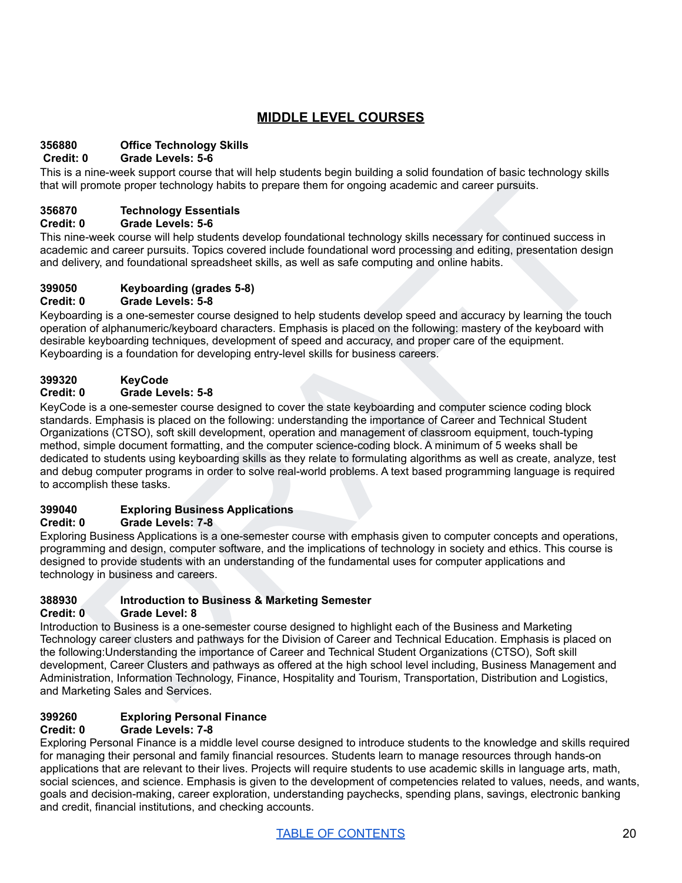## MIDDLE LEVEL COURSES

**356880 Office Technology Skills**
**Credit: 0 Grade Levels: 5-6**

This is a nine-week support course that will help students begin building a solid foundation of basic technology skills that will promote proper technology habits to prepare them for ongoing academic and career pursuits.

**356870 Technology Essentials**
**Credit: 0 Grade Levels: 5-6**

This nine-week course will help students develop foundational technology skills necessary for continued success in academic and career pursuits. Topics covered include foundational word processing and editing, presentation design and delivery, and foundational spreadsheet skills, as well as safe computing and online habits.

**399050 Keyboarding (grades 5-8)**
**Credit: 0 Grade Levels: 5-8**

Keyboarding is a one-semester course designed to help students develop speed and accuracy by learning the touch operation of alphanumeric/keyboard characters. Emphasis is placed on the following: mastery of the keyboard with desirable keyboarding techniques, development of speed and accuracy, and proper care of the equipment. Keyboarding is a foundation for developing entry-level skills for business careers.

**399320 KeyCode**
**Credit: 0 Grade Levels: 5-8**

KeyCode is a one-semester course designed to cover the state keyboarding and computer science coding block standards. Emphasis is placed on the following: understanding the importance of Career and Technical Student Organizations (CTSO), soft skill development, operation and management of classroom equipment, touch-typing method, simple document formatting, and the computer science-coding block. A minimum of 5 weeks shall be dedicated to students using keyboarding skills as they relate to formulating algorithms as well as create, analyze, test and debug computer programs in order to solve real-world problems. A text based programming language is required to accomplish these tasks.

**399040 Exploring Business Applications**
**Credit: 0 Grade Levels: 7-8**

Exploring Business Applications is a one-semester course with emphasis given to computer concepts and operations, programming and design, computer software, and the implications of technology in society and ethics. This course is designed to provide students with an understanding of the fundamental uses for computer applications and technology in business and careers.

**388930 Introduction to Business & Marketing Semester**
**Credit: 0 Grade Level: 8**

Introduction to Business is a one-semester course designed to highlight each of the Business and Marketing Technology career clusters and pathways for the Division of Career and Technical Education. Emphasis is placed on the following:Understanding the importance of Career and Technical Student Organizations (CTSO), Soft skill development, Career Clusters and pathways as offered at the high school level including, Business Management and Administration, Information Technology, Finance, Hospitality and Tourism, Transportation, Distribution and Logistics, and Marketing Sales and Services.

**399260 Exploring Personal Finance**
**Credit: 0 Grade Levels: 7-8**

Exploring Personal Finance is a middle level course designed to introduce students to the knowledge and skills required for managing their personal and family financial resources. Students learn to manage resources through hands-on applications that are relevant to their lives. Projects will require students to use academic skills in language arts, math, social sciences, and science. Emphasis is given to the development of competencies related to values, needs, and wants, goals and decision-making, career exploration, understanding paychecks, spending plans, savings, electronic banking and credit, financial institutions, and checking accounts.

TABLE OF CONTENTS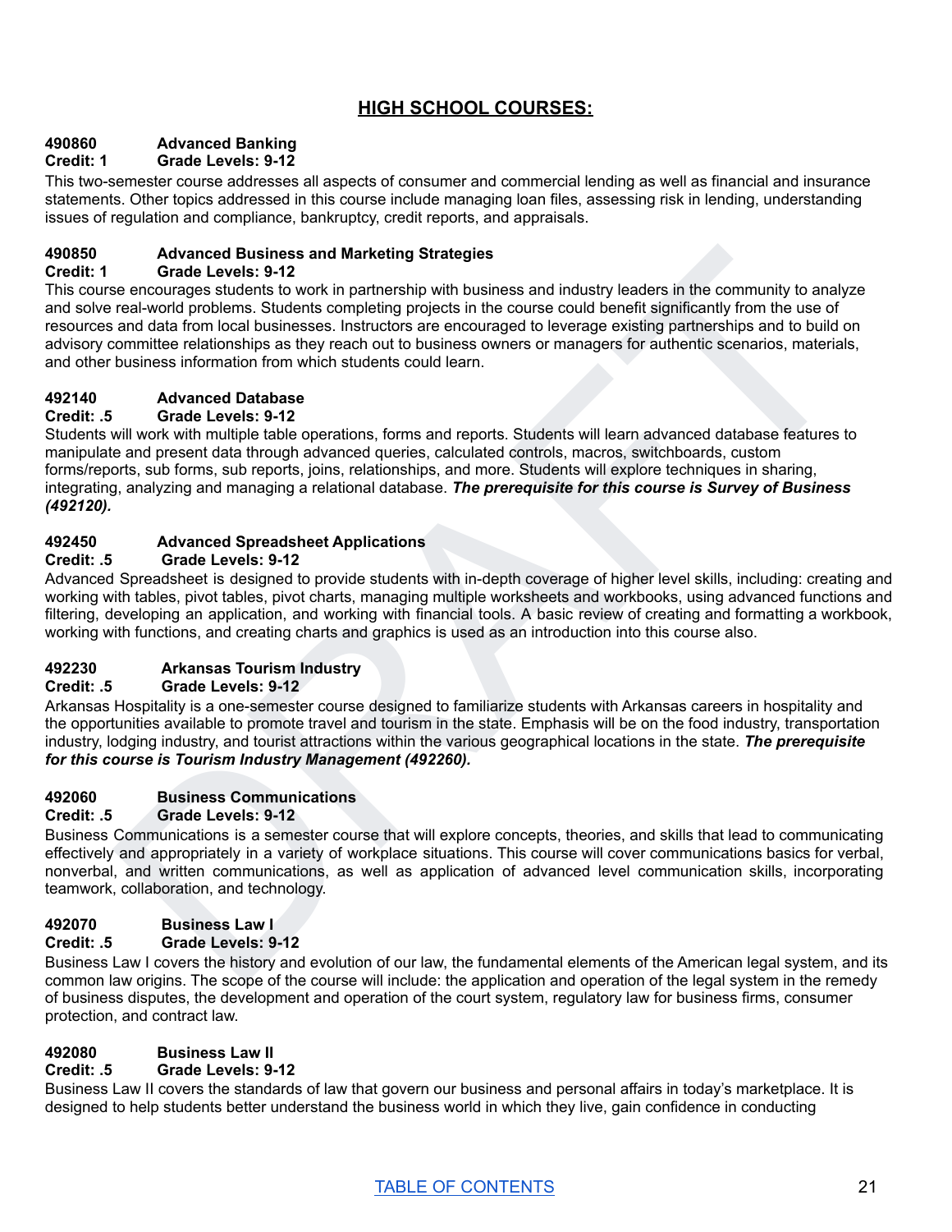## HIGH SCHOOL COURSES:

**490860 Advanced Banking**
**Credit: 1 Grade Levels: 9-12**

This two-semester course addresses all aspects of consumer and commercial lending as well as financial and insurance statements. Other topics addressed in this course include managing loan files, assessing risk in lending, understanding issues of regulation and compliance, bankruptcy, credit reports, and appraisals.

**490850 Advanced Business and Marketing Strategies**
**Credit: 1 Grade Levels: 9-12**

This course encourages students to work in partnership with business and industry leaders in the community to analyze and solve real-world problems. Students completing projects in the course could benefit significantly from the use of resources and data from local businesses. Instructors are encouraged to leverage existing partnerships and to build on advisory committee relationships as they reach out to business owners or managers for authentic scenarios, materials, and other business information from which students could learn.

**492140 Advanced Database**
**Credit: .5 Grade Levels: 9-12**

Students will work with multiple table operations, forms and reports. Students will learn advanced database features to manipulate and present data through advanced queries, calculated controls, macros, switchboards, custom forms/reports, sub forms, sub reports, joins, relationships, and more. Students will explore techniques in sharing, integrating, analyzing and managing a relational database. ***The prerequisite for this course is Survey of Business (492120).***

**492450 Advanced Spreadsheet Applications**
**Credit: .5 Grade Levels: 9-12**

Advanced Spreadsheet is designed to provide students with in-depth coverage of higher level skills, including: creating and working with tables, pivot tables, pivot charts, managing multiple worksheets and workbooks, using advanced functions and filtering, developing an application, and working with financial tools. A basic review of creating and formatting a workbook, working with functions, and creating charts and graphics is used as an introduction into this course also.

**492230 Arkansas Tourism Industry**
**Credit: .5 Grade Levels: 9-12**

Arkansas Hospitality is a one-semester course designed to familiarize students with Arkansas careers in hospitality and the opportunities available to promote travel and tourism in the state. Emphasis will be on the food industry, transportation industry, lodging industry, and tourist attractions within the various geographical locations in the state. ***The prerequisite for this course is Tourism Industry Management (492260).***

**492060 Business Communications**
**Credit: .5 Grade Levels: 9-12**

Business Communications is a semester course that will explore concepts, theories, and skills that lead to communicating effectively and appropriately in a variety of workplace situations. This course will cover communications basics for verbal, nonverbal, and written communications, as well as application of advanced level communication skills, incorporating teamwork, collaboration, and technology.

**492070 Business Law I**
**Credit: .5 Grade Levels: 9-12**

Business Law I covers the history and evolution of our law, the fundamental elements of the American legal system, and its common law origins. The scope of the course will include: the application and operation of the legal system in the remedy of business disputes, the development and operation of the court system, regulatory law for business firms, consumer protection, and contract law.

**492080 Business Law II**
**Credit: .5 Grade Levels: 9-12**

Business Law II covers the standards of law that govern our business and personal affairs in today's marketplace. It is designed to help students better understand the business world in which they live, gain confidence in conducting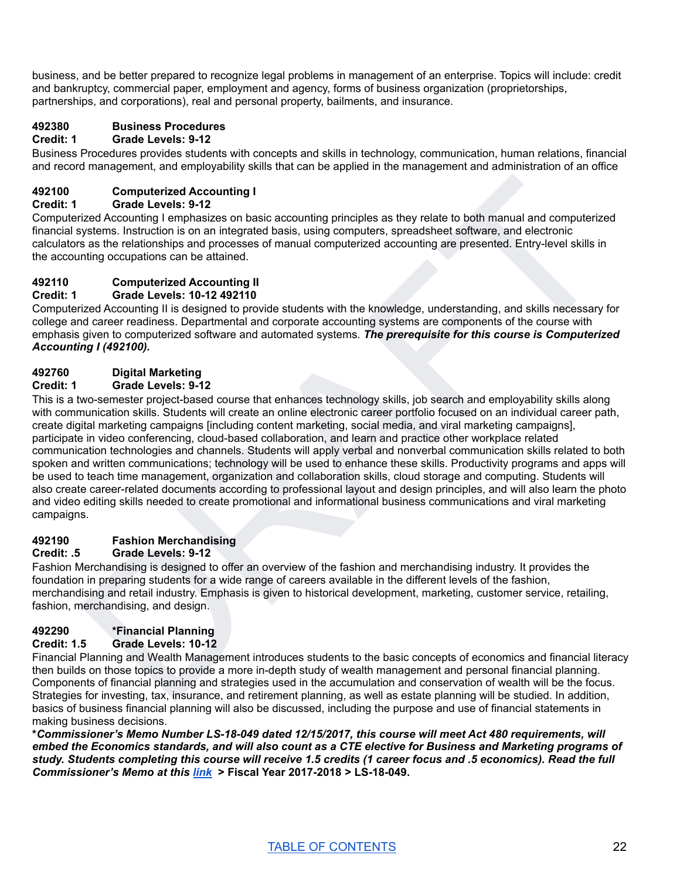business, and be better prepared to recognize legal problems in management of an enterprise. Topics will include: credit and bankruptcy, commercial paper, employment and agency, forms of business organization (proprietorships, partnerships, and corporations), real and personal property, bailments, and insurance.

**492380 Business Procedures**
**Credit: 1 Grade Levels: 9-12**

Business Procedures provides students with concepts and skills in technology, communication, human relations, financial and record management, and employability skills that can be applied in the management and administration of an office

**492100 Computerized Accounting I**
**Credit: 1 Grade Levels: 9-12**

Computerized Accounting I emphasizes on basic accounting principles as they relate to both manual and computerized financial systems. Instruction is on an integrated basis, using computers, spreadsheet software, and electronic calculators as the relationships and processes of manual computerized accounting are presented. Entry-level skills in the accounting occupations can be attained.

**492110 Computerized Accounting II**
**Credit: 1 Grade Levels: 10-12 492110**

Computerized Accounting II is designed to provide students with the knowledge, understanding, and skills necessary for college and career readiness. Departmental and corporate accounting systems are components of the course with emphasis given to computerized software and automated systems. ***The prerequisite for this course is Computerized Accounting I (492100).***

**492760 Digital Marketing**
**Credit: 1 Grade Levels: 9-12**

This is a two-semester project-based course that enhances technology skills, job search and employability skills along with communication skills. Students will create an online electronic career portfolio focused on an individual career path, create digital marketing campaigns [including content marketing, social media, and viral marketing campaigns], participate in video conferencing, cloud-based collaboration, and learn and practice other workplace related communication technologies and channels. Students will apply verbal and nonverbal communication skills related to both spoken and written communications; technology will be used to enhance these skills. Productivity programs and apps will be used to teach time management, organization and collaboration skills, cloud storage and computing. Students will also create career-related documents according to professional layout and design principles, and will also learn the photo and video editing skills needed to create promotional and informational business communications and viral marketing campaigns.

**492190 Fashion Merchandising**
**Credit: .5 Grade Levels: 9-12**

Fashion Merchandising is designed to offer an overview of the fashion and merchandising industry. It provides the foundation in preparing students for a wide range of careers available in the different levels of the fashion, merchandising and retail industry. Emphasis is given to historical development, marketing, customer service, retailing, fashion, merchandising, and design.

**492290 *Financial Planning**
**Credit: 1.5 Grade Levels: 10-12**

Financial Planning and Wealth Management introduces students to the basic concepts of economics and financial literacy then builds on those topics to provide a more in-depth study of wealth management and personal financial planning. Components of financial planning and strategies used in the accumulation and conservation of wealth will be the focus. Strategies for investing, tax, insurance, and retirement planning, as well as estate planning will be studied. In addition, basics of business financial planning will also be discussed, including the purpose and use of financial statements in making business decisions.

***Commissioner's Memo Number LS-18-049 dated 12/15/2017, this course will meet Act 480 requirements, will embed the Economics standards, and will also count as a CTE elective for Business and Marketing programs of study. Students completing this course will receive 1.5 credits (1 career focus and .5 economics). Read the full Commissioner's Memo at this [link](#) > Fiscal Year 2017-2018 > LS-18-049.***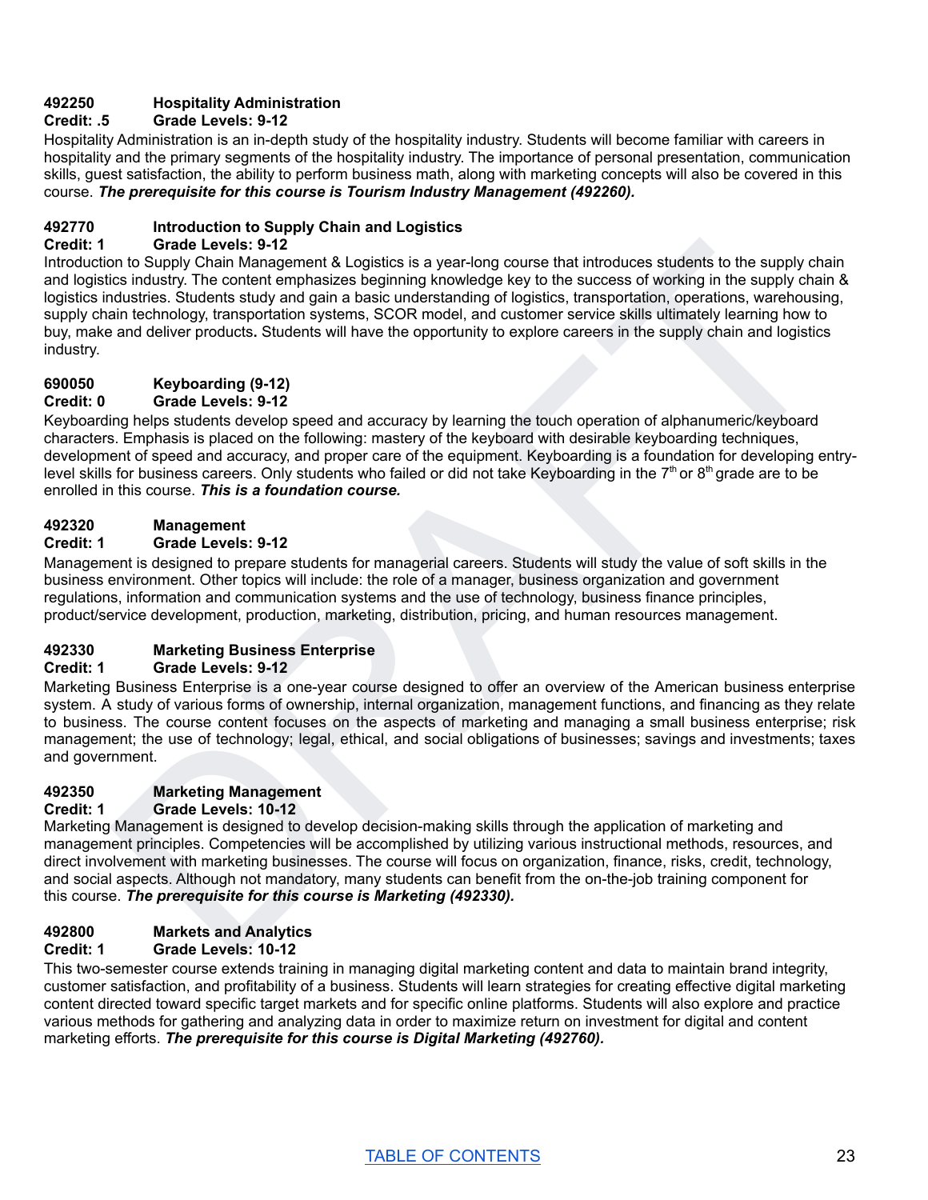**492250 Hospitality Administration**
**Credit: .5 Grade Levels: 9-12**

Hospitality Administration is an in-depth study of the hospitality industry. Students will become familiar with careers in hospitality and the primary segments of the hospitality industry. The importance of personal presentation, communication skills, guest satisfaction, the ability to perform business math, along with marketing concepts will also be covered in this course. ***The prerequisite for this course is Tourism Industry Management (492260).***

**492770 Introduction to Supply Chain and Logistics**
**Credit: 1 Grade Levels: 9-12**

Introduction to Supply Chain Management & Logistics is a year-long course that introduces students to the supply chain and logistics industry. The content emphasizes beginning knowledge key to the success of working in the supply chain & logistics industries. Students study and gain a basic understanding of logistics, transportation, operations, warehousing, supply chain technology, transportation systems, SCOR model, and customer service skills ultimately learning how to buy, make and deliver products. Students will have the opportunity to explore careers in the supply chain and logistics industry.

**690050 Keyboarding (9-12)**
**Credit: 0 Grade Levels: 9-12**

Keyboarding helps students develop speed and accuracy by learning the touch operation of alphanumeric/keyboard characters. Emphasis is placed on the following: mastery of the keyboard with desirable keyboarding techniques, development of speed and accuracy, and proper care of the equipment. Keyboarding is a foundation for developing entry-level skills for business careers. Only students who failed or did not take Keyboarding in the 7th or 8th grade are to be enrolled in this course. ***This is a foundation course.***

**492320 Management**
**Credit: 1 Grade Levels: 9-12**

Management is designed to prepare students for managerial careers. Students will study the value of soft skills in the business environment. Other topics will include: the role of a manager, business organization and government regulations, information and communication systems and the use of technology, business finance principles, product/service development, production, marketing, distribution, pricing, and human resources management.

**492330 Marketing Business Enterprise**
**Credit: 1 Grade Levels: 9-12**

Marketing Business Enterprise is a one-year course designed to offer an overview of the American business enterprise system. A study of various forms of ownership, internal organization, management functions, and financing as they relate to business. The course content focuses on the aspects of marketing and managing a small business enterprise; risk management; the use of technology; legal, ethical, and social obligations of businesses; savings and investments; taxes and government.

**492350 Marketing Management**
**Credit: 1 Grade Levels: 10-12**

Marketing Management is designed to develop decision-making skills through the application of marketing and management principles. Competencies will be accomplished by utilizing various instructional methods, resources, and direct involvement with marketing businesses. The course will focus on organization, finance, risks, credit, technology, and social aspects. Although not mandatory, many students can benefit from the on-the-job training component for this course. ***The prerequisite for this course is Marketing (492330).***

**492800 Markets and Analytics**
**Credit: 1 Grade Levels: 10-12**

This two-semester course extends training in managing digital marketing content and data to maintain brand integrity, customer satisfaction, and profitability of a business. Students will learn strategies for creating effective digital marketing content directed toward specific target markets and for specific online platforms. Students will also explore and practice various methods for gathering and analyzing data in order to maximize return on investment for digital and content marketing efforts. ***The prerequisite for this course is Digital Marketing (492760).***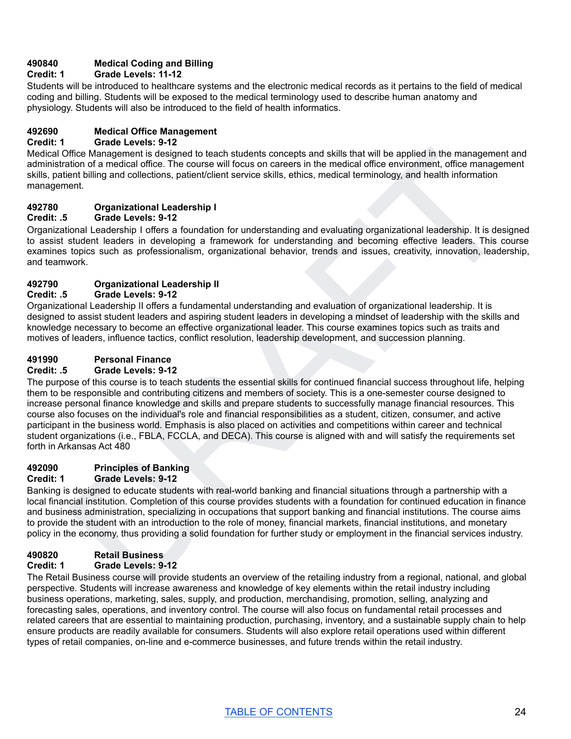**490840 Medical Coding and Billing**
**Credit: 1 Grade Levels: 11-12**

Students will be introduced to healthcare systems and the electronic medical records as it pertains to the field of medical coding and billing. Students will be exposed to the medical terminology used to describe human anatomy and physiology. Students will also be introduced to the field of health informatics.

**492690 Medical Office Management**
**Credit: 1 Grade Levels: 9-12**

Medical Office Management is designed to teach students concepts and skills that will be applied in the management and administration of a medical office. The course will focus on careers in the medical office environment, office management skills, patient billing and collections, patient/client service skills, ethics, medical terminology, and health information management.

**492780 Organizational Leadership I**
**Credit: .5 Grade Levels: 9-12**

Organizational Leadership I offers a foundation for understanding and evaluating organizational leadership. It is designed to assist student leaders in developing a framework for understanding and becoming effective leaders. This course examines topics such as professionalism, organizational behavior, trends and issues, creativity, innovation, leadership, and teamwork.

**492790 Organizational Leadership II**
**Credit: .5 Grade Levels: 9-12**

Organizational Leadership II offers a fundamental understanding and evaluation of organizational leadership. It is designed to assist student leaders and aspiring student leaders in developing a mindset of leadership with the skills and knowledge necessary to become an effective organizational leader. This course examines topics such as traits and motives of leaders, influence tactics, conflict resolution, leadership development, and succession planning.

**491990 Personal Finance**
**Credit: .5 Grade Levels: 9-12**

The purpose of this course is to teach students the essential skills for continued financial success throughout life, helping them to be responsible and contributing citizens and members of society. This is a one-semester course designed to increase personal finance knowledge and skills and prepare students to successfully manage financial resources. This course also focuses on the individual's role and financial responsibilities as a student, citizen, consumer, and active participant in the business world. Emphasis is also placed on activities and competitions within career and technical student organizations (i.e., FBLA, FCCLA, and DECA). This course is aligned with and will satisfy the requirements set forth in Arkansas Act 480

**492090 Principles of Banking**
**Credit: 1 Grade Levels: 9-12**

Banking is designed to educate students with real-world banking and financial situations through a partnership with a local financial institution. Completion of this course provides students with a foundation for continued education in finance and business administration, specializing in occupations that support banking and financial institutions. The course aims to provide the student with an introduction to the role of money, financial markets, financial institutions, and monetary policy in the economy, thus providing a solid foundation for further study or employment in the financial services industry.

**490820 Retail Business**
**Credit: 1 Grade Levels: 9-12**

The Retail Business course will provide students an overview of the retailing industry from a regional, national, and global perspective. Students will increase awareness and knowledge of key elements within the retail industry including business operations, marketing, sales, supply, and production, merchandising, promotion, selling, analyzing and forecasting sales, operations, and inventory control. The course will also focus on fundamental retail processes and related careers that are essential to maintaining production, purchasing, inventory, and a sustainable supply chain to help ensure products are readily available for consumers. Students will also explore retail operations used within different types of retail companies, on-line and e-commerce businesses, and future trends within the retail industry.

TABLE OF CONTENTS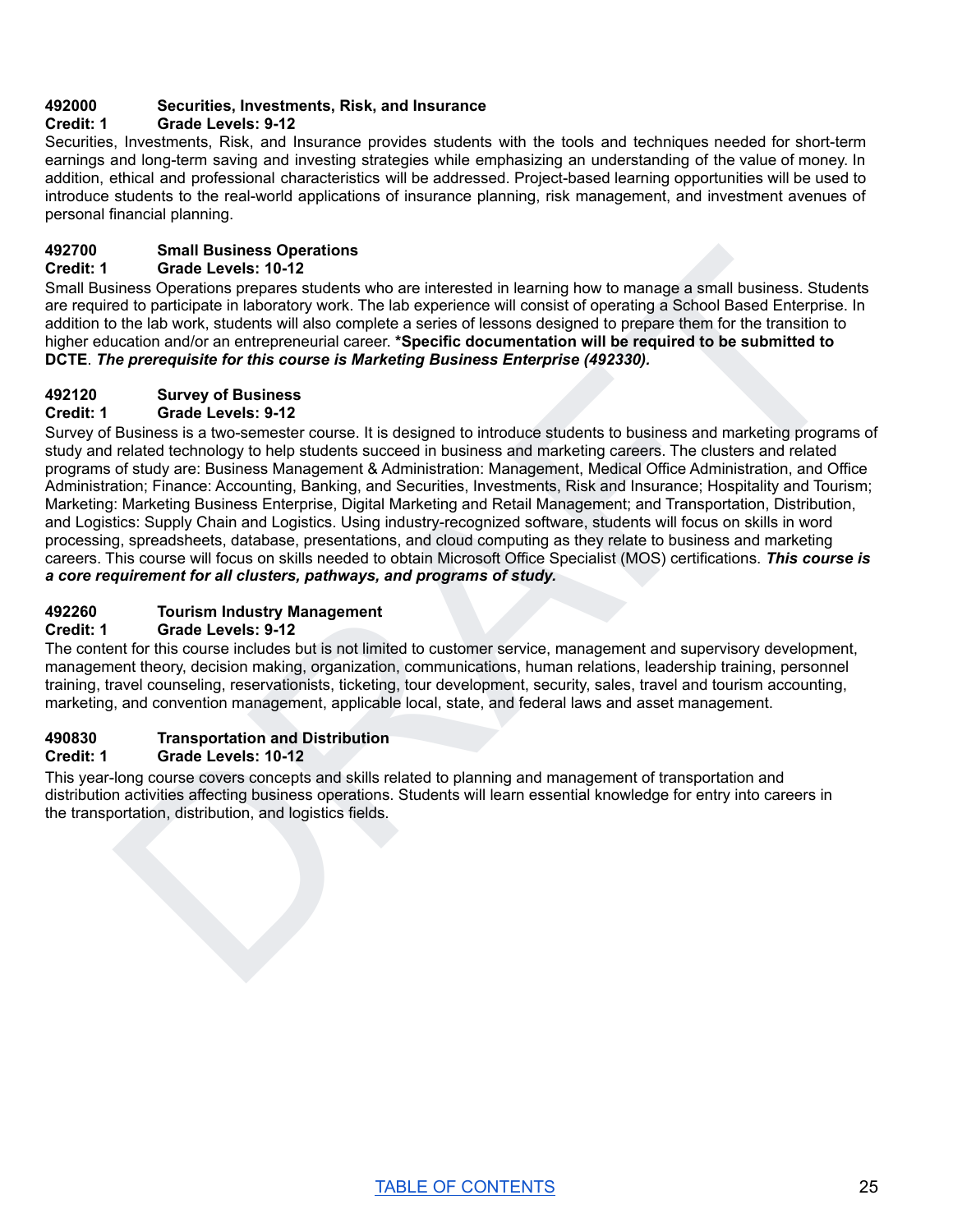**492000 Securities, Investments, Risk, and Insurance**
**Credit: 1 Grade Levels: 9-12**

Securities, Investments, Risk, and Insurance provides students with the tools and techniques needed for short-term earnings and long-term saving and investing strategies while emphasizing an understanding of the value of money. In addition, ethical and professional characteristics will be addressed. Project-based learning opportunities will be used to introduce students to the real-world applications of insurance planning, risk management, and investment avenues of personal financial planning.

**492700 Small Business Operations**
**Credit: 1 Grade Levels: 10-12**

Small Business Operations prepares students who are interested in learning how to manage a small business. Students are required to participate in laboratory work. The lab experience will consist of operating a School Based Enterprise. In addition to the lab work, students will also complete a series of lessons designed to prepare them for the transition to higher education and/or an entrepreneurial career. ***Specific documentation will be required to be submitted to DCTE**. ***The prerequisite for this course is Marketing Business Enterprise (492330).***

**492120 Survey of Business**
**Credit: 1 Grade Levels: 9-12**

Survey of Business is a two-semester course. It is designed to introduce students to business and marketing programs of study and related technology to help students succeed in business and marketing careers. The clusters and related programs of study are: Business Management & Administration: Management, Medical Office Administration, and Office Administration; Finance: Accounting, Banking, and Securities, Investments, Risk and Insurance; Hospitality and Tourism; Marketing: Marketing Business Enterprise, Digital Marketing and Retail Management; and Transportation, Distribution, and Logistics: Supply Chain and Logistics. Using industry-recognized software, students will focus on skills in word processing, spreadsheets, database, presentations, and cloud computing as they relate to business and marketing careers. This course will focus on skills needed to obtain Microsoft Office Specialist (MOS) certifications. ***This course is a core requirement for all clusters, pathways, and programs of study.***

**492260 Tourism Industry Management**
**Credit: 1 Grade Levels: 9-12**

The content for this course includes but is not limited to customer service, management and supervisory development, management theory, decision making, organization, communications, human relations, leadership training, personnel training, travel counseling, reservationists, ticketing, tour development, security, sales, travel and tourism accounting, marketing, and convention management, applicable local, state, and federal laws and asset management.

**490830 Transportation and Distribution**
**Credit: 1 Grade Levels: 10-12**

This year-long course covers concepts and skills related to planning and management of transportation and distribution activities affecting business operations. Students will learn essential knowledge for entry into careers in the transportation, distribution, and logistics fields.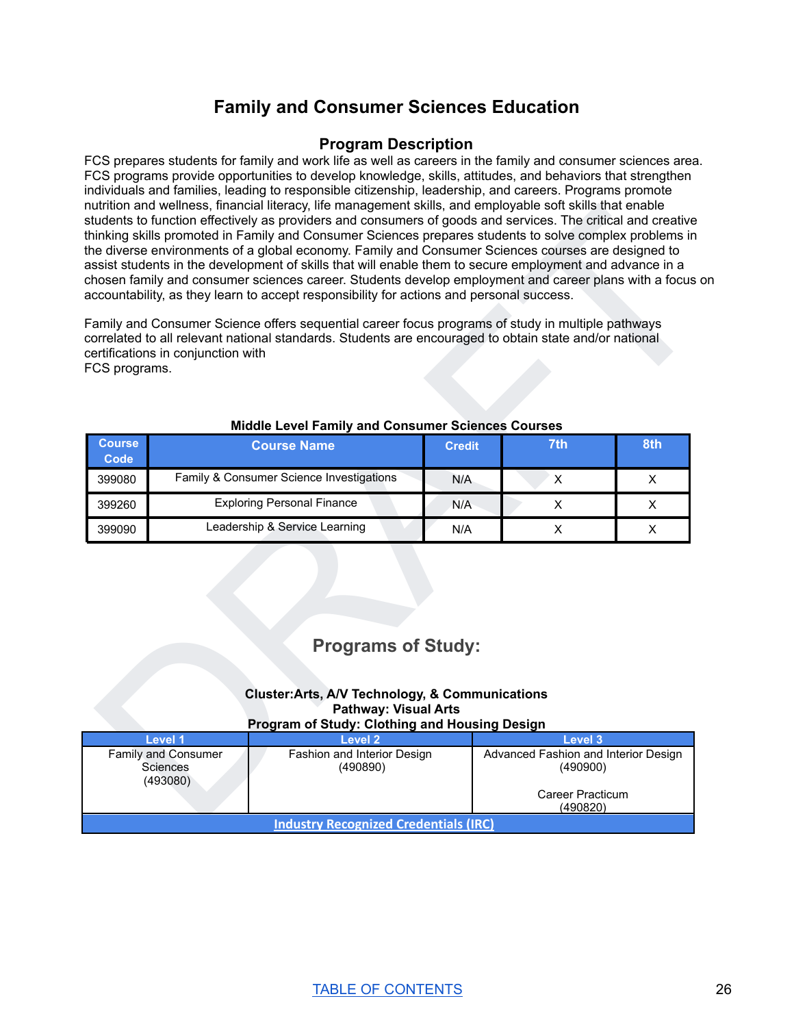# Family and Consumer Sciences Education

## Program Description

FCS prepares students for family and work life as well as careers in the family and consumer sciences area. FCS programs provide opportunities to develop knowledge, skills, attitudes, and behaviors that strengthen individuals and families, leading to responsible citizenship, leadership, and careers. Programs promote nutrition and wellness, financial literacy, life management skills, and employable soft skills that enable students to function effectively as providers and consumers of goods and services. The critical and creative thinking skills promoted in Family and Consumer Sciences prepares students to solve complex problems in the diverse environments of a global economy. Family and Consumer Sciences courses are designed to assist students in the development of skills that will enable them to secure employment and advance in a chosen family and consumer sciences career. Students develop employment and career plans with a focus on accountability, as they learn to accept responsibility for actions and personal success.

Family and Consumer Science offers sequential career focus programs of study in multiple pathways correlated to all relevant national standards. Students are encouraged to obtain state and/or national certifications in conjunction with
FCS programs.

**Middle Level Family and Consumer Sciences Courses**

| Course Code | Course Name | Credit | 7th | 8th |
|---|---|---|---|---|
| 399080 | Family & Consumer Science Investigations | N/A | X | X |
| 399260 | Exploring Personal Finance | N/A | X | X |
| 399090 | Leadership & Service Learning | N/A | X | X |

## Programs of Study:

**Cluster:Arts, A/V Technology, & Communications**
**Pathway: Visual Arts**
**Program of Study: Clothing and Housing Design**

| Level 1 | Level 2 | Level 3 |
|---|---|---|
| Family and Consumer Sciences (493080) | Fashion and Interior Design (490890) | Advanced Fashion and Interior Design (490900)<br><br>Career Practicum (490820) |
| Industry Recognized Credentials (IRC) | | |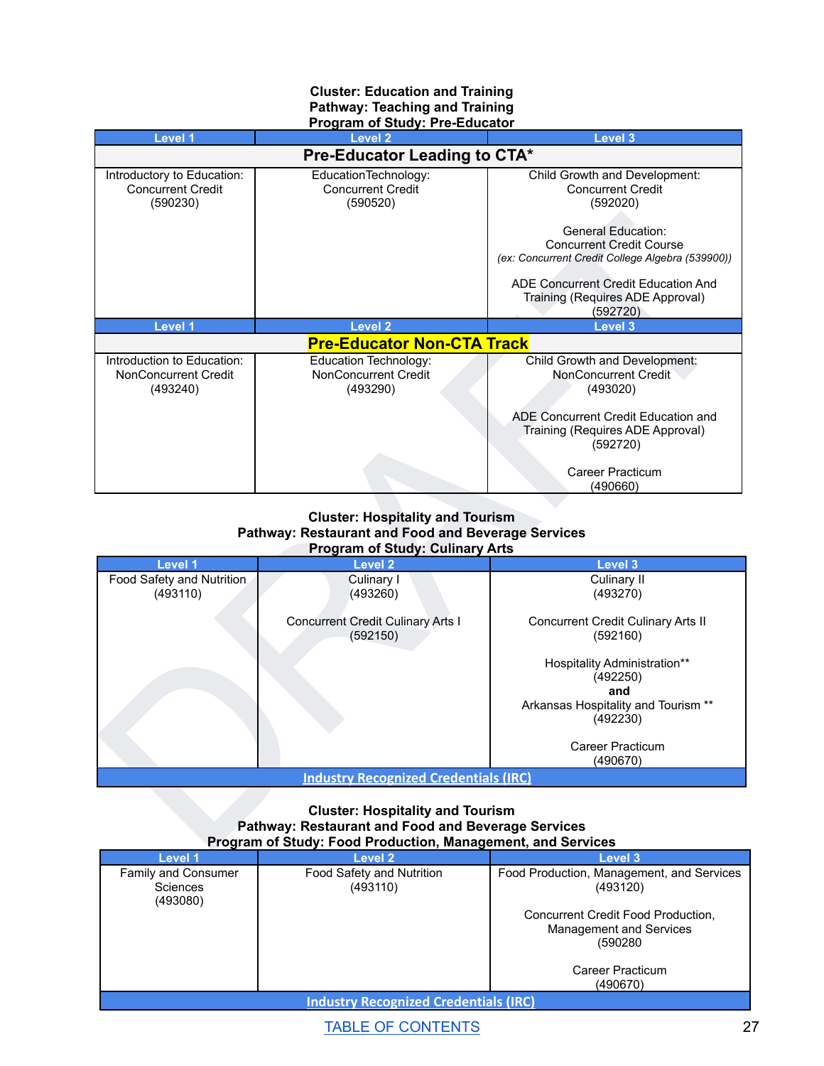**Cluster: Education and Training**
**Pathway: Teaching and Training**
**Program of Study: Pre-Educator**

| Level 1 | Level 2 | Level 3 |
|---|---|---|
| **Pre-Educator Leading to CTA*** | | |
| Introductory to Education: Concurrent Credit (590230) | EducationTechnology: Concurrent Credit (590520) | Child Growth and Development: Concurrent Credit (592020)<br><br>General Education: Concurrent Credit Course *(ex: Concurrent Credit College Algebra (539900))*<br><br>ADE Concurrent Credit Education And Training (Requires ADE Approval) (592720) |
| **Level 1** | **Level 2** | **Level 3** |
| **Pre-Educator Non-CTA Track** | | |
| Introduction to Education: NonConcurrent Credit (493240) | Education Technology: NonConcurrent Credit (493290) | Child Growth and Development: NonConcurrent Credit (493020)<br><br>ADE Concurrent Credit Education and Training (Requires ADE Approval) (592720)<br><br>Career Practicum (490660) |

**Cluster: Hospitality and Tourism**
**Pathway: Restaurant and Food and Beverage Services**
**Program of Study: Culinary Arts**

| Level 1 | Level 2 | Level 3 |
|---|---|---|
| Food Safety and Nutrition (493110) | Culinary I (493260)<br><br>Concurrent Credit Culinary Arts I (592150) | Culinary II (493270)<br><br>Concurrent Credit Culinary Arts II (592160)<br><br>Hospitality Administration** (492250)<br>**and**<br>Arkansas Hospitality and Tourism ** (492230)<br><br>Career Practicum (490670) |
| [Industry Recognized Credentials (IRC)] | | |

**Cluster: Hospitality and Tourism**
**Pathway: Restaurant and Food and Beverage Services**
**Program of Study: Food Production, Management, and Services**

| Level 1 | Level 2 | Level 3 |
|---|---|---|
| Family and Consumer Sciences (493080) | Food Safety and Nutrition (493110) | Food Production, Management, and Services (493120)<br><br>Concurrent Credit Food Production, Management and Services (590280<br><br>Career Practicum (490670) |
| [Industry Recognized Credentials (IRC)] | | |

[TABLE OF CONTENTS]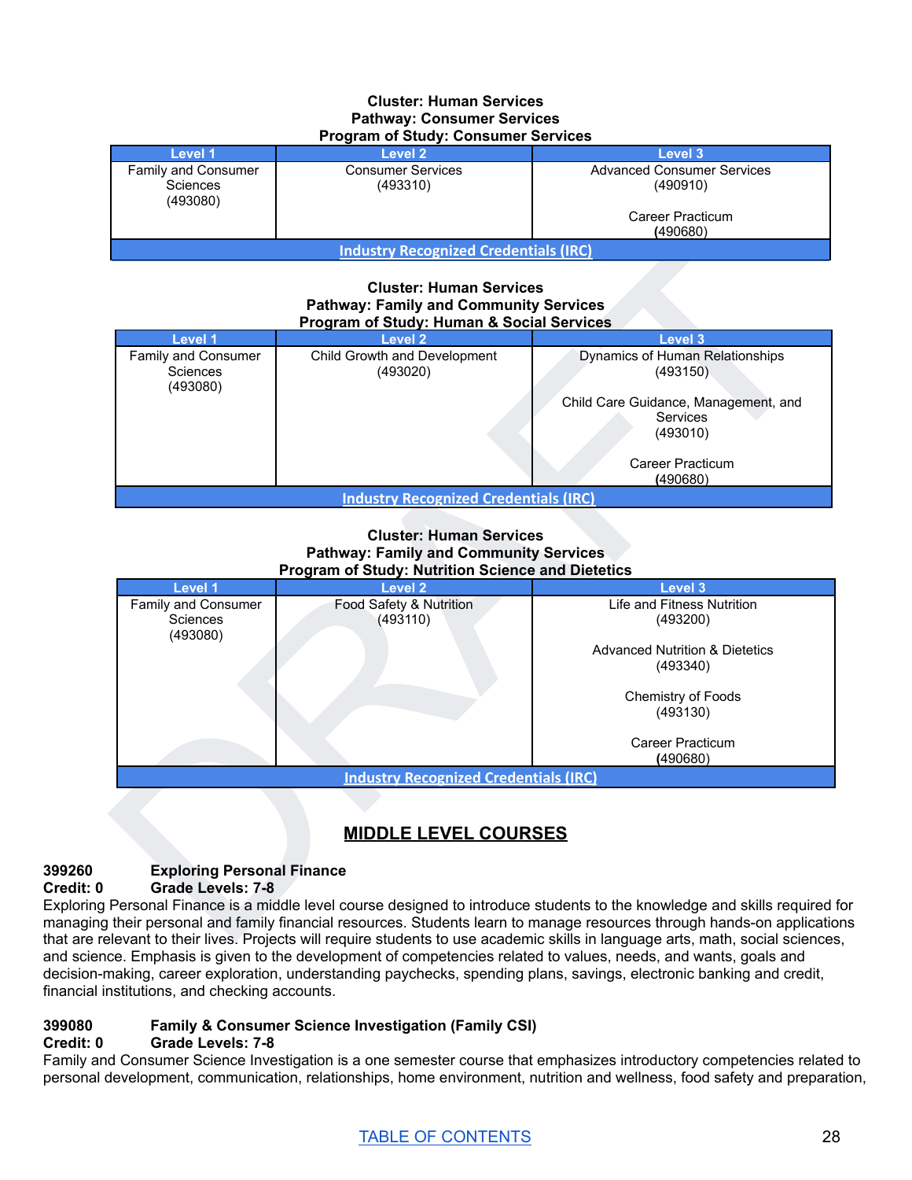**Cluster: Human Services**
**Pathway: Consumer Services**
**Program of Study: Consumer Services**

| Level 1 | Level 2 | Level 3 |
|---|---|---|
| Family and Consumer Sciences (493080) | Consumer Services (493310) | Advanced Consumer Services (490910)<br><br>Career Practicum (490680) |
| Industry Recognized Credentials (IRC) | | |

**Cluster: Human Services**
**Pathway: Family and Community Services**
**Program of Study: Human & Social Services**

| Level 1 | Level 2 | Level 3 |
|---|---|---|
| Family and Consumer Sciences (493080) | Child Growth and Development (493020) | Dynamics of Human Relationships (493150)<br><br>Child Care Guidance, Management, and Services (493010)<br><br>Career Practicum (490680) |
| Industry Recognized Credentials (IRC) | | |

**Cluster: Human Services**
**Pathway: Family and Community Services**
**Program of Study: Nutrition Science and Dietetics**

| Level 1 | Level 2 | Level 3 |
|---|---|---|
| Family and Consumer Sciences (493080) | Food Safety & Nutrition (493110) | Life and Fitness Nutrition (493200)<br><br>Advanced Nutrition & Dietetics (493340)<br><br>Chemistry of Foods (493130)<br><br>Career Practicum (490680) |
| Industry Recognized Credentials (IRC) | | |

## MIDDLE LEVEL COURSES

**399260 Exploring Personal Finance**
**Credit: 0 Grade Levels: 7-8**
Exploring Personal Finance is a middle level course designed to introduce students to the knowledge and skills required for managing their personal and family financial resources. Students learn to manage resources through hands-on applications that are relevant to their lives. Projects will require students to use academic skills in language arts, math, social sciences, and science. Emphasis is given to the development of competencies related to values, needs, and wants, goals and decision-making, career exploration, understanding paychecks, spending plans, savings, electronic banking and credit, financial institutions, and checking accounts.

**399080 Family & Consumer Science Investigation (Family CSI)**
**Credit: 0 Grade Levels: 7-8**
Family and Consumer Science Investigation is a one semester course that emphasizes introductory competencies related to personal development, communication, relationships, home environment, nutrition and wellness, food safety and preparation,

TABLE OF CONTENTS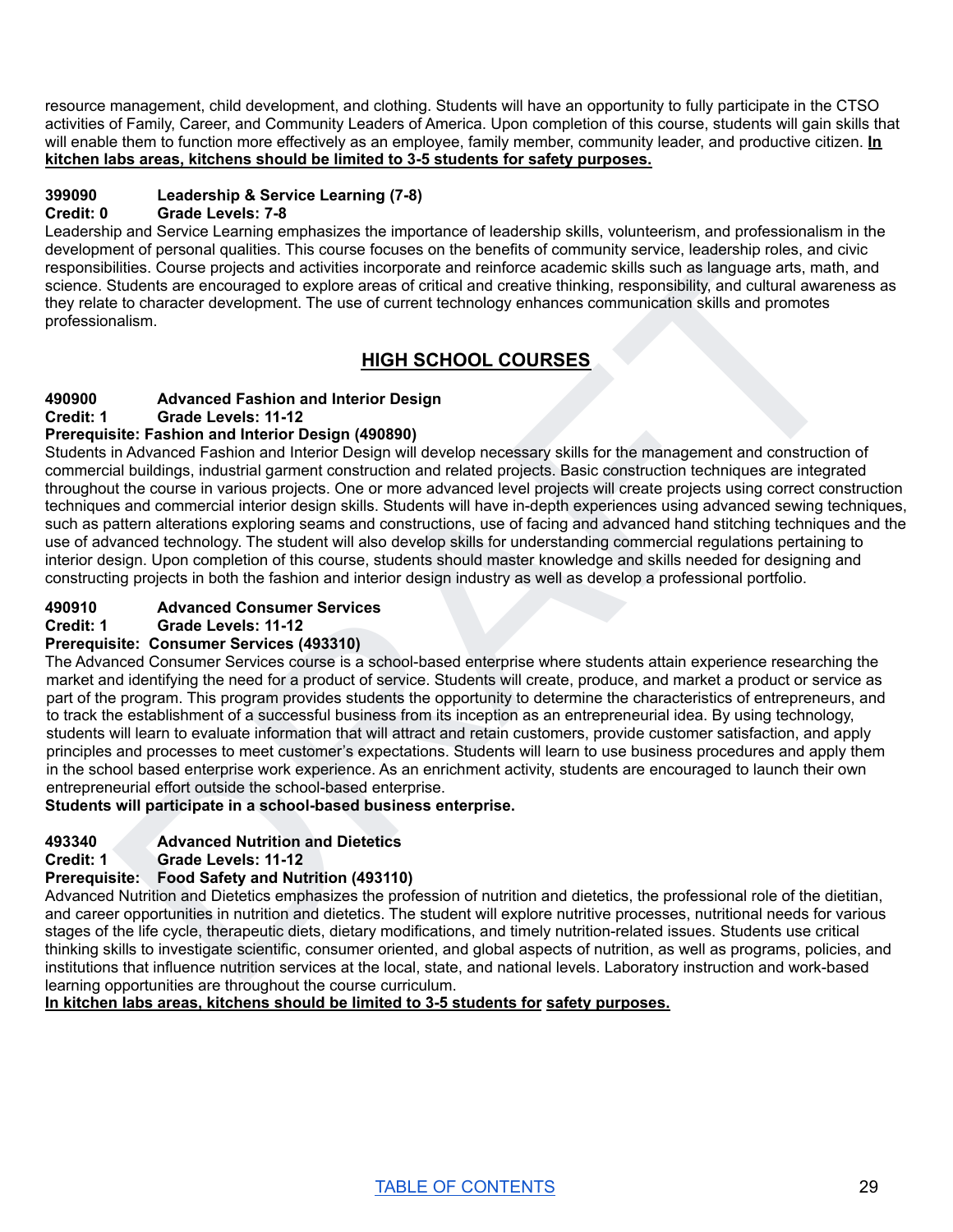resource management, child development, and clothing. Students will have an opportunity to fully participate in the CTSO activities of Family, Career, and Community Leaders of America. Upon completion of this course, students will gain skills that will enable them to function more effectively as an employee, family member, community leader, and productive citizen. **In kitchen labs areas, kitchens should be limited to 3-5 students for safety purposes.**

**399090 Leadership & Service Learning (7-8)**
**Credit: 0 Grade Levels: 7-8**

Leadership and Service Learning emphasizes the importance of leadership skills, volunteerism, and professionalism in the development of personal qualities. This course focuses on the benefits of community service, leadership roles, and civic responsibilities. Course projects and activities incorporate and reinforce academic skills such as language arts, math, and science. Students are encouraged to explore areas of critical and creative thinking, responsibility, and cultural awareness as they relate to character development. The use of current technology enhances communication skills and promotes professionalism.

## HIGH SCHOOL COURSES

**490900 Advanced Fashion and Interior Design**
**Credit: 1 Grade Levels: 11-12**
**Prerequisite: Fashion and Interior Design (490890)**

Students in Advanced Fashion and Interior Design will develop necessary skills for the management and construction of commercial buildings, industrial garment construction and related projects. Basic construction techniques are integrated throughout the course in various projects. One or more advanced level projects will create projects using correct construction techniques and commercial interior design skills. Students will have in-depth experiences using advanced sewing techniques, such as pattern alterations exploring seams and constructions, use of facing and advanced hand stitching techniques and the use of advanced technology. The student will also develop skills for understanding commercial regulations pertaining to interior design. Upon completion of this course, students should master knowledge and skills needed for designing and constructing projects in both the fashion and interior design industry as well as develop a professional portfolio.

**490910 Advanced Consumer Services**
**Credit: 1 Grade Levels: 11-12**
**Prerequisite: Consumer Services (493310)**

The Advanced Consumer Services course is a school-based enterprise where students attain experience researching the market and identifying the need for a product of service. Students will create, produce, and market a product or service as part of the program. This program provides students the opportunity to determine the characteristics of entrepreneurs, and to track the establishment of a successful business from its inception as an entrepreneurial idea. By using technology, students will learn to evaluate information that will attract and retain customers, provide customer satisfaction, and apply principles and processes to meet customer's expectations. Students will learn to use business procedures and apply them in the school based enterprise work experience. As an enrichment activity, students are encouraged to launch their own entrepreneurial effort outside the school-based enterprise.
**Students will participate in a school-based business enterprise.**

**493340 Advanced Nutrition and Dietetics**
**Credit: 1 Grade Levels: 11-12**
**Prerequisite: Food Safety and Nutrition (493110)**

Advanced Nutrition and Dietetics emphasizes the profession of nutrition and dietetics, the professional role of the dietitian, and career opportunities in nutrition and dietetics. The student will explore nutritive processes, nutritional needs for various stages of the life cycle, therapeutic diets, dietary modifications, and timely nutrition-related issues. Students use critical thinking skills to investigate scientific, consumer oriented, and global aspects of nutrition, as well as programs, policies, and institutions that influence nutrition services at the local, state, and national levels. Laboratory instruction and work-based learning opportunities are throughout the course curriculum.
**In kitchen labs areas, kitchens should be limited to 3-5 students for safety purposes.**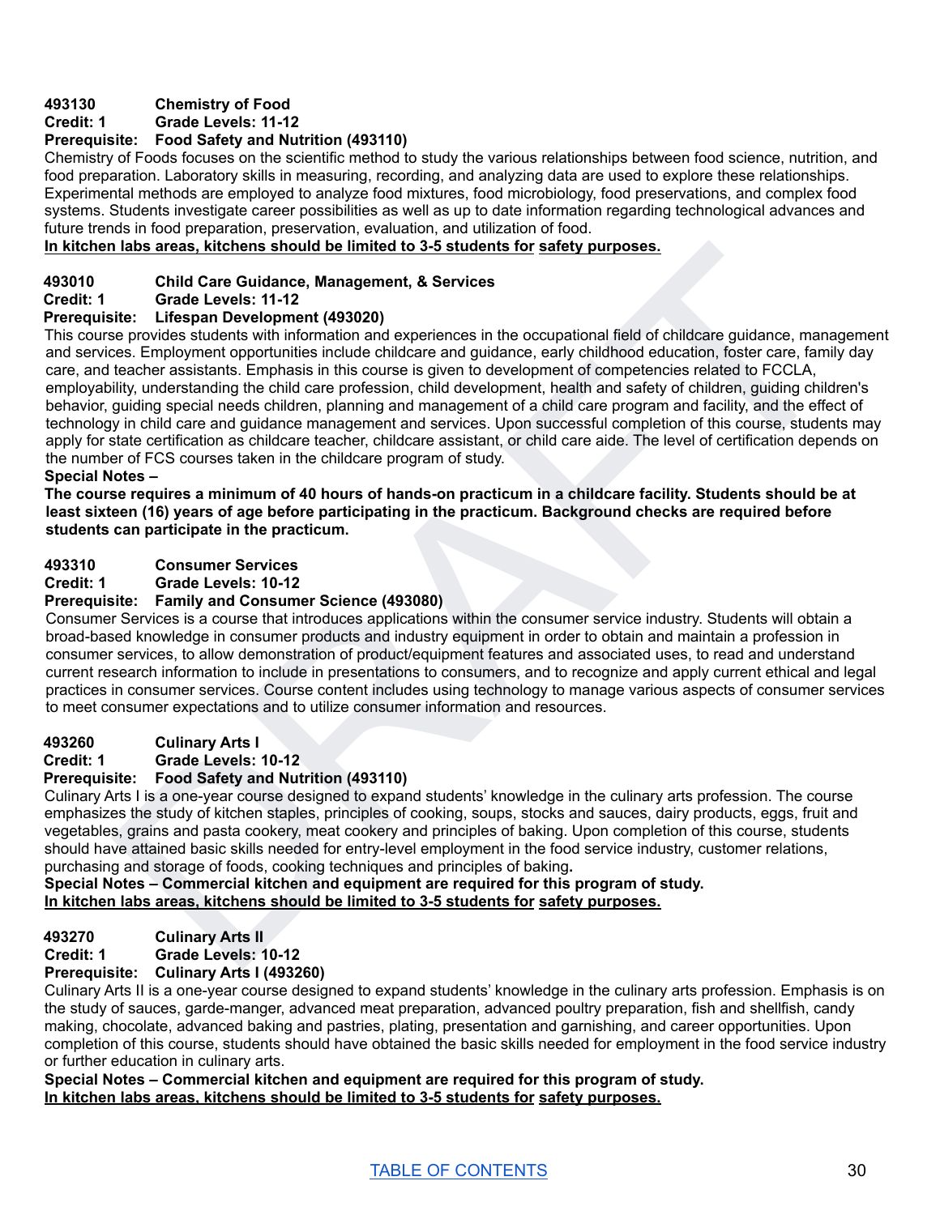**493130 Chemistry of Food**
**Credit: 1 Grade Levels: 11-12**
**Prerequisite: Food Safety and Nutrition (493110)**

Chemistry of Foods focuses on the scientific method to study the various relationships between food science, nutrition, and food preparation. Laboratory skills in measuring, recording, and analyzing data are used to explore these relationships. Experimental methods are employed to analyze food mixtures, food microbiology, food preservations, and complex food systems. Students investigate career possibilities as well as up to date information regarding technological advances and future trends in food preparation, preservation, evaluation, and utilization of food.

**In kitchen labs areas, kitchens should be limited to 3-5 students for safety purposes.**

**493010 Child Care Guidance, Management, & Services**
**Credit: 1 Grade Levels: 11-12**
**Prerequisite: Lifespan Development (493020)**

This course provides students with information and experiences in the occupational field of childcare guidance, management and services. Employment opportunities include childcare and guidance, early childhood education, foster care, family day care, and teacher assistants. Emphasis in this course is given to development of competencies related to FCCLA, employability, understanding the child care profession, child development, health and safety of children, guiding children's behavior, guiding special needs children, planning and management of a child care program and facility, and the effect of technology in child care and guidance management and services. Upon successful completion of this course, students may apply for state certification as childcare teacher, childcare assistant, or child care aide. The level of certification depends on the number of FCS courses taken in the childcare program of study.

**Special Notes –**
**The course requires a minimum of 40 hours of hands-on practicum in a childcare facility. Students should be at least sixteen (16) years of age before participating in the practicum. Background checks are required before students can participate in the practicum.**

**493310 Consumer Services**
**Credit: 1 Grade Levels: 10-12**
**Prerequisite: Family and Consumer Science (493080)**

Consumer Services is a course that introduces applications within the consumer service industry. Students will obtain a broad-based knowledge in consumer products and industry equipment in order to obtain and maintain a profession in consumer services, to allow demonstration of product/equipment features and associated uses, to read and understand current research information to include in presentations to consumers, and to recognize and apply current ethical and legal practices in consumer services. Course content includes using technology to manage various aspects of consumer services to meet consumer expectations and to utilize consumer information and resources.

**493260 Culinary Arts I**
**Credit: 1 Grade Levels: 10-12**
**Prerequisite: Food Safety and Nutrition (493110)**

Culinary Arts I is a one-year course designed to expand students' knowledge in the culinary arts profession. The course emphasizes the study of kitchen staples, principles of cooking, soups, stocks and sauces, dairy products, eggs, fruit and vegetables, grains and pasta cookery, meat cookery and principles of baking. Upon completion of this course, students should have attained basic skills needed for entry-level employment in the food service industry, customer relations, purchasing and storage of foods, cooking techniques and principles of baking**.**

**Special Notes – Commercial kitchen and equipment are required for this program of study.**
**In kitchen labs areas, kitchens should be limited to 3-5 students for safety purposes.**

**493270 Culinary Arts II**
**Credit: 1 Grade Levels: 10-12**
**Prerequisite: Culinary Arts I (493260)**

Culinary Arts II is a one-year course designed to expand students' knowledge in the culinary arts profession. Emphasis is on the study of sauces, garde-manger, advanced meat preparation, advanced poultry preparation, fish and shellfish, candy making, chocolate, advanced baking and pastries, plating, presentation and garnishing, and career opportunities. Upon completion of this course, students should have obtained the basic skills needed for employment in the food service industry or further education in culinary arts.

**Special Notes – Commercial kitchen and equipment are required for this program of study.**
**In kitchen labs areas, kitchens should be limited to 3-5 students for safety purposes.**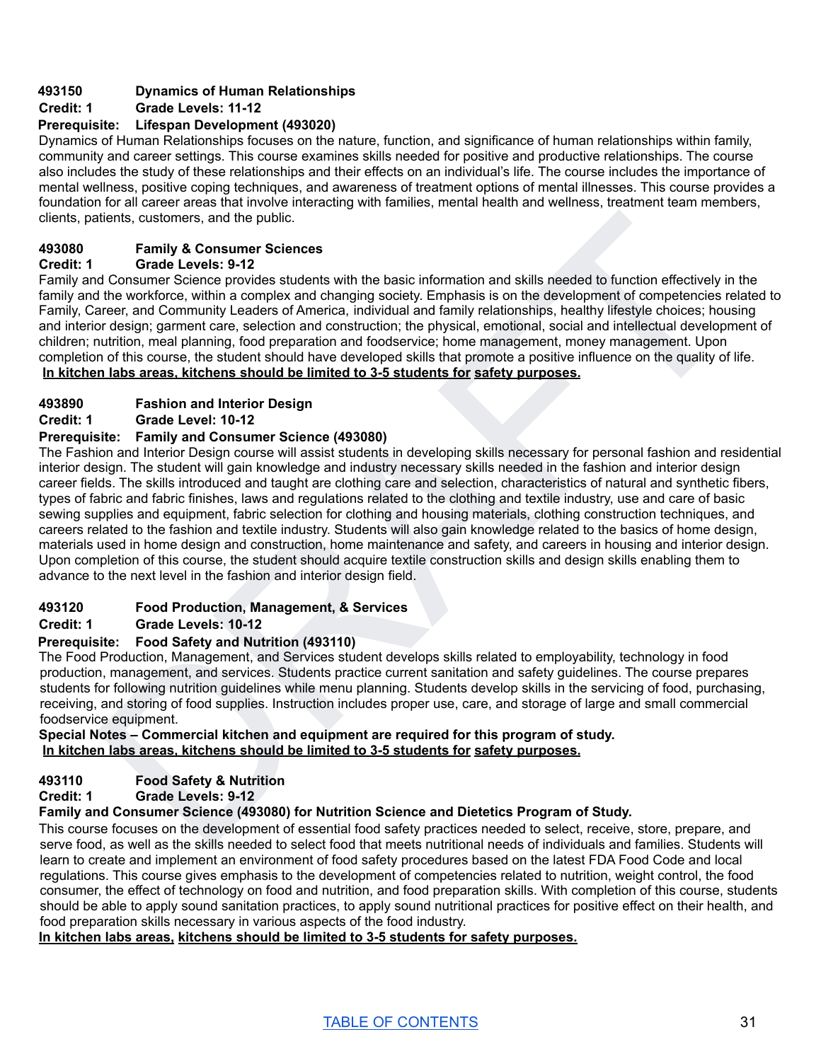**493150 Dynamics of Human Relationships**
**Credit: 1 Grade Levels: 11-12**
**Prerequisite: Lifespan Development (493020)**

Dynamics of Human Relationships focuses on the nature, function, and significance of human relationships within family, community and career settings. This course examines skills needed for positive and productive relationships. The course also includes the study of these relationships and their effects on an individual's life. The course includes the importance of mental wellness, positive coping techniques, and awareness of treatment options of mental illnesses. This course provides a foundation for all career areas that involve interacting with families, mental health and wellness, treatment team members, clients, patients, customers, and the public.

**493080 Family & Consumer Sciences**
**Credit: 1 Grade Levels: 9-12**

Family and Consumer Science provides students with the basic information and skills needed to function effectively in the family and the workforce, within a complex and changing society. Emphasis is on the development of competencies related to Family, Career, and Community Leaders of America, individual and family relationships, healthy lifestyle choices; housing and interior design; garment care, selection and construction; the physical, emotional, social and intellectual development of children; nutrition, meal planning, food preparation and foodservice; home management, money management. Upon completion of this course, the student should have developed skills that promote a positive influence on the quality of life.
**In kitchen labs areas, kitchens should be limited to 3-5 students for safety purposes.**

**493890 Fashion and Interior Design**
**Credit: 1 Grade Level: 10-12**
**Prerequisite: Family and Consumer Science (493080)**

The Fashion and Interior Design course will assist students in developing skills necessary for personal fashion and residential interior design. The student will gain knowledge and industry necessary skills needed in the fashion and interior design career fields. The skills introduced and taught are clothing care and selection, characteristics of natural and synthetic fibers, types of fabric and fabric finishes, laws and regulations related to the clothing and textile industry, use and care of basic sewing supplies and equipment, fabric selection for clothing and housing materials, clothing construction techniques, and careers related to the fashion and textile industry. Students will also gain knowledge related to the basics of home design, materials used in home design and construction, home maintenance and safety, and careers in housing and interior design. Upon completion of this course, the student should acquire textile construction skills and design skills enabling them to advance to the next level in the fashion and interior design field.

**493120 Food Production, Management, & Services**
**Credit: 1 Grade Levels: 10-12**
**Prerequisite: Food Safety and Nutrition (493110)**

The Food Production, Management, and Services student develops skills related to employability, technology in food production, management, and services. Students practice current sanitation and safety guidelines. The course prepares students for following nutrition guidelines while menu planning. Students develop skills in the servicing of food, purchasing, receiving, and storing of food supplies. Instruction includes proper use, care, and storage of large and small commercial foodservice equipment.

**Special Notes – Commercial kitchen and equipment are required for this program of study.**
**In kitchen labs areas, kitchens should be limited to 3-5 students for safety purposes.**

**493110 Food Safety & Nutrition**
**Credit: 1 Grade Levels: 9-12**
**Family and Consumer Science (493080) for Nutrition Science and Dietetics Program of Study.**

This course focuses on the development of essential food safety practices needed to select, receive, store, prepare, and serve food, as well as the skills needed to select food that meets nutritional needs of individuals and families. Students will learn to create and implement an environment of food safety procedures based on the latest FDA Food Code and local regulations. This course gives emphasis to the development of competencies related to nutrition, weight control, the food consumer, the effect of technology on food and nutrition, and food preparation skills. With completion of this course, students should be able to apply sound sanitation practices, to apply sound nutritional practices for positive effect on their health, and food preparation skills necessary in various aspects of the food industry.
**In kitchen labs areas, kitchens should be limited to 3-5 students for safety purposes.**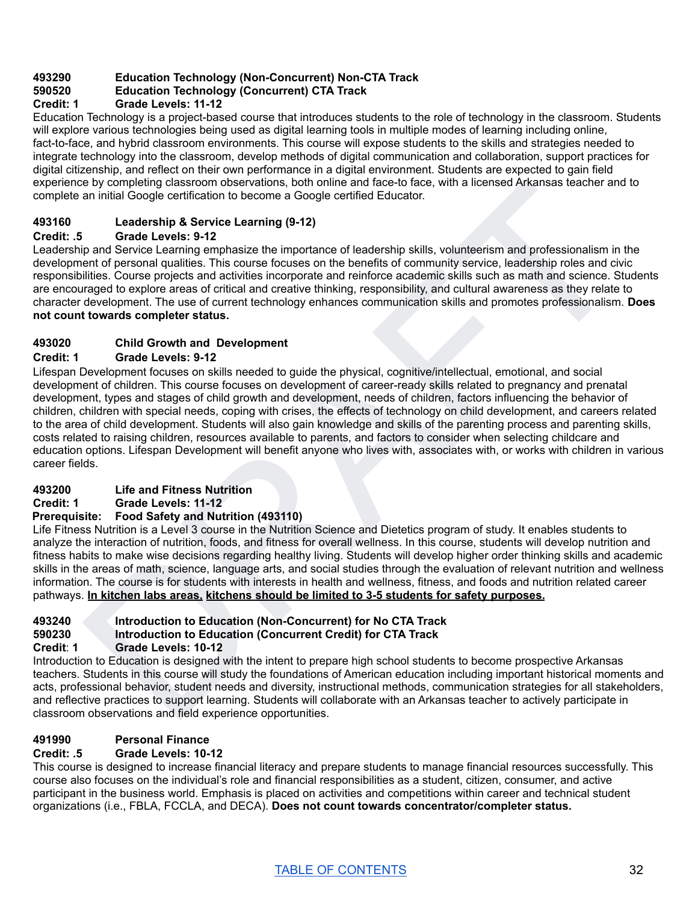**493290 Education Technology (Non-Concurrent) Non-CTA Track**
**590520 Education Technology (Concurrent) CTA Track**
**Credit: 1 Grade Levels: 11-12**

Education Technology is a project-based course that introduces students to the role of technology in the classroom. Students will explore various technologies being used as digital learning tools in multiple modes of learning including online, fact-to-face, and hybrid classroom environments. This course will expose students to the skills and strategies needed to integrate technology into the classroom, develop methods of digital communication and collaboration, support practices for digital citizenship, and reflect on their own performance in a digital environment. Students are expected to gain field experience by completing classroom observations, both online and face-to face, with a licensed Arkansas teacher and to complete an initial Google certification to become a Google certified Educator.

**493160 Leadership & Service Learning (9-12)**
**Credit: .5 Grade Levels: 9-12**

Leadership and Service Learning emphasize the importance of leadership skills, volunteerism and professionalism in the development of personal qualities. This course focuses on the benefits of community service, leadership roles and civic responsibilities. Course projects and activities incorporate and reinforce academic skills such as math and science. Students are encouraged to explore areas of critical and creative thinking, responsibility, and cultural awareness as they relate to character development. The use of current technology enhances communication skills and promotes professionalism. **Does not count towards completer status.**

**493020 Child Growth and Development**
**Credit: 1 Grade Levels: 9-12**

Lifespan Development focuses on skills needed to guide the physical, cognitive/intellectual, emotional, and social development of children. This course focuses on development of career-ready skills related to pregnancy and prenatal development, types and stages of child growth and development, needs of children, factors influencing the behavior of children, children with special needs, coping with crises, the effects of technology on child development, and careers related to the area of child development. Students will also gain knowledge and skills of the parenting process and parenting skills, costs related to raising children, resources available to parents, and factors to consider when selecting childcare and education options. Lifespan Development will benefit anyone who lives with, associates with, or works with children in various career fields.

**493200 Life and Fitness Nutrition**
**Credit: 1 Grade Levels: 11-12**
**Prerequisite: Food Safety and Nutrition (493110)**

Life Fitness Nutrition is a Level 3 course in the Nutrition Science and Dietetics program of study. It enables students to analyze the interaction of nutrition, foods, and fitness for overall wellness. In this course, students will develop nutrition and fitness habits to make wise decisions regarding healthy living. Students will develop higher order thinking skills and academic skills in the areas of math, science, language arts, and social studies through the evaluation of relevant nutrition and wellness information. The course is for students with interests in health and wellness, fitness, and foods and nutrition related career pathways. **<u>In kitchen labs areas, kitchens should be limited to 3-5 students for safety purposes.</u>**

**493240 Introduction to Education (Non-Concurrent) for No CTA Track**
**590230 Introduction to Education (Concurrent Credit) for CTA Track**
**Credit: 1 Grade Levels: 10-12**

Introduction to Education is designed with the intent to prepare high school students to become prospective Arkansas teachers. Students in this course will study the foundations of American education including important historical moments and acts, professional behavior, student needs and diversity, instructional methods, communication strategies for all stakeholders, and reflective practices to support learning. Students will collaborate with an Arkansas teacher to actively participate in classroom observations and field experience opportunities.

**491990 Personal Finance**
**Credit: .5 Grade Levels: 10-12**

This course is designed to increase financial literacy and prepare students to manage financial resources successfully. This course also focuses on the individual's role and financial responsibilities as a student, citizen, consumer, and active participant in the business world. Emphasis is placed on activities and competitions within career and technical student organizations (i.e., FBLA, FCCLA, and DECA). **Does not count towards concentrator/completer status.**

[TABLE OF CONTENTS]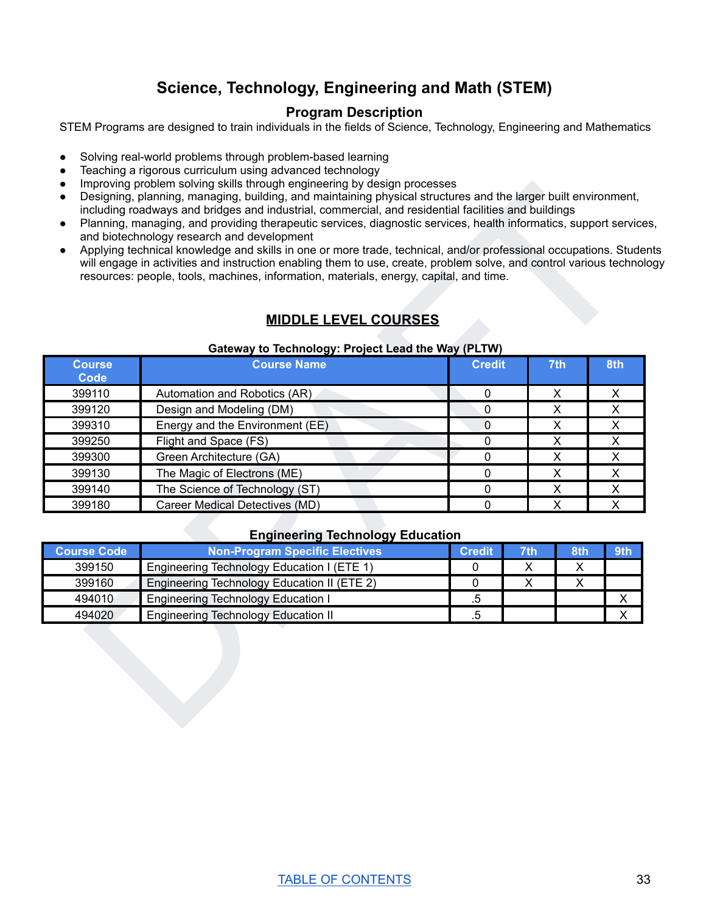# Science, Technology, Engineering and Math (STEM)

## Program Description

STEM Programs are designed to train individuals in the fields of Science, Technology, Engineering and Mathematics

- Solving real-world problems through problem-based learning
- Teaching a rigorous curriculum using advanced technology
- Improving problem solving skills through engineering by design processes
- Designing, planning, managing, building, and maintaining physical structures and the larger built environment, including roadways and bridges and industrial, commercial, and residential facilities and buildings
- Planning, managing, and providing therapeutic services, diagnostic services, health informatics, support services, and biotechnology research and development
- Applying technical knowledge and skills in one or more trade, technical, and/or professional occupations. Students will engage in activities and instruction enabling them to use, create, problem solve, and control various technology resources: people, tools, machines, information, materials, energy, capital, and time.

## MIDDLE LEVEL COURSES

**Gateway to Technology: Project Lead the Way (PLTW)**

| Course Code | Course Name | Credit | 7th | 8th |
|---|---|---|---|---|
| 399110 | Automation and Robotics (AR) | 0 | X | X |
| 399120 | Design and Modeling (DM) | 0 | X | X |
| 399310 | Energy and the Environment (EE) | 0 | X | X |
| 399250 | Flight and Space (FS) | 0 | X | X |
| 399300 | Green Architecture (GA) | 0 | X | X |
| 399130 | The Magic of Electrons (ME) | 0 | X | X |
| 399140 | The Science of Technology (ST) | 0 | X | X |
| 399180 | Career Medical Detectives (MD) | 0 | X | X |

**Engineering Technology Education**

| Course Code | Non-Program Specific Electives | Credit | 7th | 8th | 9th |
|---|---|---|---|---|---|
| 399150 | Engineering Technology Education I (ETE 1) | 0 | X | X | |
| 399160 | Engineering Technology Education II (ETE 2) | 0 | X | X | |
| 494010 | Engineering Technology Education I | .5 | | | X |
| 494020 | Engineering Technology Education II | .5 | | | X |

TABLE OF CONTENTS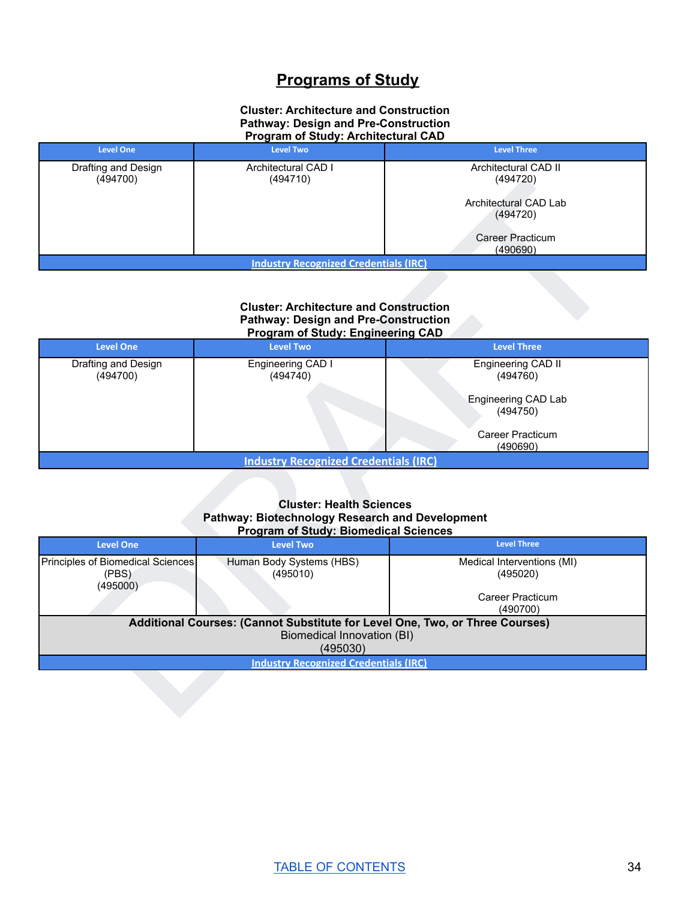# Programs of Study

**Cluster: Architecture and Construction**
**Pathway: Design and Pre-Construction**
**Program of Study: Architectural CAD**

| Level One | Level Two | Level Three |
|---|---|---|
| Drafting and Design (494700) | Architectural CAD I (494710) | Architectural CAD II (494720)<br><br>Architectural CAD Lab (494720)<br><br>Career Practicum (490690) |
| Industry Recognized Credentials (IRC) | | |

**Cluster: Architecture and Construction**
**Pathway: Design and Pre-Construction**
**Program of Study: Engineering CAD**

| Level One | Level Two | Level Three |
|---|---|---|
| Drafting and Design (494700) | Engineering CAD I (494740) | Engineering CAD II (494760)<br><br>Engineering CAD Lab (494750)<br><br>Career Practicum (490690) |
| Industry Recognized Credentials (IRC) | | |

**Cluster: Health Sciences**
**Pathway: Biotechnology Research and Development**
**Program of Study: Biomedical Sciences**

| Level One | Level Two | Level Three |
|---|---|---|
| Principles of Biomedical Sciences (PBS) (495000) | Human Body Systems (HBS) (495010) | Medical Interventions (MI) (495020)<br><br>Career Practicum (490700) |
| **Additional Courses: (Cannot Substitute for Level One, Two, or Three Courses)** Biomedical Innovation (BI) (495030) | | |
| Industry Recognized Credentials (IRC) | | |

TABLE OF CONTENTS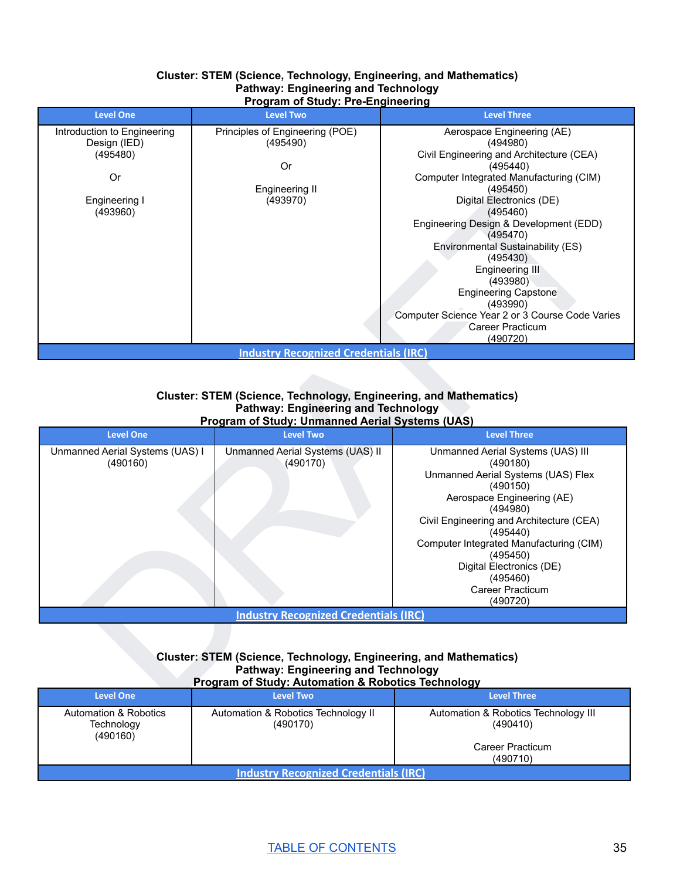**Cluster: STEM (Science, Technology, Engineering, and Mathematics)**
**Pathway: Engineering and Technology**
**Program of Study: Pre-Engineering**

| Level One | Level Two | Level Three |
|---|---|---|
| Introduction to Engineering Design (IED) (495480)<br><br>Or<br><br>Engineering I (493960) | Principles of Engineering (POE) (495490)<br><br>Or<br><br>Engineering II (493970) | Aerospace Engineering (AE) (494980)<br>Civil Engineering and Architecture (CEA) (495440)<br>Computer Integrated Manufacturing (CIM) (495450)<br>Digital Electronics (DE) (495460)<br>Engineering Design & Development (EDD) (495470)<br>Environmental Sustainability (ES) (495430)<br>Engineering III (493980)<br>Engineering Capstone (493990)<br>Computer Science Year 2 or 3 Course Code Varies<br>Career Practicum (490720) |
| Industry Recognized Credentials (IRC) | | |

**Cluster: STEM (Science, Technology, Engineering, and Mathematics)**
**Pathway: Engineering and Technology**
**Program of Study: Unmanned Aerial Systems (UAS)**

| Level One | Level Two | Level Three |
|---|---|---|
| Unmanned Aerial Systems (UAS) I (490160) | Unmanned Aerial Systems (UAS) II (490170) | Unmanned Aerial Systems (UAS) III (490180)<br>Unmanned Aerial Systems (UAS) Flex (490150)<br>Aerospace Engineering (AE) (494980)<br>Civil Engineering and Architecture (CEA) (495440)<br>Computer Integrated Manufacturing (CIM) (495450)<br>Digital Electronics (DE) (495460)<br>Career Practicum (490720) |
| Industry Recognized Credentials (IRC) | | |

**Cluster: STEM (Science, Technology, Engineering, and Mathematics)**
**Pathway: Engineering and Technology**
**Program of Study: Automation & Robotics Technology**

| Level One | Level Two | Level Three |
|---|---|---|
| Automation & Robotics Technology (490160) | Automation & Robotics Technology II (490170) | Automation & Robotics Technology III (490410)<br><br>Career Practicum (490710) |
| Industry Recognized Credentials (IRC) | | |

TABLE OF CONTENTS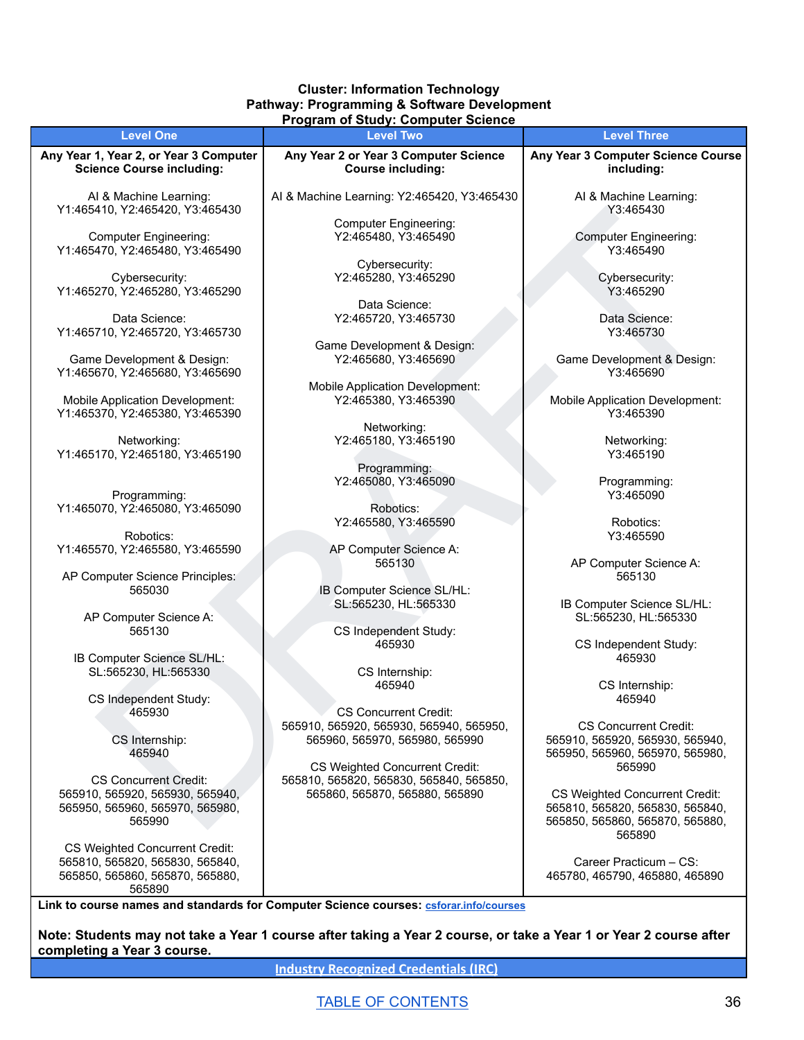**Cluster: Information Technology**
**Pathway: Programming & Software Development**
**Program of Study: Computer Science**

| Level One | Level Two | Level Three |
|---|---|---|
| **Any Year 1, Year 2, or Year 3 Computer Science Course including:** | **Any Year 2 or Year 3 Computer Science Course including:** | **Any Year 3 Computer Science Course including:** |
| AI & Machine Learning: Y1:465410, Y2:465420, Y3:465430 | AI & Machine Learning: Y2:465420, Y3:465430 | AI & Machine Learning: Y3:465430 |
| Computer Engineering: Y1:465470, Y2:465480, Y3:465490 | Computer Engineering: Y2:465480, Y3:465490 | Computer Engineering: Y3:465490 |
| Cybersecurity: Y1:465270, Y2:465280, Y3:465290 | Cybersecurity: Y2:465280, Y3:465290 | Cybersecurity: Y3:465290 |
| Data Science: Y1:465710, Y2:465720, Y3:465730 | Data Science: Y2:465720, Y3:465730 | Data Science: Y3:465730 |
| Game Development & Design: Y1:465670, Y2:465680, Y3:465690 | Game Development & Design: Y2:465680, Y3:465690 | Game Development & Design: Y3:465690 |
| Mobile Application Development: Y1:465370, Y2:465380, Y3:465390 | Mobile Application Development: Y2:465380, Y3:465390 | Mobile Application Development: Y3:465390 |
| Networking: Y1:465170, Y2:465180, Y3:465190 | Networking: Y2:465180, Y3:465190 | Networking: Y3:465190 |
| Programming: Y1:465070, Y2:465080, Y3:465090 | Programming: Y2:465080, Y3:465090 | Programming: Y3:465090 |
| Robotics: Y1:465570, Y2:465580, Y3:465590 | Robotics: Y2:465580, Y3:465590 | Robotics: Y3:465590 |
| AP Computer Science Principles: 565030 | AP Computer Science A: 565130 | AP Computer Science A: 565130 |
| AP Computer Science A: 565130 | IB Computer Science SL/HL: SL:565230, HL:565330 | IB Computer Science SL/HL: SL:565230, HL:565330 |
| IB Computer Science SL/HL: SL:565230, HL:565330 | CS Independent Study: 465930 | CS Independent Study: 465930 |
| CS Independent Study: 465930 | CS Internship: 465940 | CS Internship: 465940 |
| CS Internship: 465940 | CS Concurrent Credit: 565910, 565920, 565930, 565940, 565950, 565960, 565970, 565980, 565990 | CS Concurrent Credit: 565910, 565920, 565930, 565940, 565950, 565960, 565970, 565980, 565990 |
| CS Concurrent Credit: 565910, 565920, 565930, 565940, 565950, 565960, 565970, 565980, 565990 | CS Weighted Concurrent Credit: 565810, 565820, 565830, 565840, 565850, 565860, 565870, 565880, 565890 | CS Weighted Concurrent Credit: 565810, 565820, 565830, 565840, 565850, 565860, 565870, 565880, 565890 |
| CS Weighted Concurrent Credit: 565810, 565820, 565830, 565840, 565850, 565860, 565870, 565880, 565890 | | Career Practicum – CS: 465780, 465790, 465880, 465890 |

**Link to course names and standards for Computer Science courses:** [csforar.info/courses](csforar.info/courses)

**Note: Students may not take a Year 1 course after taking a Year 2 course, or take a Year 1 or Year 2 course after completing a Year 3 course.**

**Industry Recognized Credentials (IRC)**

TABLE OF CONTENTS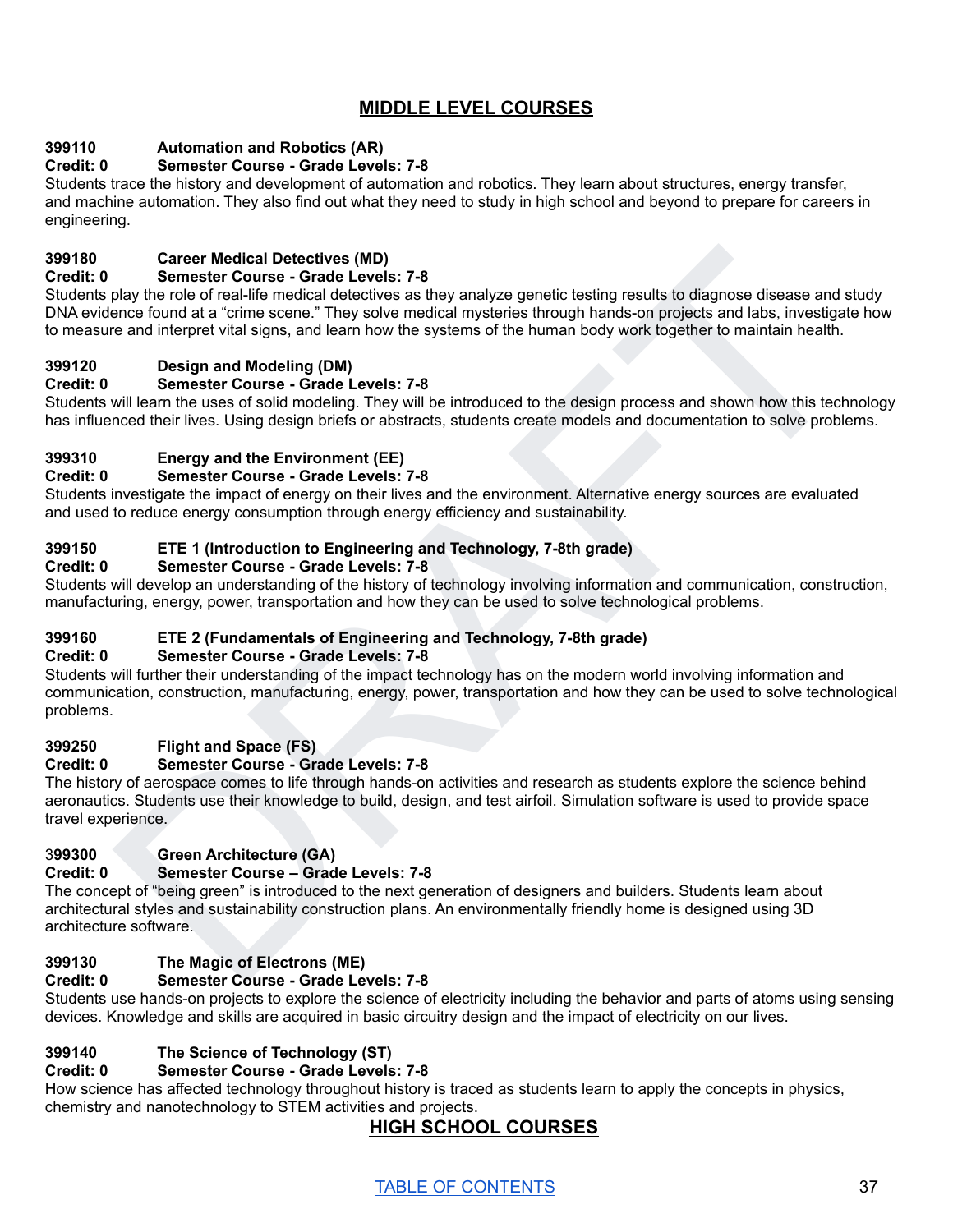## MIDDLE LEVEL COURSES

**399110 Automation and Robotics (AR)**
**Credit: 0 Semester Course - Grade Levels: 7-8**
Students trace the history and development of automation and robotics. They learn about structures, energy transfer, and machine automation. They also find out what they need to study in high school and beyond to prepare for careers in engineering.

**399180 Career Medical Detectives (MD)**
**Credit: 0 Semester Course - Grade Levels: 7-8**
Students play the role of real-life medical detectives as they analyze genetic testing results to diagnose disease and study DNA evidence found at a "crime scene." They solve medical mysteries through hands-on projects and labs, investigate how to measure and interpret vital signs, and learn how the systems of the human body work together to maintain health.

**399120 Design and Modeling (DM)**
**Credit: 0 Semester Course - Grade Levels: 7-8**
Students will learn the uses of solid modeling. They will be introduced to the design process and shown how this technology has influenced their lives. Using design briefs or abstracts, students create models and documentation to solve problems.

**399310 Energy and the Environment (EE)**
**Credit: 0 Semester Course - Grade Levels: 7-8**
Students investigate the impact of energy on their lives and the environment. Alternative energy sources are evaluated and used to reduce energy consumption through energy efficiency and sustainability.

**399150 ETE 1 (Introduction to Engineering and Technology, 7-8th grade)**
**Credit: 0 Semester Course - Grade Levels: 7-8**
Students will develop an understanding of the history of technology involving information and communication, construction, manufacturing, energy, power, transportation and how they can be used to solve technological problems.

**399160 ETE 2 (Fundamentals of Engineering and Technology, 7-8th grade)**
**Credit: 0 Semester Course - Grade Levels: 7-8**
Students will further their understanding of the impact technology has on the modern world involving information and communication, construction, manufacturing, energy, power, transportation and how they can be used to solve technological problems.

**399250 Flight and Space (FS)**
**Credit: 0 Semester Course - Grade Levels: 7-8**
The history of aerospace comes to life through hands-on activities and research as students explore the science behind aeronautics. Students use their knowledge to build, design, and test airfoil. Simulation software is used to provide space travel experience.

**399300 Green Architecture (GA)**
**Credit: 0 Semester Course – Grade Levels: 7-8**
The concept of "being green" is introduced to the next generation of designers and builders. Students learn about architectural styles and sustainability construction plans. An environmentally friendly home is designed using 3D architecture software.

**399130 The Magic of Electrons (ME)**
**Credit: 0 Semester Course - Grade Levels: 7-8**
Students use hands-on projects to explore the science of electricity including the behavior and parts of atoms using sensing devices. Knowledge and skills are acquired in basic circuitry design and the impact of electricity on our lives.

**399140 The Science of Technology (ST)**
**Credit: 0 Semester Course - Grade Levels: 7-8**
How science has affected technology throughout history is traced as students learn to apply the concepts in physics, chemistry and nanotechnology to STEM activities and projects.

## HIGH SCHOOL COURSES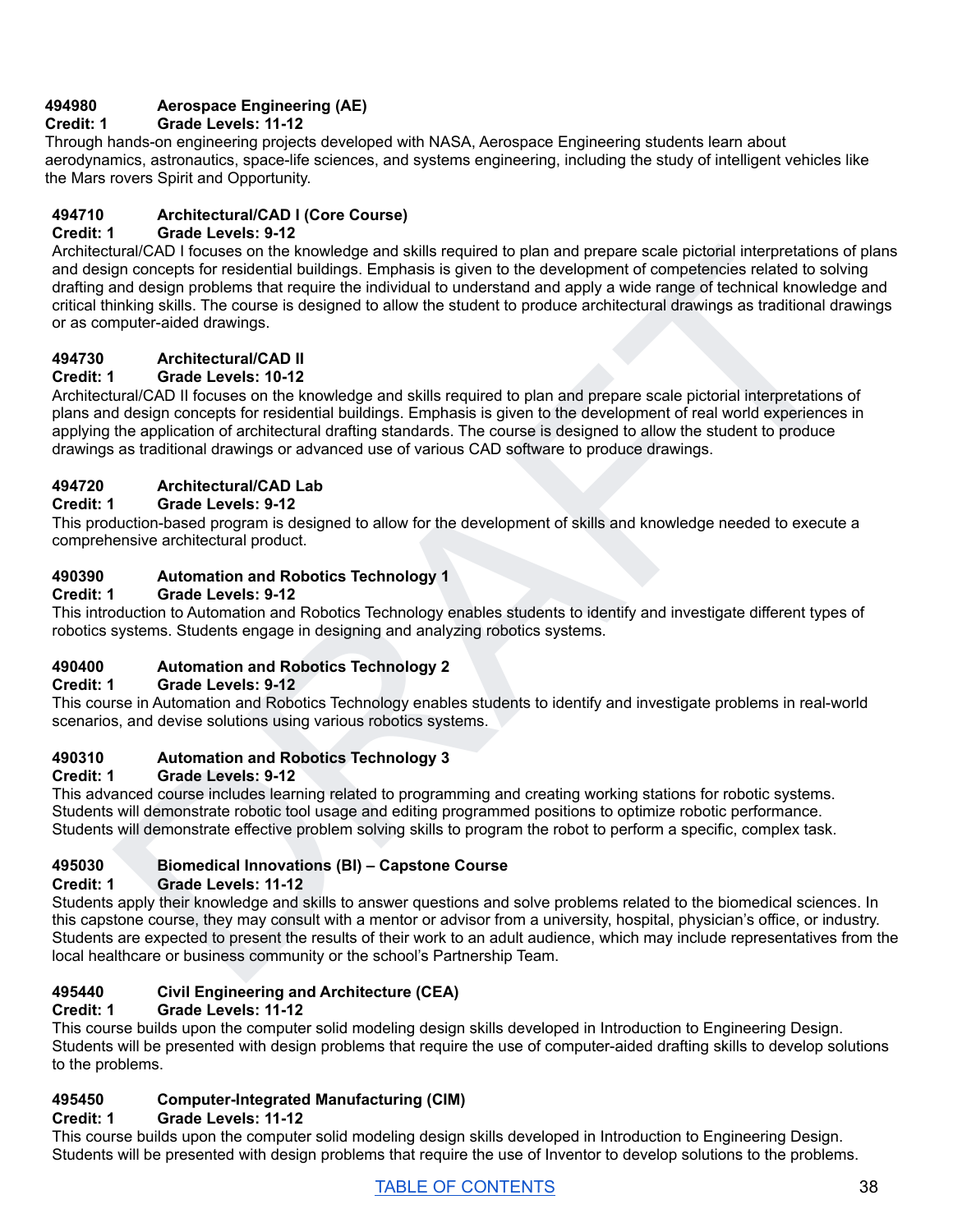### 494980 Aerospace Engineering (AE)
**Credit: 1 Grade Levels: 11-12**

Through hands-on engineering projects developed with NASA, Aerospace Engineering students learn about aerodynamics, astronautics, space-life sciences, and systems engineering, including the study of intelligent vehicles like the Mars rovers Spirit and Opportunity.

### 494710 Architectural/CAD I (Core Course)
**Credit: 1 Grade Levels: 9-12**

Architectural/CAD I focuses on the knowledge and skills required to plan and prepare scale pictorial interpretations of plans and design concepts for residential buildings. Emphasis is given to the development of competencies related to solving drafting and design problems that require the individual to understand and apply a wide range of technical knowledge and critical thinking skills. The course is designed to allow the student to produce architectural drawings as traditional drawings or as computer-aided drawings.

### 494730 Architectural/CAD II
**Credit: 1 Grade Levels: 10-12**

Architectural/CAD II focuses on the knowledge and skills required to plan and prepare scale pictorial interpretations of plans and design concepts for residential buildings. Emphasis is given to the development of real world experiences in applying the application of architectural drafting standards. The course is designed to allow the student to produce drawings as traditional drawings or advanced use of various CAD software to produce drawings.

### 494720 Architectural/CAD Lab
**Credit: 1 Grade Levels: 9-12**

This production-based program is designed to allow for the development of skills and knowledge needed to execute a comprehensive architectural product.

### 490390 Automation and Robotics Technology 1
**Credit: 1 Grade Levels: 9-12**

This introduction to Automation and Robotics Technology enables students to identify and investigate different types of robotics systems. Students engage in designing and analyzing robotics systems.

### 490400 Automation and Robotics Technology 2
**Credit: 1 Grade Levels: 9-12**

This course in Automation and Robotics Technology enables students to identify and investigate problems in real-world scenarios, and devise solutions using various robotics systems.

### 490310 Automation and Robotics Technology 3
**Credit: 1 Grade Levels: 9-12**

This advanced course includes learning related to programming and creating working stations for robotic systems. Students will demonstrate robotic tool usage and editing programmed positions to optimize robotic performance. Students will demonstrate effective problem solving skills to program the robot to perform a specific, complex task.

### 495030 Biomedical Innovations (BI) – Capstone Course
**Credit: 1 Grade Levels: 11-12**

Students apply their knowledge and skills to answer questions and solve problems related to the biomedical sciences. In this capstone course, they may consult with a mentor or advisor from a university, hospital, physician's office, or industry. Students are expected to present the results of their work to an adult audience, which may include representatives from the local healthcare or business community or the school's Partnership Team.

### 495440 Civil Engineering and Architecture (CEA)
**Credit: 1 Grade Levels: 11-12**

This course builds upon the computer solid modeling design skills developed in Introduction to Engineering Design. Students will be presented with design problems that require the use of computer-aided drafting skills to develop solutions to the problems.

### 495450 Computer-Integrated Manufacturing (CIM)
**Credit: 1 Grade Levels: 11-12**

This course builds upon the computer solid modeling design skills developed in Introduction to Engineering Design. Students will be presented with design problems that require the use of Inventor to develop solutions to the problems.

[TABLE OF CONTENTS](#)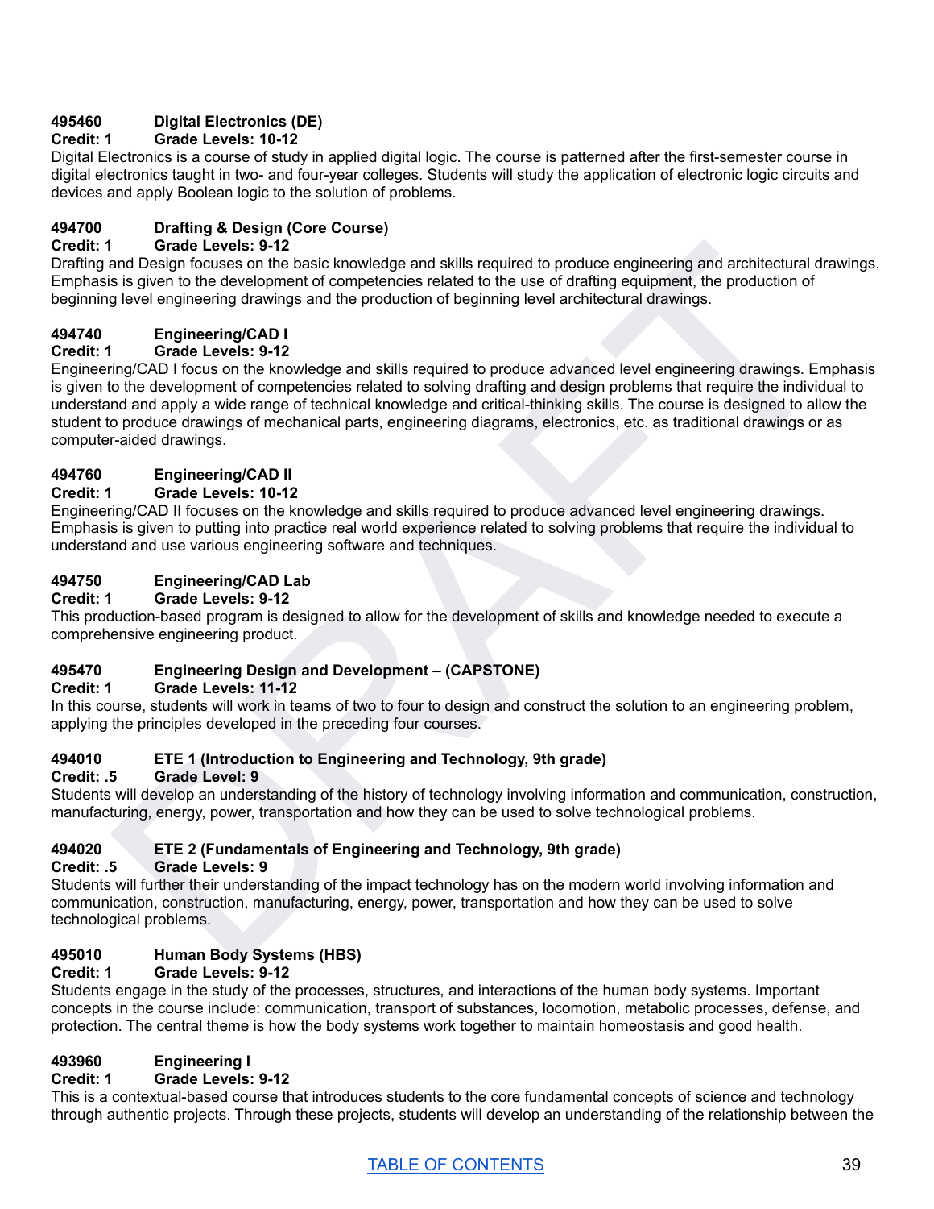**495460 Digital Electronics (DE)**
**Credit: 1 Grade Levels: 10-12**
Digital Electronics is a course of study in applied digital logic. The course is patterned after the first-semester course in digital electronics taught in two- and four-year colleges. Students will study the application of electronic logic circuits and devices and apply Boolean logic to the solution of problems.

**494700 Drafting & Design (Core Course)**
**Credit: 1 Grade Levels: 9-12**
Drafting and Design focuses on the basic knowledge and skills required to produce engineering and architectural drawings. Emphasis is given to the development of competencies related to the use of drafting equipment, the production of beginning level engineering drawings and the production of beginning level architectural drawings.

**494740 Engineering/CAD I**
**Credit: 1 Grade Levels: 9-12**
Engineering/CAD I focus on the knowledge and skills required to produce advanced level engineering drawings. Emphasis is given to the development of competencies related to solving drafting and design problems that require the individual to understand and apply a wide range of technical knowledge and critical-thinking skills. The course is designed to allow the student to produce drawings of mechanical parts, engineering diagrams, electronics, etc. as traditional drawings or as computer-aided drawings.

**494760 Engineering/CAD II**
**Credit: 1 Grade Levels: 10-12**
Engineering/CAD II focuses on the knowledge and skills required to produce advanced level engineering drawings. Emphasis is given to putting into practice real world experience related to solving problems that require the individual to understand and use various engineering software and techniques.

**494750 Engineering/CAD Lab**
**Credit: 1 Grade Levels: 9-12**
This production-based program is designed to allow for the development of skills and knowledge needed to execute a comprehensive engineering product.

**495470 Engineering Design and Development – (CAPSTONE)**
**Credit: 1 Grade Levels: 11-12**
In this course, students will work in teams of two to four to design and construct the solution to an engineering problem, applying the principles developed in the preceding four courses.

**494010 ETE 1 (Introduction to Engineering and Technology, 9th grade)**
**Credit: .5 Grade Level: 9**
Students will develop an understanding of the history of technology involving information and communication, construction, manufacturing, energy, power, transportation and how they can be used to solve technological problems.

**494020 ETE 2 (Fundamentals of Engineering and Technology, 9th grade)**
**Credit: .5 Grade Levels: 9**
Students will further their understanding of the impact technology has on the modern world involving information and communication, construction, manufacturing, energy, power, transportation and how they can be used to solve technological problems.

**495010 Human Body Systems (HBS)**
**Credit: 1 Grade Levels: 9-12**
Students engage in the study of the processes, structures, and interactions of the human body systems. Important concepts in the course include: communication, transport of substances, locomotion, metabolic processes, defense, and protection. The central theme is how the body systems work together to maintain homeostasis and good health.

**493960 Engineering I**
**Credit: 1 Grade Levels: 9-12**
This is a contextual-based course that introduces students to the core fundamental concepts of science and technology through authentic projects. Through these projects, students will develop an understanding of the relationship between the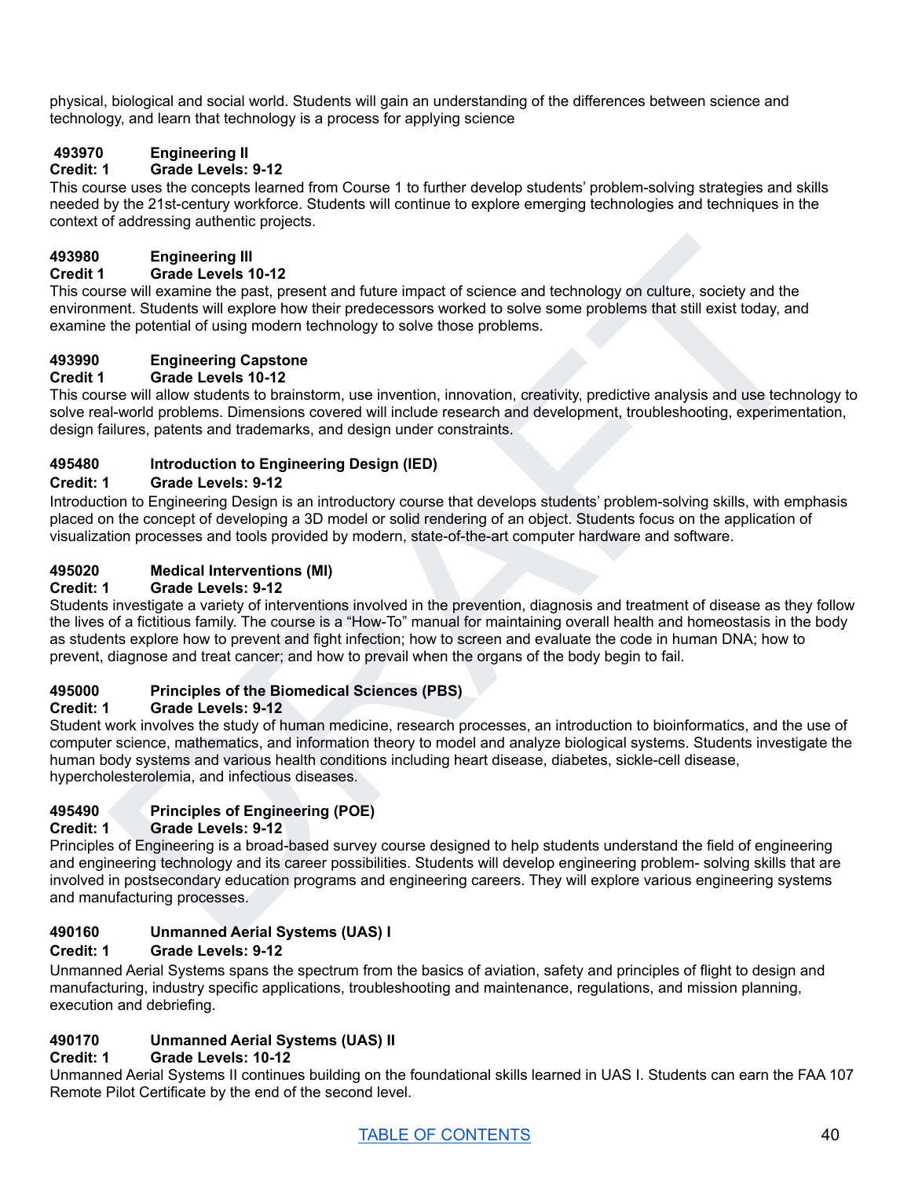physical, biological and social world. Students will gain an understanding of the differences between science and technology, and learn that technology is a process for applying science

**493970 Engineering II**
**Credit: 1 Grade Levels: 9-12**
This course uses the concepts learned from Course 1 to further develop students' problem-solving strategies and skills needed by the 21st-century workforce. Students will continue to explore emerging technologies and techniques in the context of addressing authentic projects.

**493980 Engineering III**
**Credit 1 Grade Levels 10-12**
This course will examine the past, present and future impact of science and technology on culture, society and the environment. Students will explore how their predecessors worked to solve some problems that still exist today, and examine the potential of using modern technology to solve those problems.

**493990 Engineering Capstone**
**Credit 1 Grade Levels 10-12**
This course will allow students to brainstorm, use invention, innovation, creativity, predictive analysis and use technology to solve real-world problems. Dimensions covered will include research and development, troubleshooting, experimentation, design failures, patents and trademarks, and design under constraints.

**495480 Introduction to Engineering Design (IED)**
**Credit: 1 Grade Levels: 9-12**
Introduction to Engineering Design is an introductory course that develops students' problem-solving skills, with emphasis placed on the concept of developing a 3D model or solid rendering of an object. Students focus on the application of visualization processes and tools provided by modern, state-of-the-art computer hardware and software.

**495020 Medical Interventions (MI)**
**Credit: 1 Grade Levels: 9-12**
Students investigate a variety of interventions involved in the prevention, diagnosis and treatment of disease as they follow the lives of a fictitious family. The course is a "How-To" manual for maintaining overall health and homeostasis in the body as students explore how to prevent and fight infection; how to screen and evaluate the code in human DNA; how to prevent, diagnose and treat cancer; and how to prevail when the organs of the body begin to fail.

**495000 Principles of the Biomedical Sciences (PBS)**
**Credit: 1 Grade Levels: 9-12**
Student work involves the study of human medicine, research processes, an introduction to bioinformatics, and the use of computer science, mathematics, and information theory to model and analyze biological systems. Students investigate the human body systems and various health conditions including heart disease, diabetes, sickle-cell disease, hypercholesterolemia, and infectious diseases.

**495490 Principles of Engineering (POE)**
**Credit: 1 Grade Levels: 9-12**
Principles of Engineering is a broad-based survey course designed to help students understand the field of engineering and engineering technology and its career possibilities. Students will develop engineering problem- solving skills that are involved in postsecondary education programs and engineering careers. They will explore various engineering systems and manufacturing processes.

**490160 Unmanned Aerial Systems (UAS) I**
**Credit: 1 Grade Levels: 9-12**
Unmanned Aerial Systems spans the spectrum from the basics of aviation, safety and principles of flight to design and manufacturing, industry specific applications, troubleshooting and maintenance, regulations, and mission planning, execution and debriefing.

**490170 Unmanned Aerial Systems (UAS) II**
**Credit: 1 Grade Levels: 10-12**
Unmanned Aerial Systems II continues building on the foundational skills learned in UAS I. Students can earn the FAA 107 Remote Pilot Certificate by the end of the second level.

TABLE OF CONTENTS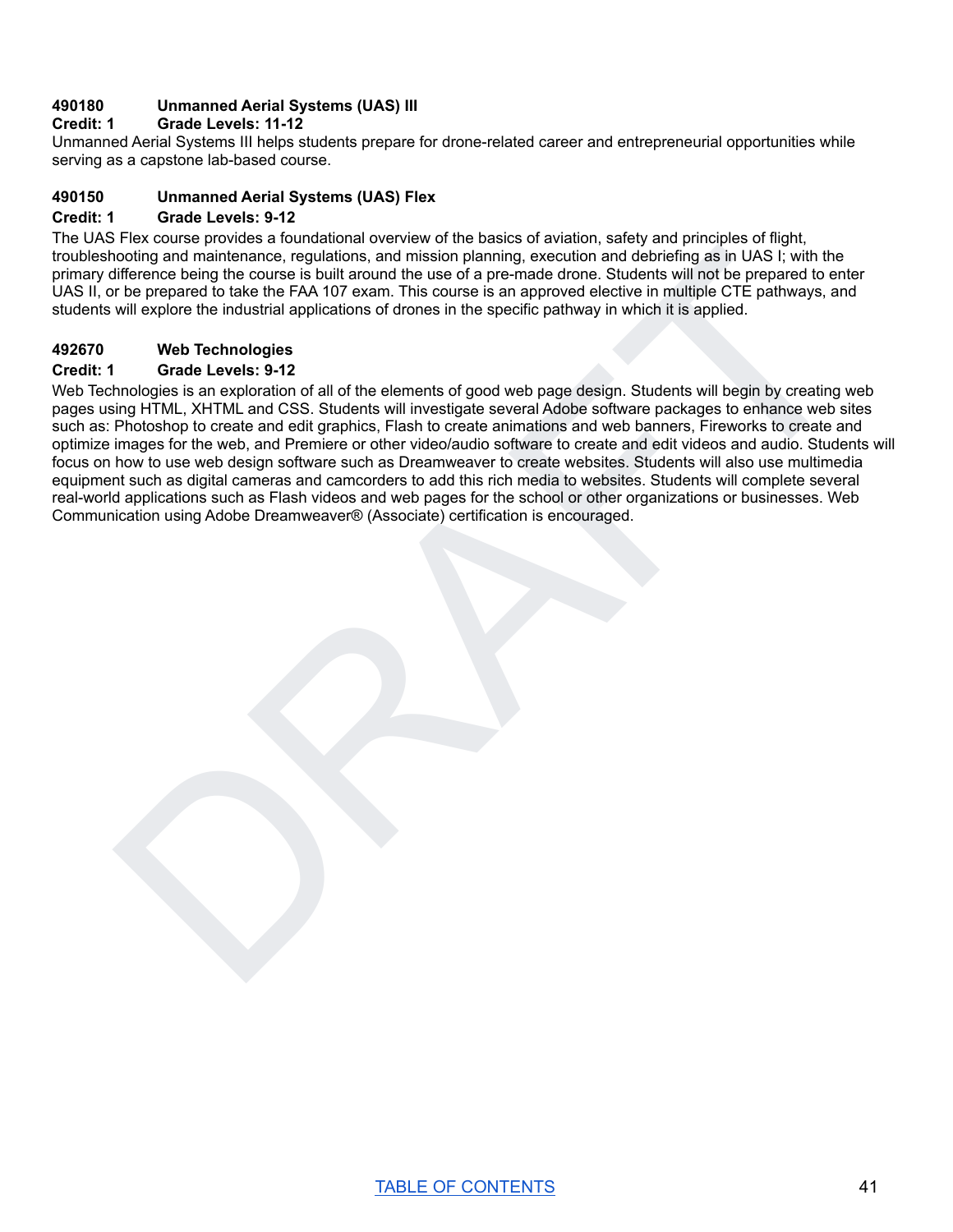**490180 Unmanned Aerial Systems (UAS) III**

**Credit: 1 Grade Levels: 11-12**

Unmanned Aerial Systems III helps students prepare for drone-related career and entrepreneurial opportunities while serving as a capstone lab-based course.

**490150 Unmanned Aerial Systems (UAS) Flex**

**Credit: 1 Grade Levels: 9-12**

The UAS Flex course provides a foundational overview of the basics of aviation, safety and principles of flight, troubleshooting and maintenance, regulations, and mission planning, execution and debriefing as in UAS I; with the primary difference being the course is built around the use of a pre-made drone. Students will not be prepared to enter UAS II, or be prepared to take the FAA 107 exam. This course is an approved elective in multiple CTE pathways, and students will explore the industrial applications of drones in the specific pathway in which it is applied.

**492670 Web Technologies**

**Credit: 1 Grade Levels: 9-12**

Web Technologies is an exploration of all of the elements of good web page design. Students will begin by creating web pages using HTML, XHTML and CSS. Students will investigate several Adobe software packages to enhance web sites such as: Photoshop to create and edit graphics, Flash to create animations and web banners, Fireworks to create and optimize images for the web, and Premiere or other video/audio software to create and edit videos and audio. Students will focus on how to use web design software such as Dreamweaver to create websites. Students will also use multimedia equipment such as digital cameras and camcorders to add this rich media to websites. Students will complete several real-world applications such as Flash videos and web pages for the school or other organizations or businesses. Web Communication using Adobe Dreamweaver® (Associate) certification is encouraged.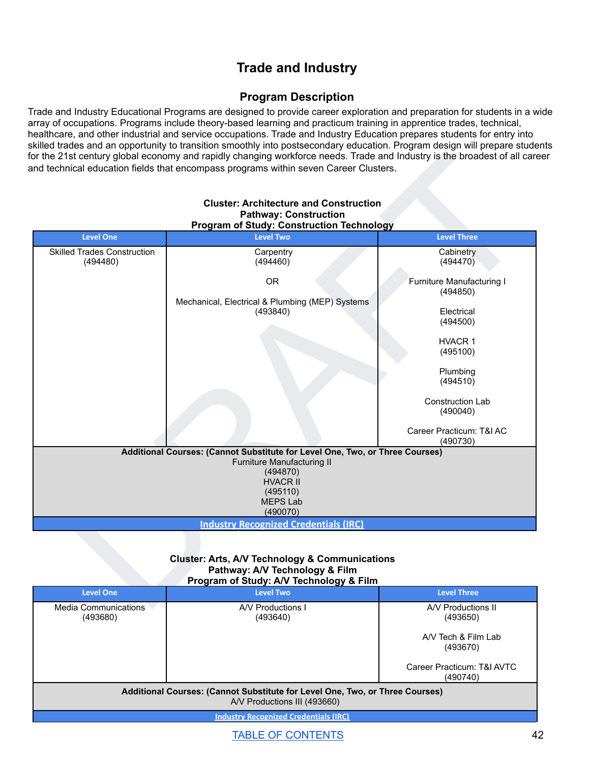# Trade and Industry

## Program Description

Trade and Industry Educational Programs are designed to provide career exploration and preparation for students in a wide array of occupations. Programs include theory-based learning and practicum training in apprentice trades, technical, healthcare, and other industrial and service occupations. Trade and Industry Education prepares students for entry into skilled trades and an opportunity to transition smoothly into postsecondary education. Program design will prepare students for the 21st century global economy and rapidly changing workforce needs. Trade and Industry is the broadest of all career and technical education fields that encompass programs within seven Career Clusters.

**Cluster: Architecture and Construction**
**Pathway: Construction**
**Program of Study: Construction Technology**

| Level One | Level Two | Level Three |
|---|---|---|
| Skilled Trades Construction (494480) | Carpentry (494460)<br><br>OR<br><br>Mechanical, Electrical & Plumbing (MEP) Systems (493840) | Cabinetry (494470)<br><br>Furniture Manufacturing I (494850)<br><br>Electrical (494500)<br><br>HVACR 1 (495100)<br><br>Plumbing (494510)<br><br>Construction Lab (490040)<br><br>Career Practicum: T&I AC (490730) |
| **Additional Courses: (Cannot Substitute for Level One, Two, or Three Courses)**<br>Furniture Manufacturing II (494870)<br>HVACR II (495110)<br>MEPS Lab (490070) | | |
| Industry Recognized Credentials (IRC) | | |

**Cluster: Arts, A/V Technology & Communications**
**Pathway: A/V Technology & Film**
**Program of Study: A/V Technology & Film**

| Level One | Level Two | Level Three |
|---|---|---|
| Media Communications (493680) | A/V Productions I (493640) | A/V Productions II (493650)<br><br>A/V Tech & Film Lab (493670)<br><br>Career Practicum: T&I AVTC (490740) |
| **Additional Courses: (Cannot Substitute for Level One, Two, or Three Courses)**<br>A/V Productions III (493660) | | |
| Industry Recognized Credentials (IRC) | | |

TABLE OF CONTENTS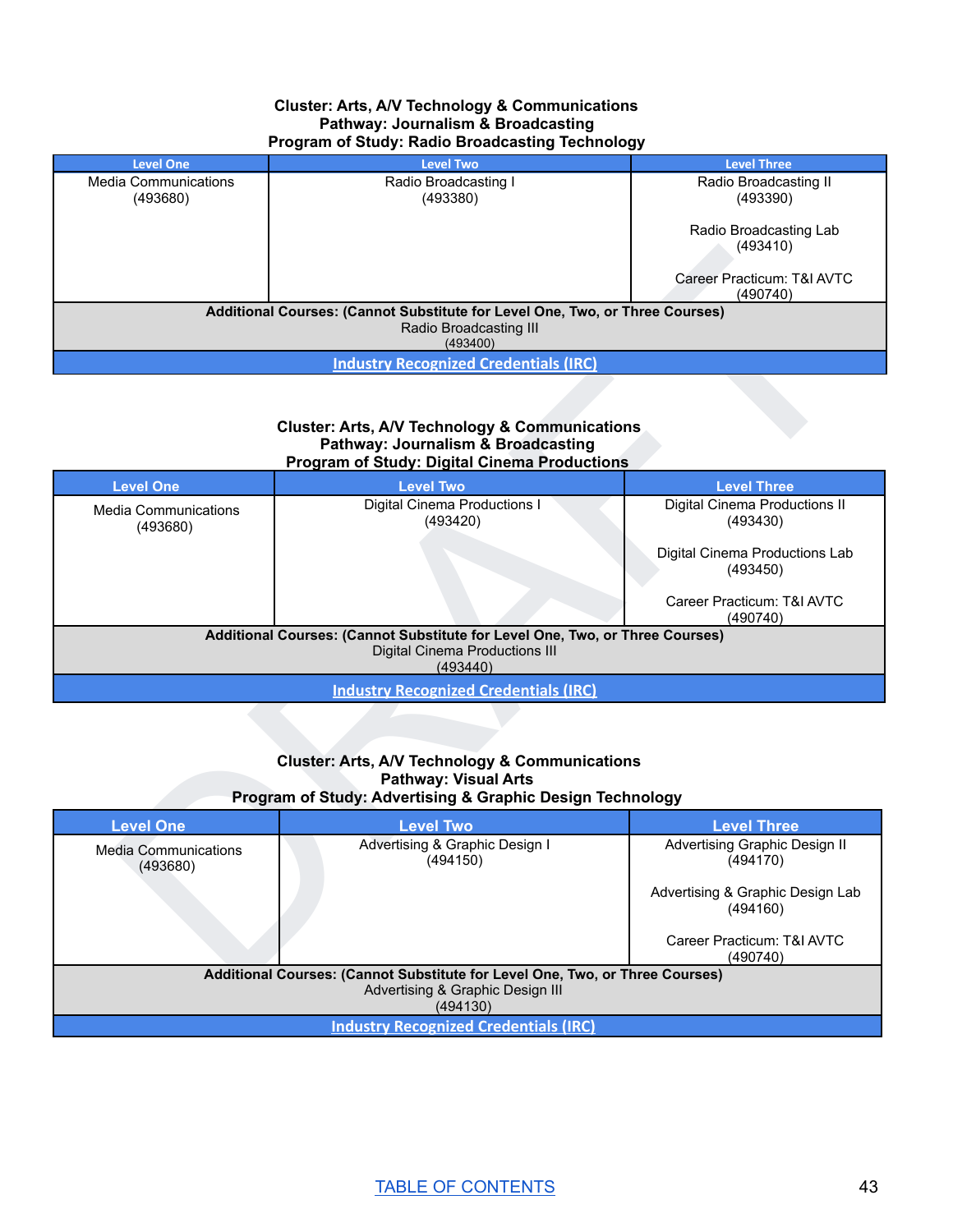**Cluster: Arts, A/V Technology & Communications**
**Pathway: Journalism & Broadcasting**
**Program of Study: Radio Broadcasting Technology**

| Level One | Level Two | Level Three |
|---|---|---|
| Media Communications (493680) | Radio Broadcasting I (493380) | Radio Broadcasting II (493390)<br><br>Radio Broadcasting Lab (493410)<br><br>Career Practicum: T&I AVTC (490740) |
| **Additional Courses: (Cannot Substitute for Level One, Two, or Three Courses)**<br>Radio Broadcasting III (493400) | | |
| Industry Recognized Credentials (IRC) | | |

**Cluster: Arts, A/V Technology & Communications**
**Pathway: Journalism & Broadcasting**
**Program of Study: Digital Cinema Productions**

| Level One | Level Two | Level Three |
|---|---|---|
| Media Communications (493680) | Digital Cinema Productions I (493420) | Digital Cinema Productions II (493430)<br><br>Digital Cinema Productions Lab (493450)<br><br>Career Practicum: T&I AVTC (490740) |
| **Additional Courses: (Cannot Substitute for Level One, Two, or Three Courses)**<br>Digital Cinema Productions III (493440) | | |
| Industry Recognized Credentials (IRC) | | |

**Cluster: Arts, A/V Technology & Communications**
**Pathway: Visual Arts**
**Program of Study: Advertising & Graphic Design Technology**

| Level One | Level Two | Level Three |
|---|---|---|
| Media Communications (493680) | Advertising & Graphic Design I (494150) | Advertising Graphic Design II (494170)<br><br>Advertising & Graphic Design Lab (494160)<br><br>Career Practicum: T&I AVTC (490740) |
| **Additional Courses: (Cannot Substitute for Level One, Two, or Three Courses)**<br>Advertising & Graphic Design III (494130) | | |
| Industry Recognized Credentials (IRC) | | |

TABLE OF CONTENTS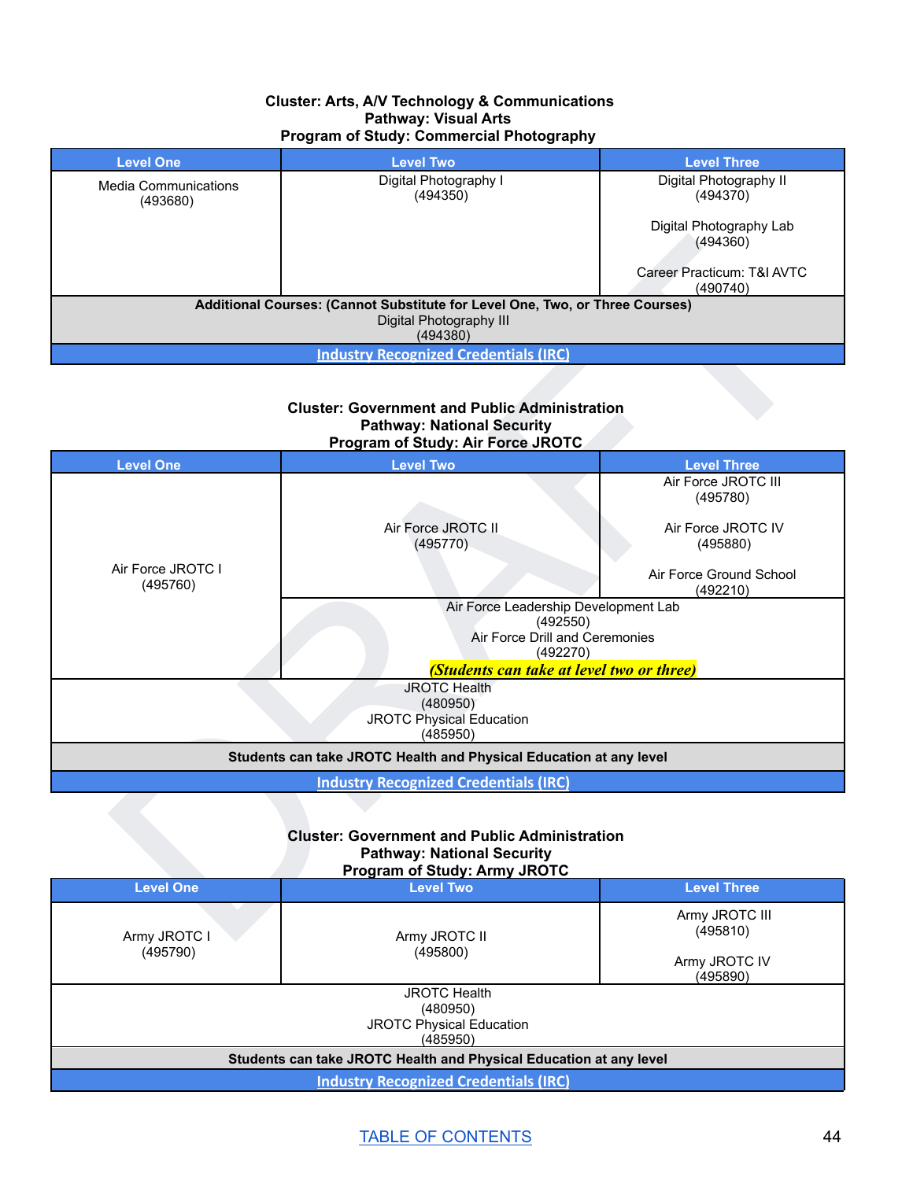**Cluster: Arts, A/V Technology & Communications**
**Pathway: Visual Arts**
**Program of Study: Commercial Photography**

| Level One | Level Two | Level Three |
|---|---|---|
| Media Communications (493680) | Digital Photography I (494350) | Digital Photography II (494370)<br><br>Digital Photography Lab (494360)<br><br>Career Practicum: T&I AVTC (490740) |
| **Additional Courses: (Cannot Substitute for Level One, Two, or Three Courses)**<br>Digital Photography III<br>(494380) | | |
| **Industry Recognized Credentials (IRC)** | | |

**Cluster: Government and Public Administration**
**Pathway: National Security**
**Program of Study: Air Force JROTC**

| Level One | Level Two | Level Three |
|---|---|---|
| Air Force JROTC I (495760) | Air Force JROTC II (495770) | Air Force JROTC III (495780)<br><br>Air Force JROTC IV (495880)<br><br>Air Force Ground School (492210) |
| | Air Force Leadership Development Lab (492550)<br>Air Force Drill and Ceremonies (492270)<br>***(Students can take at level two or three)*** | |
| JROTC Health (480950)<br>JROTC Physical Education (485950) | | |
| **Students can take JROTC Health and Physical Education at any level** | | |
| **Industry Recognized Credentials (IRC)** | | |

**Cluster: Government and Public Administration**
**Pathway: National Security**
**Program of Study: Army JROTC**

| Level One | Level Two | Level Three |
|---|---|---|
| Army JROTC I (495790) | Army JROTC II (495800) | Army JROTC III (495810)<br><br>Army JROTC IV (495890) |
| JROTC Health (480950)<br>JROTC Physical Education (485950) | | |
| **Students can take JROTC Health and Physical Education at any level** | | |
| **Industry Recognized Credentials (IRC)** | | |

TABLE OF CONTENTS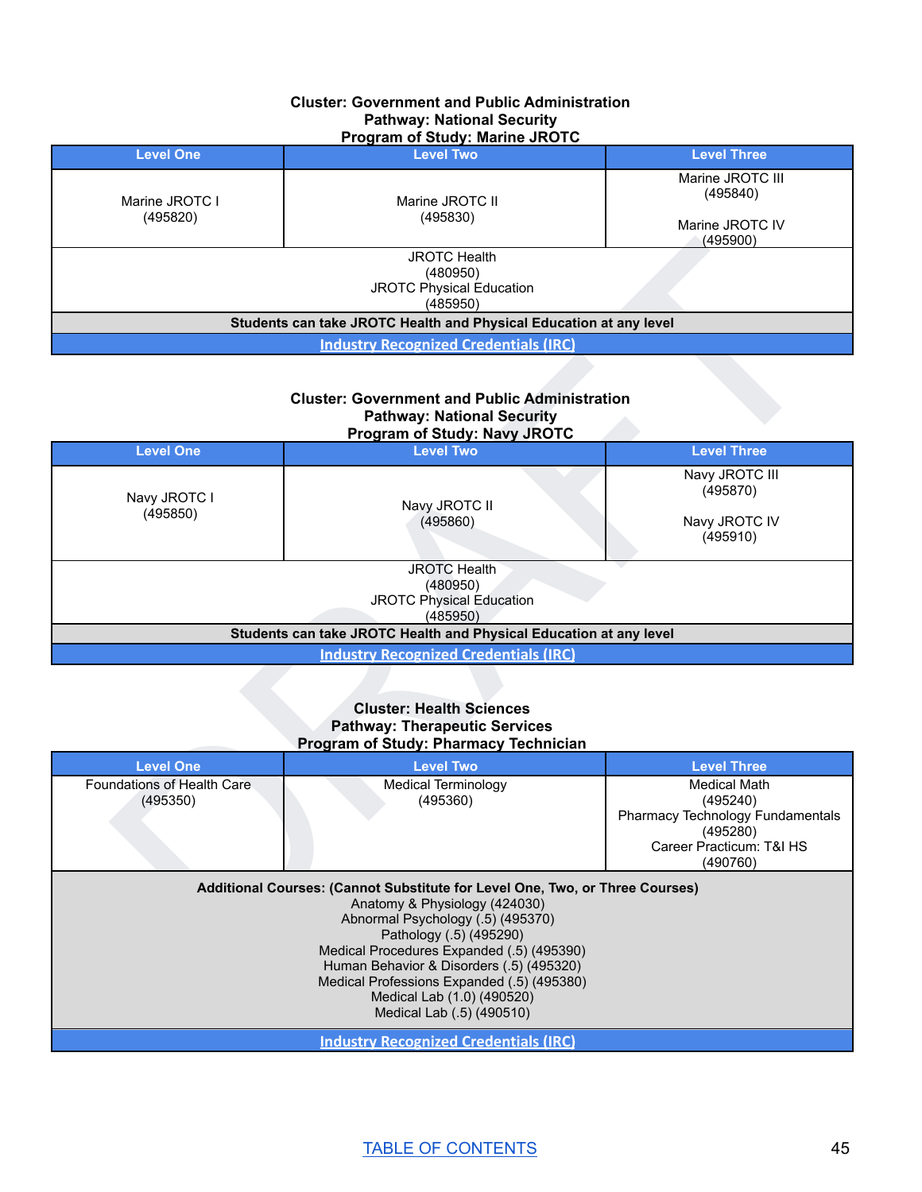**Cluster: Government and Public Administration**
**Pathway: National Security**
**Program of Study: Marine JROTC**

| Level One | Level Two | Level Three |
|---|---|---|
| Marine JROTC I (495820) | Marine JROTC II (495830) | Marine JROTC III (495840)<br><br>Marine JROTC IV (495900) |
| JROTC Health (480950)<br>JROTC Physical Education (485950) | | |
| **Students can take JROTC Health and Physical Education at any level** | | |
| [Industry Recognized Credentials (IRC)]() | | |

**Cluster: Government and Public Administration**
**Pathway: National Security**
**Program of Study: Navy JROTC**

| Level One | Level Two | Level Three |
|---|---|---|
| Navy JROTC I (495850) | Navy JROTC II (495860) | Navy JROTC III (495870)<br><br>Navy JROTC IV (495910) |
| JROTC Health (480950)<br>JROTC Physical Education (485950) | | |
| **Students can take JROTC Health and Physical Education at any level** | | |
| [Industry Recognized Credentials (IRC)]() | | |

**Cluster: Health Sciences**
**Pathway: Therapeutic Services**
**Program of Study: Pharmacy Technician**

| Level One | Level Two | Level Three |
|---|---|---|
| Foundations of Health Care (495350) | Medical Terminology (495360) | Medical Math (495240)<br>Pharmacy Technology Fundamentals (495280)<br>Career Practicum: T&I HS (490760) |
| **Additional Courses: (Cannot Substitute for Level One, Two, or Three Courses)**<br>Anatomy & Physiology (424030)<br>Abnormal Psychology (.5) (495370)<br>Pathology (.5) (495290)<br>Medical Procedures Expanded (.5) (495390)<br>Human Behavior & Disorders (.5) (495320)<br>Medical Professions Expanded (.5) (495380)<br>Medical Lab (1.0) (490520)<br>Medical Lab (.5) (490510) | | |
| [Industry Recognized Credentials (IRC)]() | | |

[TABLE OF CONTENTS]()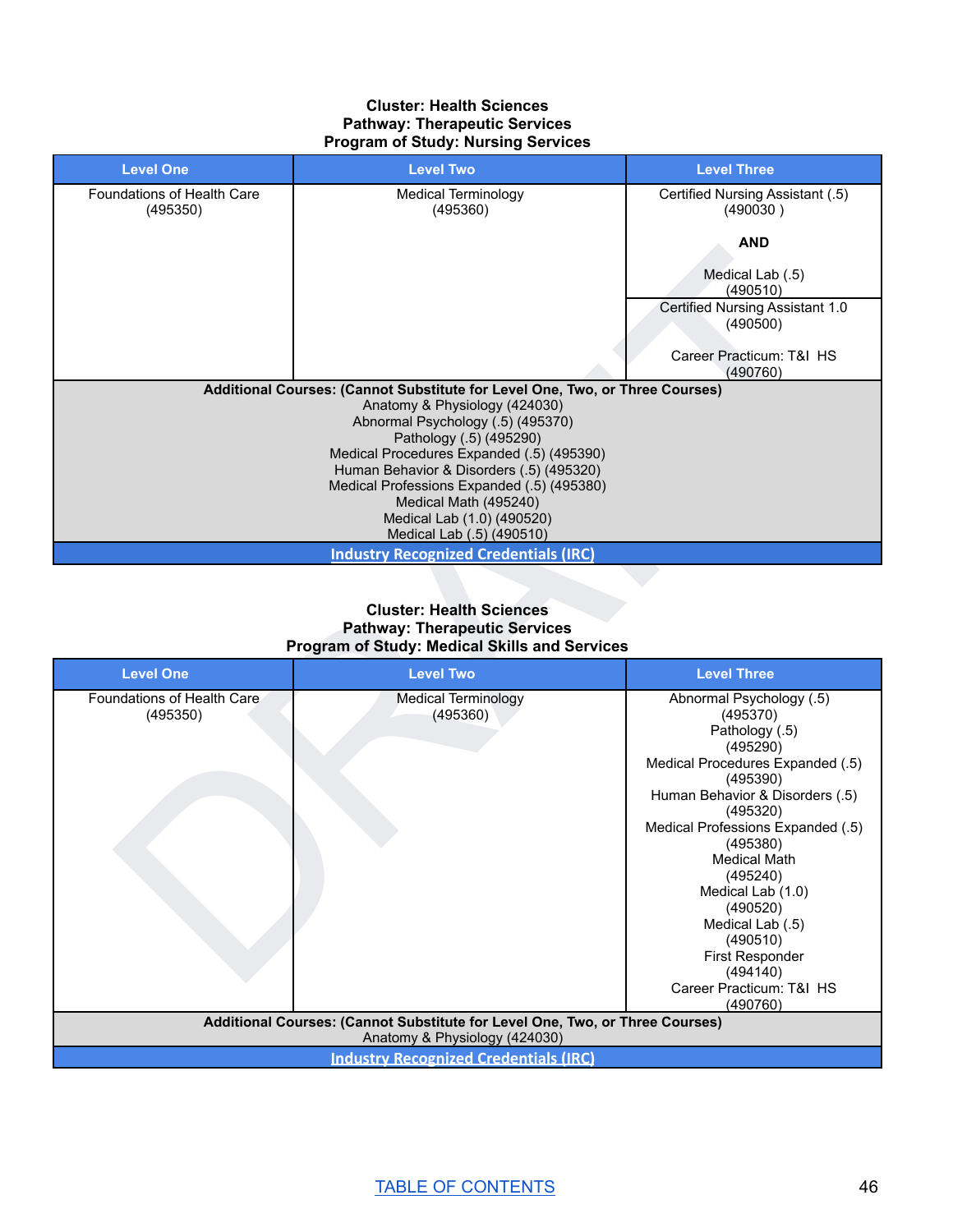**Cluster: Health Sciences**
**Pathway: Therapeutic Services**
**Program of Study: Nursing Services**

| Level One | Level Two | Level Three |
|---|---|---|
| Foundations of Health Care (495350) | Medical Terminology (495360) | Certified Nursing Assistant (.5) (490030 ) **AND** Medical Lab (.5) (490510) |
| | | Certified Nursing Assistant 1.0 (490500) Career Practicum: T&I HS (490760) |
| **Additional Courses: (Cannot Substitute for Level One, Two, or Three Courses)** Anatomy & Physiology (424030) Abnormal Psychology (.5) (495370) Pathology (.5) (495290) Medical Procedures Expanded (.5) (495390) Human Behavior & Disorders (.5) (495320) Medical Professions Expanded (.5) (495380) Medical Math (495240) Medical Lab (1.0) (490520) Medical Lab (.5) (490510) | | |
| Industry Recognized Credentials (IRC) | | |

**Cluster: Health Sciences**
**Pathway: Therapeutic Services**
**Program of Study: Medical Skills and Services**

| Level One | Level Two | Level Three |
|---|---|---|
| Foundations of Health Care (495350) | Medical Terminology (495360) | Abnormal Psychology (.5) (495370) Pathology (.5) (495290) Medical Procedures Expanded (.5) (495390) Human Behavior & Disorders (.5) (495320) Medical Professions Expanded (.5) (495380) Medical Math (495240) Medical Lab (1.0) (490520) Medical Lab (.5) (490510) First Responder (494140) Career Practicum: T&I HS (490760) |
| **Additional Courses: (Cannot Substitute for Level One, Two, or Three Courses)** Anatomy & Physiology (424030) | | |
| Industry Recognized Credentials (IRC) | | |

TABLE OF CONTENTS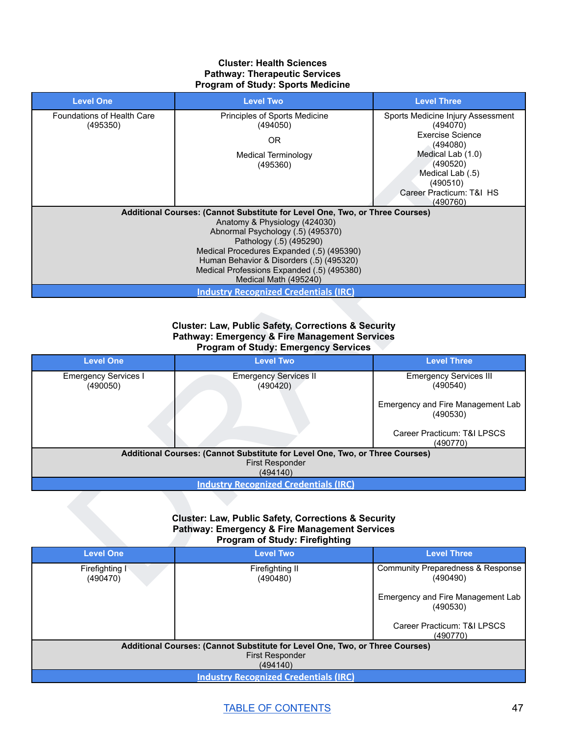**Cluster: Health Sciences**
**Pathway: Therapeutic Services**
**Program of Study: Sports Medicine**

| Level One | Level Two | Level Three |
|---|---|---|
| Foundations of Health Care (495350) | Principles of Sports Medicine (494050)<br><br>OR<br><br>Medical Terminology (495360) | Sports Medicine Injury Assessment (494070)<br>Exercise Science (494080)<br>Medical Lab (1.0) (490520)<br>Medical Lab (.5) (490510)<br>Career Practicum: T&I HS (490760) |
| **Additional Courses: (Cannot Substitute for Level One, Two, or Three Courses)**<br>Anatomy & Physiology (424030)<br>Abnormal Psychology (.5) (495370)<br>Pathology (.5) (495290)<br>Medical Procedures Expanded (.5) (495390)<br>Human Behavior & Disorders (.5) (495320)<br>Medical Professions Expanded (.5) (495380)<br>Medical Math (495240) | | |
| Industry Recognized Credentials (IRC) | | |

**Cluster: Law, Public Safety, Corrections & Security**
**Pathway: Emergency & Fire Management Services**
**Program of Study: Emergency Services**

| Level One | Level Two | Level Three |
|---|---|---|
| Emergency Services I (490050) | Emergency Services II (490420) | Emergency Services III (490540)<br><br>Emergency and Fire Management Lab (490530)<br><br>Career Practicum: T&I LPSCS (490770) |
| **Additional Courses: (Cannot Substitute for Level One, Two, or Three Courses)**<br>First Responder (494140) | | |
| Industry Recognized Credentials (IRC) | | |

**Cluster: Law, Public Safety, Corrections & Security**
**Pathway: Emergency & Fire Management Services**
**Program of Study: Firefighting**

| Level One | Level Two | Level Three |
|---|---|---|
| Firefighting I (490470) | Firefighting II (490480) | Community Preparedness & Response (490490)<br><br>Emergency and Fire Management Lab (490530)<br><br>Career Practicum: T&I LPSCS (490770) |
| **Additional Courses: (Cannot Substitute for Level One, Two, or Three Courses)**<br>First Responder (494140) | | |
| Industry Recognized Credentials (IRC) | | |

TABLE OF CONTENTS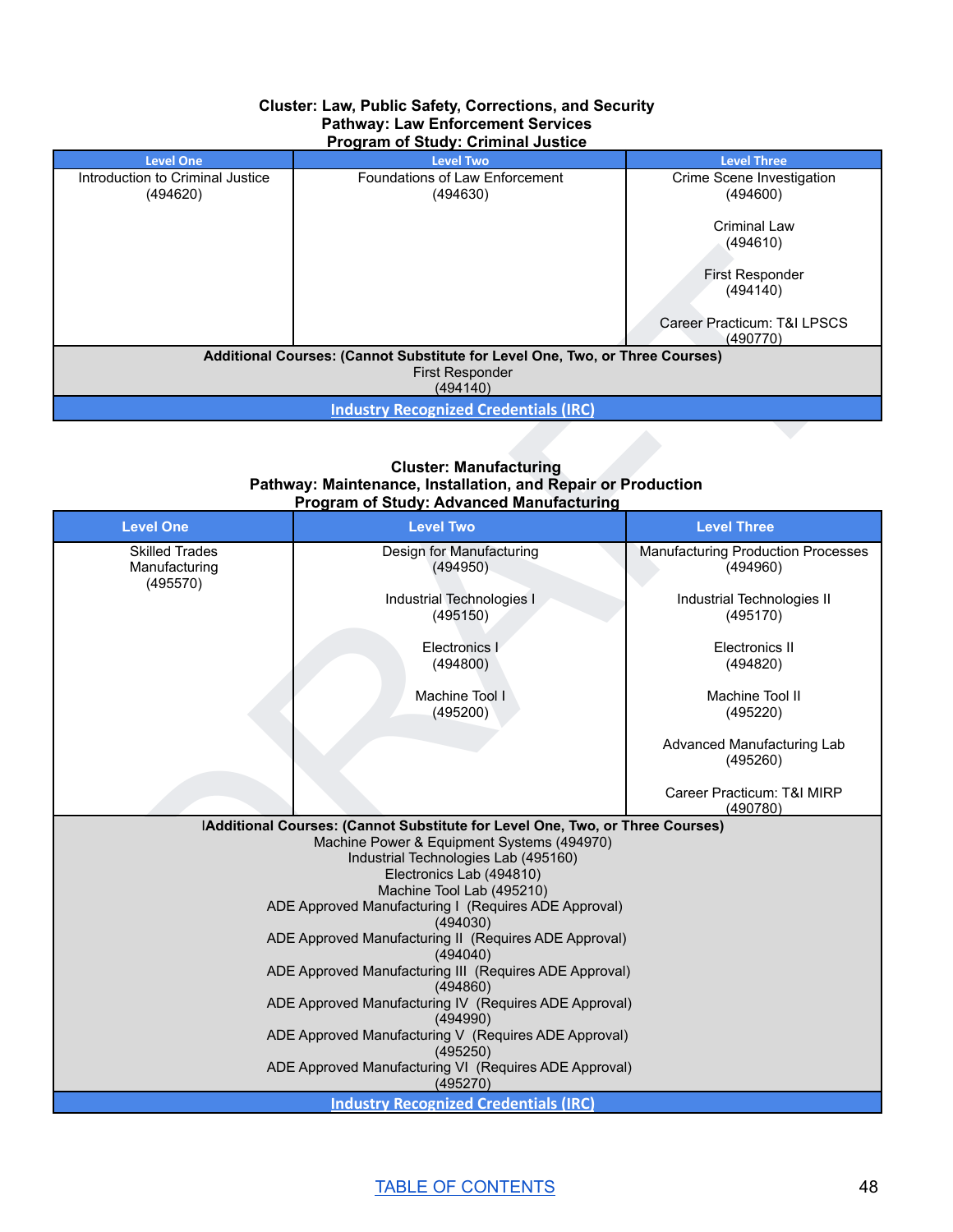**Cluster: Law, Public Safety, Corrections, and Security**
**Pathway: Law Enforcement Services**
**Program of Study: Criminal Justice**

| Level One | Level Two | Level Three |
|---|---|---|
| Introduction to Criminal Justice (494620) | Foundations of Law Enforcement (494630) | Crime Scene Investigation (494600)<br><br>Criminal Law (494610)<br><br>First Responder (494140)<br><br>Career Practicum: T&I LPSCS (490770) |
| **Additional Courses: (Cannot Substitute for Level One, Two, or Three Courses)**<br>First Responder (494140) | | |
| Industry Recognized Credentials (IRC) | | |

**Cluster: Manufacturing**
**Pathway: Maintenance, Installation, and Repair or Production**
**Program of Study: Advanced Manufacturing**

| Level One | Level Two | Level Three |
|---|---|---|
| Skilled Trades Manufacturing (495570) | Design for Manufacturing (494950)<br><br>Industrial Technologies I (495150)<br><br>Electronics I (494800)<br><br>Machine Tool I (495200) | Manufacturing Production Processes (494960)<br><br>Industrial Technologies II (495170)<br><br>Electronics II (494820)<br><br>Machine Tool II (495220)<br><br>Advanced Manufacturing Lab (495260)<br><br>Career Practicum: T&I MIRP (490780) |
| **Additional Courses: (Cannot Substitute for Level One, Two, or Three Courses)**<br>Machine Power & Equipment Systems (494970)<br>Industrial Technologies Lab (495160)<br>Electronics Lab (494810)<br>Machine Tool Lab (495210)<br>ADE Approved Manufacturing I (Requires ADE Approval) (494030)<br>ADE Approved Manufacturing II (Requires ADE Approval) (494040)<br>ADE Approved Manufacturing III (Requires ADE Approval) (494860)<br>ADE Approved Manufacturing IV (Requires ADE Approval) (494990)<br>ADE Approved Manufacturing V (Requires ADE Approval) (495250)<br>ADE Approved Manufacturing VI (Requires ADE Approval) (495270) | | |
| Industry Recognized Credentials (IRC) | | |

TABLE OF CONTENTS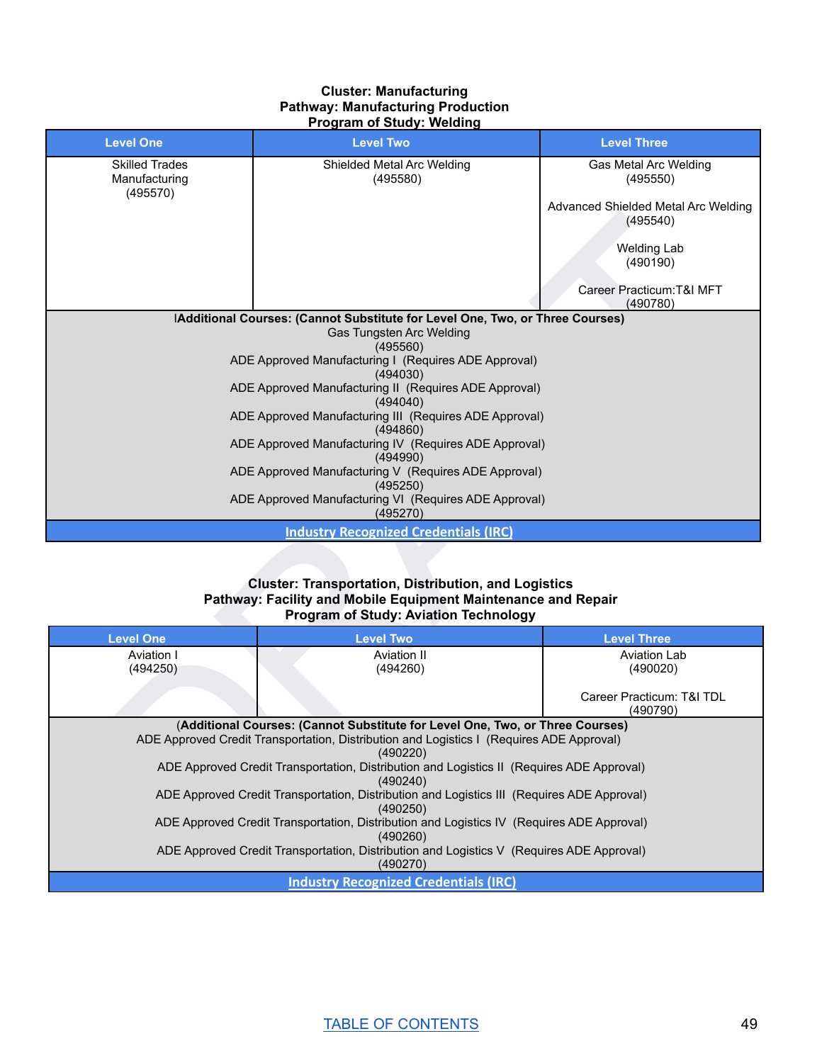**Cluster: Manufacturing**
**Pathway: Manufacturing Production**
**Program of Study: Welding**

| Level One | Level Two | Level Three |
| --- | --- | --- |
| Skilled Trades Manufacturing (495570) | Shielded Metal Arc Welding (495580) | Gas Metal Arc Welding (495550)<br><br>Advanced Shielded Metal Arc Welding (495540)<br><br>Welding Lab (490190)<br><br>Career Practicum:T&I MFT (490780) |
| **Additional Courses: (Cannot Substitute for Level One, Two, or Three Courses)**<br>Gas Tungsten Arc Welding (495560)<br>ADE Approved Manufacturing I (Requires ADE Approval) (494030)<br>ADE Approved Manufacturing II (Requires ADE Approval) (494040)<br>ADE Approved Manufacturing III (Requires ADE Approval) (494860)<br>ADE Approved Manufacturing IV (Requires ADE Approval) (494990)<br>ADE Approved Manufacturing V (Requires ADE Approval) (495250)<br>ADE Approved Manufacturing VI (Requires ADE Approval) (495270) | | |
| Industry Recognized Credentials (IRC) | | |

**Cluster: Transportation, Distribution, and Logistics**
**Pathway: Facility and Mobile Equipment Maintenance and Repair**
**Program of Study: Aviation Technology**

| Level One | Level Two | Level Three |
| --- | --- | --- |
| Aviation I (494250) | Aviation II (494260) | Aviation Lab (490020)<br><br>Career Practicum: T&I TDL (490790) |
| **(Additional Courses: (Cannot Substitute for Level One, Two, or Three Courses)**<br>ADE Approved Credit Transportation, Distribution and Logistics I (Requires ADE Approval) (490220)<br>ADE Approved Credit Transportation, Distribution and Logistics II (Requires ADE Approval) (490240)<br>ADE Approved Credit Transportation, Distribution and Logistics III (Requires ADE Approval) (490250)<br>ADE Approved Credit Transportation, Distribution and Logistics IV (Requires ADE Approval) (490260)<br>ADE Approved Credit Transportation, Distribution and Logistics V (Requires ADE Approval) (490270) | | |
| Industry Recognized Credentials (IRC) | | |

TABLE OF CONTENTS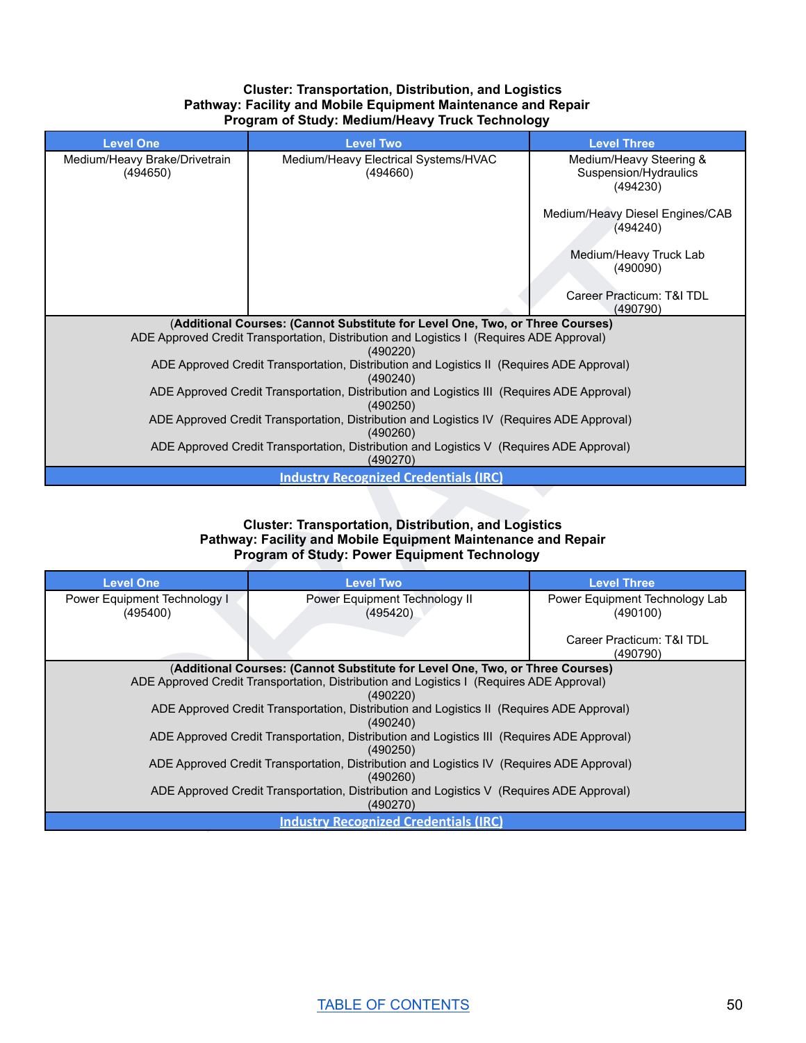**Cluster: Transportation, Distribution, and Logistics**
**Pathway: Facility and Mobile Equipment Maintenance and Repair**
**Program of Study: Medium/Heavy Truck Technology**

| Level One | Level Two | Level Three |
|---|---|---|
| Medium/Heavy Brake/Drivetrain (494650) | Medium/Heavy Electrical Systems/HVAC (494660) | Medium/Heavy Steering & Suspension/Hydraulics (494230)<br><br>Medium/Heavy Diesel Engines/CAB (494240)<br><br>Medium/Heavy Truck Lab (490090)<br><br>Career Practicum: T&I TDL (490790) |
| (**Additional Courses: (Cannot Substitute for Level One, Two, or Three Courses)**<br>ADE Approved Credit Transportation, Distribution and Logistics I (Requires ADE Approval) (490220)<br>ADE Approved Credit Transportation, Distribution and Logistics II (Requires ADE Approval) (490240)<br>ADE Approved Credit Transportation, Distribution and Logistics III (Requires ADE Approval) (490250)<br>ADE Approved Credit Transportation, Distribution and Logistics IV (Requires ADE Approval) (490260)<br>ADE Approved Credit Transportation, Distribution and Logistics V (Requires ADE Approval) (490270) | | |
| **Industry Recognized Credentials (IRC)** | | |

**Cluster: Transportation, Distribution, and Logistics**
**Pathway: Facility and Mobile Equipment Maintenance and Repair**
**Program of Study: Power Equipment Technology**

| Level One | Level Two | Level Three |
|---|---|---|
| Power Equipment Technology I (495400) | Power Equipment Technology II (495420) | Power Equipment Technology Lab (490100)<br><br>Career Practicum: T&I TDL (490790) |
| (**Additional Courses: (Cannot Substitute for Level One, Two, or Three Courses)**<br>ADE Approved Credit Transportation, Distribution and Logistics I (Requires ADE Approval) (490220)<br>ADE Approved Credit Transportation, Distribution and Logistics II (Requires ADE Approval) (490240)<br>ADE Approved Credit Transportation, Distribution and Logistics III (Requires ADE Approval) (490250)<br>ADE Approved Credit Transportation, Distribution and Logistics IV (Requires ADE Approval) (490260)<br>ADE Approved Credit Transportation, Distribution and Logistics V (Requires ADE Approval) (490270) | | |
| **Industry Recognized Credentials (IRC)** | | |

TABLE OF CONTENTS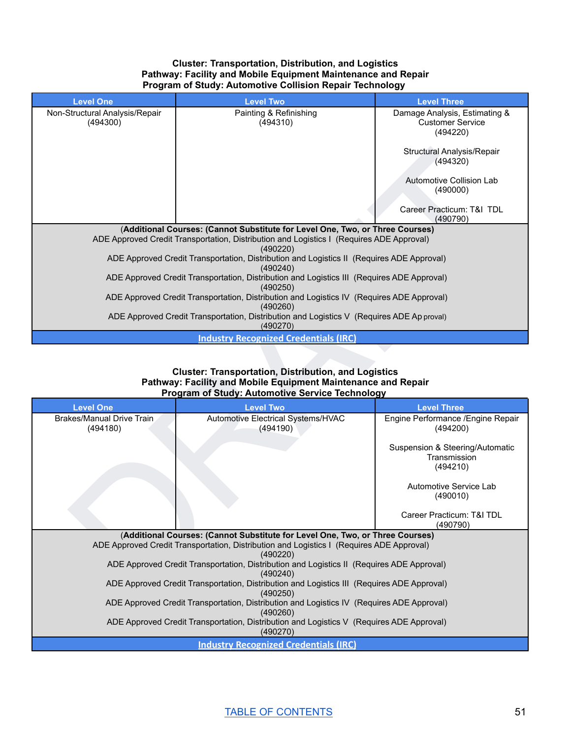**Cluster: Transportation, Distribution, and Logistics**
**Pathway: Facility and Mobile Equipment Maintenance and Repair**
**Program of Study: Automotive Collision Repair Technology**

| Level One | Level Two | Level Three |
|---|---|---|
| Non-Structural Analysis/Repair (494300) | Painting & Refinishing (494310) | Damage Analysis, Estimating & Customer Service (494220)<br><br>Structural Analysis/Repair (494320)<br><br>Automotive Collision Lab (490000)<br><br>Career Practicum: T&I TDL (490790) |
| (**Additional Courses: (Cannot Substitute for Level One, Two, or Three Courses)**<br>ADE Approved Credit Transportation, Distribution and Logistics I (Requires ADE Approval) (490220)<br>ADE Approved Credit Transportation, Distribution and Logistics II (Requires ADE Approval) (490240)<br>ADE Approved Credit Transportation, Distribution and Logistics III (Requires ADE Approval) (490250)<br>ADE Approved Credit Transportation, Distribution and Logistics IV (Requires ADE Approval) (490260)<br>ADE Approved Credit Transportation, Distribution and Logistics V (Requires ADE Approval) (490270) | | |
| Industry Recognized Credentials (IRC) | | |

**Cluster: Transportation, Distribution, and Logistics**
**Pathway: Facility and Mobile Equipment Maintenance and Repair**
**Program of Study: Automotive Service Technology**

| Level One | Level Two | Level Three |
|---|---|---|
| Brakes/Manual Drive Train (494180) | Automotive Electrical Systems/HVAC (494190) | Engine Performance /Engine Repair (494200)<br><br>Suspension & Steering/Automatic Transmission (494210)<br><br>Automotive Service Lab (490010)<br><br>Career Practicum: T&I TDL (490790) |
| (**Additional Courses: (Cannot Substitute for Level One, Two, or Three Courses)**<br>ADE Approved Credit Transportation, Distribution and Logistics I (Requires ADE Approval) (490220)<br>ADE Approved Credit Transportation, Distribution and Logistics II (Requires ADE Approval) (490240)<br>ADE Approved Credit Transportation, Distribution and Logistics III (Requires ADE Approval) (490250)<br>ADE Approved Credit Transportation, Distribution and Logistics IV (Requires ADE Approval) (490260)<br>ADE Approved Credit Transportation, Distribution and Logistics V (Requires ADE Approval) (490270) | | |
| Industry Recognized Credentials (IRC) | | |

TABLE OF CONTENTS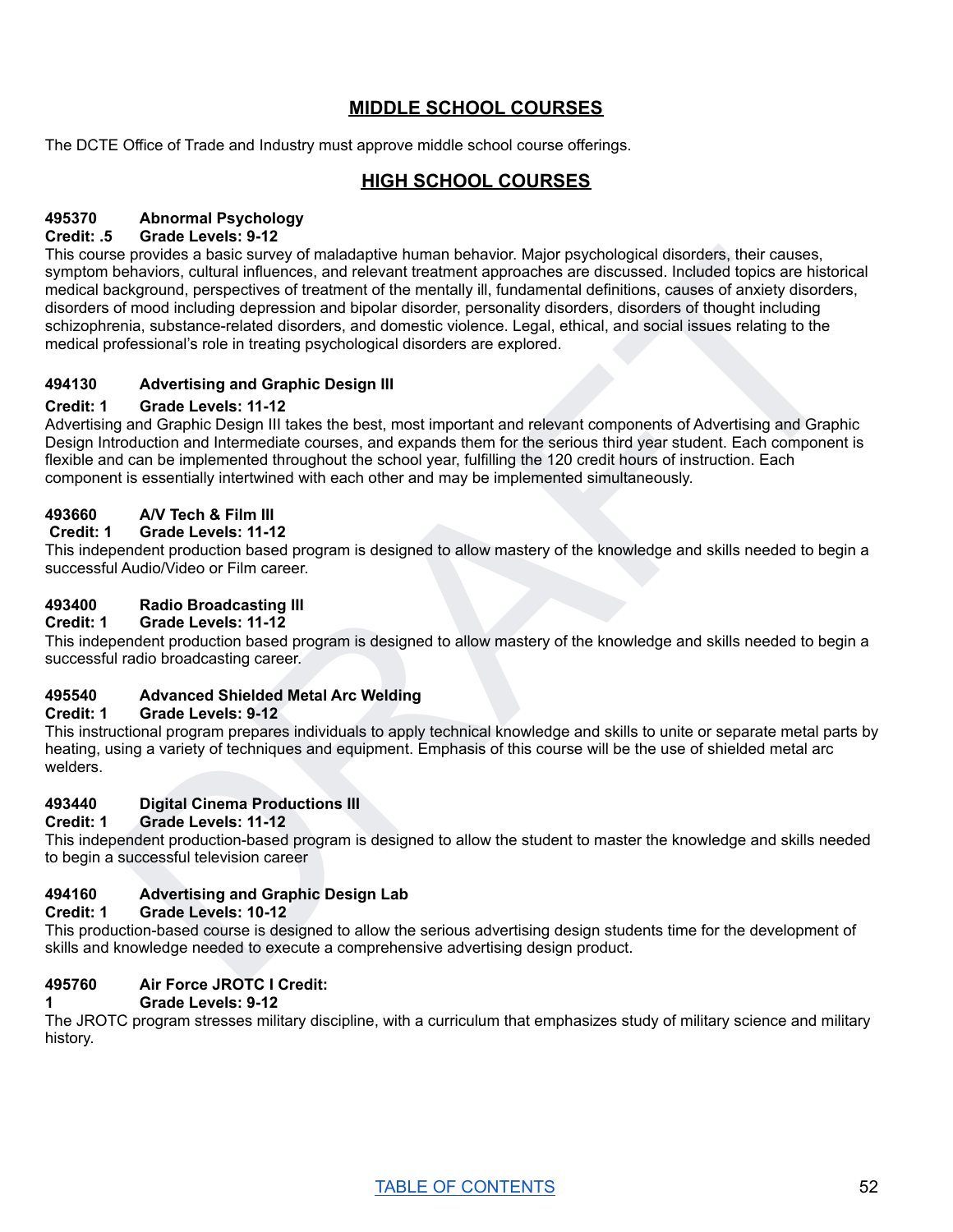## MIDDLE SCHOOL COURSES

The DCTE Office of Trade and Industry must approve middle school course offerings.

## HIGH SCHOOL COURSES

**495370 Abnormal Psychology**
**Credit: .5 Grade Levels: 9-12**
This course provides a basic survey of maladaptive human behavior. Major psychological disorders, their causes, symptom behaviors, cultural influences, and relevant treatment approaches are discussed. Included topics are historical medical background, perspectives of treatment of the mentally ill, fundamental definitions, causes of anxiety disorders, disorders of mood including depression and bipolar disorder, personality disorders, disorders of thought including schizophrenia, substance-related disorders, and domestic violence. Legal, ethical, and social issues relating to the medical professional's role in treating psychological disorders are explored.

**494130 Advertising and Graphic Design III**
**Credit: 1 Grade Levels: 11-12**
Advertising and Graphic Design III takes the best, most important and relevant components of Advertising and Graphic Design Introduction and Intermediate courses, and expands them for the serious third year student. Each component is flexible and can be implemented throughout the school year, fulfilling the 120 credit hours of instruction. Each component is essentially intertwined with each other and may be implemented simultaneously.

**493660 A/V Tech & Film III**
**Credit: 1 Grade Levels: 11-12**
This independent production based program is designed to allow mastery of the knowledge and skills needed to begin a successful Audio/Video or Film career.

**493400 Radio Broadcasting III**
**Credit: 1 Grade Levels: 11-12**
This independent production based program is designed to allow mastery of the knowledge and skills needed to begin a successful radio broadcasting career.

**495540 Advanced Shielded Metal Arc Welding**
**Credit: 1 Grade Levels: 9-12**
This instructional program prepares individuals to apply technical knowledge and skills to unite or separate metal parts by heating, using a variety of techniques and equipment. Emphasis of this course will be the use of shielded metal arc welders.

**493440 Digital Cinema Productions III**
**Credit: 1 Grade Levels: 11-12**
This independent production-based program is designed to allow the student to master the knowledge and skills needed to begin a successful television career

**494160 Advertising and Graphic Design Lab**
**Credit: 1 Grade Levels: 10-12**
This production-based course is designed to allow the serious advertising design students time for the development of skills and knowledge needed to execute a comprehensive advertising design product.

**495760 Air Force JROTC I Credit:**
**1 Grade Levels: 9-12**
The JROTC program stresses military discipline, with a curriculum that emphasizes study of military science and military history.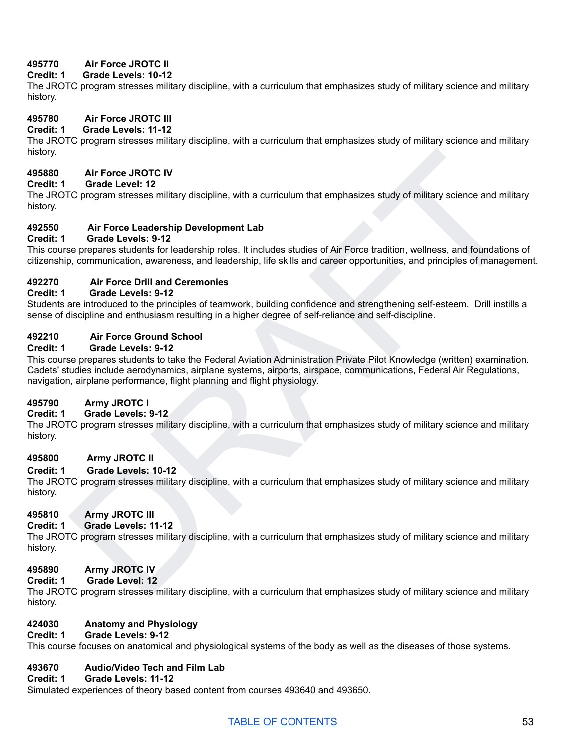**495770 Air Force JROTC II**
**Credit: 1 Grade Levels: 10-12**
The JROTC program stresses military discipline, with a curriculum that emphasizes study of military science and military history.

**495780 Air Force JROTC III**
**Credit: 1 Grade Levels: 11-12**
The JROTC program stresses military discipline, with a curriculum that emphasizes study of military science and military history.

**495880 Air Force JROTC IV**
**Credit: 1 Grade Level: 12**
The JROTC program stresses military discipline, with a curriculum that emphasizes study of military science and military history.

**492550 Air Force Leadership Development Lab**
**Credit: 1 Grade Levels: 9-12**
This course prepares students for leadership roles. It includes studies of Air Force tradition, wellness, and foundations of citizenship, communication, awareness, and leadership, life skills and career opportunities, and principles of management.

**492270 Air Force Drill and Ceremonies**
**Credit: 1 Grade Levels: 9-12**
Students are introduced to the principles of teamwork, building confidence and strengthening self-esteem. Drill instills a sense of discipline and enthusiasm resulting in a higher degree of self-reliance and self-discipline.

**492210 Air Force Ground School**
**Credit: 1 Grade Levels: 9-12**
This course prepares students to take the Federal Aviation Administration Private Pilot Knowledge (written) examination. Cadets' studies include aerodynamics, airplane systems, airports, airspace, communications, Federal Air Regulations, navigation, airplane performance, flight planning and flight physiology.

**495790 Army JROTC I**
**Credit: 1 Grade Levels: 9-12**
The JROTC program stresses military discipline, with a curriculum that emphasizes study of military science and military history.

**495800 Army JROTC II**
**Credit: 1 Grade Levels: 10-12**
The JROTC program stresses military discipline, with a curriculum that emphasizes study of military science and military history.

**495810 Army JROTC III**
**Credit: 1 Grade Levels: 11-12**
The JROTC program stresses military discipline, with a curriculum that emphasizes study of military science and military history.

**495890 Army JROTC IV**
**Credit: 1 Grade Level: 12**
The JROTC program stresses military discipline, with a curriculum that emphasizes study of military science and military history.

**424030 Anatomy and Physiology**
**Credit: 1 Grade Levels: 9-12**
This course focuses on anatomical and physiological systems of the body as well as the diseases of those systems.

**493670 Audio/Video Tech and Film Lab**
**Credit: 1 Grade Levels: 11-12**
Simulated experiences of theory based content from courses 493640 and 493650.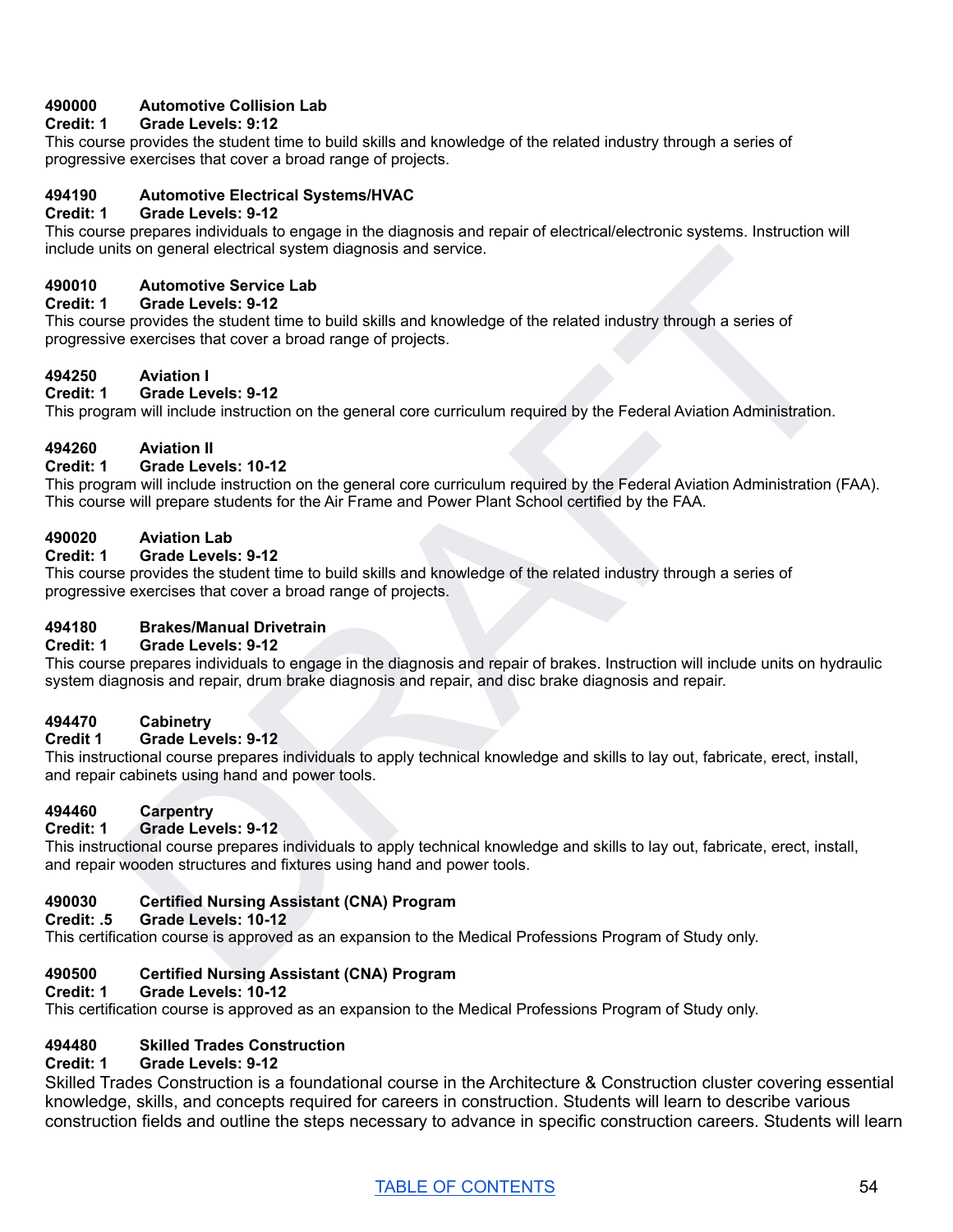**490000 Automotive Collision Lab**
**Credit: 1 Grade Levels: 9:12**
This course provides the student time to build skills and knowledge of the related industry through a series of progressive exercises that cover a broad range of projects.

**494190 Automotive Electrical Systems/HVAC**
**Credit: 1 Grade Levels: 9-12**
This course prepares individuals to engage in the diagnosis and repair of electrical/electronic systems. Instruction will include units on general electrical system diagnosis and service.

**490010 Automotive Service Lab**
**Credit: 1 Grade Levels: 9-12**
This course provides the student time to build skills and knowledge of the related industry through a series of progressive exercises that cover a broad range of projects.

**494250 Aviation I**
**Credit: 1 Grade Levels: 9-12**
This program will include instruction on the general core curriculum required by the Federal Aviation Administration.

**494260 Aviation II**
**Credit: 1 Grade Levels: 10-12**
This program will include instruction on the general core curriculum required by the Federal Aviation Administration (FAA). This course will prepare students for the Air Frame and Power Plant School certified by the FAA.

**490020 Aviation Lab**
**Credit: 1 Grade Levels: 9-12**
This course provides the student time to build skills and knowledge of the related industry through a series of progressive exercises that cover a broad range of projects.

**494180 Brakes/Manual Drivetrain**
**Credit: 1 Grade Levels: 9-12**
This course prepares individuals to engage in the diagnosis and repair of brakes. Instruction will include units on hydraulic system diagnosis and repair, drum brake diagnosis and repair, and disc brake diagnosis and repair.

**494470 Cabinetry**
**Credit 1 Grade Levels: 9-12**
This instructional course prepares individuals to apply technical knowledge and skills to lay out, fabricate, erect, install, and repair cabinets using hand and power tools.

**494460 Carpentry**
**Credit: 1 Grade Levels: 9-12**
This instructional course prepares individuals to apply technical knowledge and skills to lay out, fabricate, erect, install, and repair wooden structures and fixtures using hand and power tools.

**490030 Certified Nursing Assistant (CNA) Program**
**Credit: .5 Grade Levels: 10-12**
This certification course is approved as an expansion to the Medical Professions Program of Study only.

**490500 Certified Nursing Assistant (CNA) Program**
**Credit: 1 Grade Levels: 10-12**
This certification course is approved as an expansion to the Medical Professions Program of Study only.

**494480 Skilled Trades Construction**
**Credit: 1 Grade Levels: 9-12**
Skilled Trades Construction is a foundational course in the Architecture & Construction cluster covering essential knowledge, skills, and concepts required for careers in construction. Students will learn to describe various construction fields and outline the steps necessary to advance in specific construction careers. Students will learn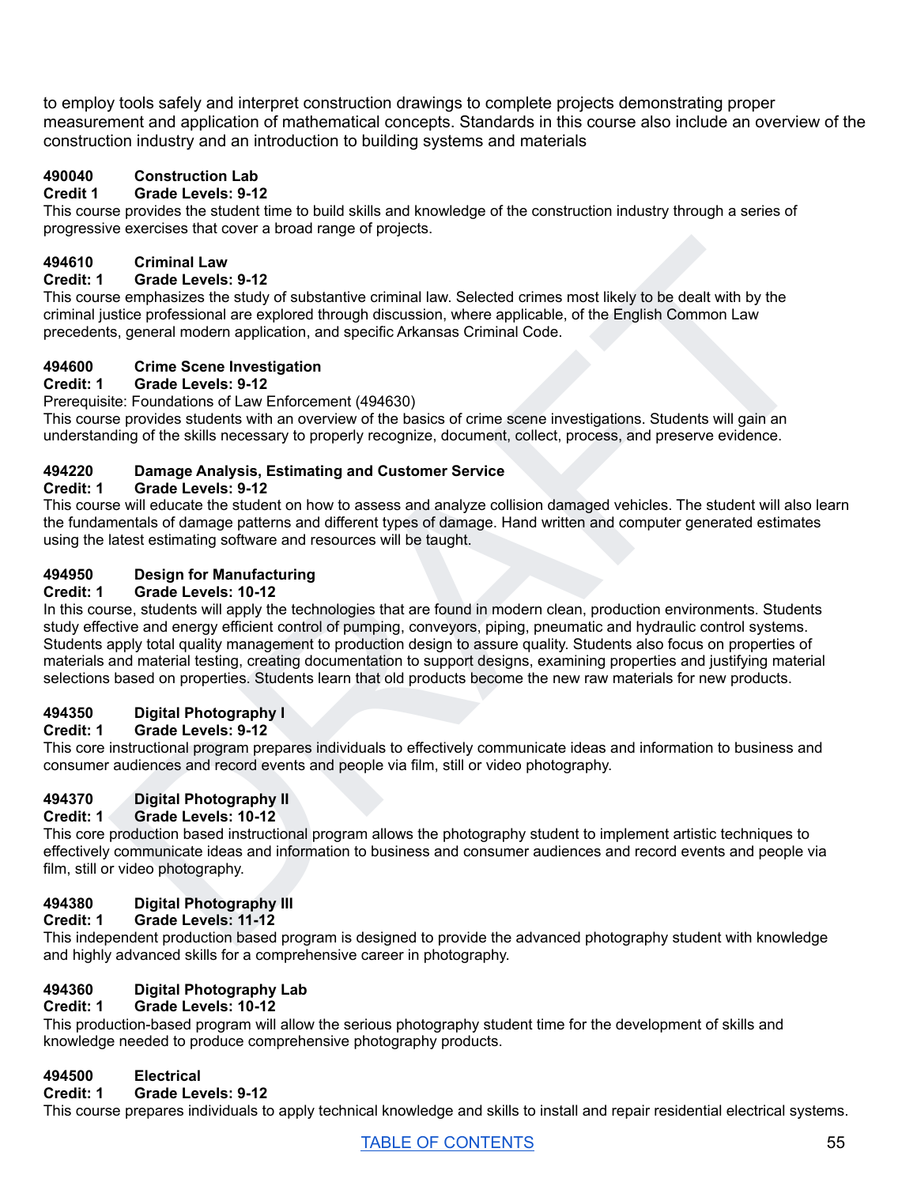to employ tools safely and interpret construction drawings to complete projects demonstrating proper measurement and application of mathematical concepts. Standards in this course also include an overview of the construction industry and an introduction to building systems and materials

**490040 Construction Lab**
**Credit 1 Grade Levels: 9-12**
This course provides the student time to build skills and knowledge of the construction industry through a series of progressive exercises that cover a broad range of projects.

**494610 Criminal Law**
**Credit: 1 Grade Levels: 9-12**
This course emphasizes the study of substantive criminal law. Selected crimes most likely to be dealt with by the criminal justice professional are explored through discussion, where applicable, of the English Common Law precedents, general modern application, and specific Arkansas Criminal Code.

**494600 Crime Scene Investigation**
**Credit: 1 Grade Levels: 9-12**
Prerequisite: Foundations of Law Enforcement (494630)
This course provides students with an overview of the basics of crime scene investigations. Students will gain an understanding of the skills necessary to properly recognize, document, collect, process, and preserve evidence.

**494220 Damage Analysis, Estimating and Customer Service**
**Credit: 1 Grade Levels: 9-12**
This course will educate the student on how to assess and analyze collision damaged vehicles. The student will also learn the fundamentals of damage patterns and different types of damage. Hand written and computer generated estimates using the latest estimating software and resources will be taught.

**494950 Design for Manufacturing**
**Credit: 1 Grade Levels: 10-12**
In this course, students will apply the technologies that are found in modern clean, production environments. Students study effective and energy efficient control of pumping, conveyors, piping, pneumatic and hydraulic control systems. Students apply total quality management to production design to assure quality. Students also focus on properties of materials and material testing, creating documentation to support designs, examining properties and justifying material selections based on properties. Students learn that old products become the new raw materials for new products.

**494350 Digital Photography I**
**Credit: 1 Grade Levels: 9-12**
This core instructional program prepares individuals to effectively communicate ideas and information to business and consumer audiences and record events and people via film, still or video photography.

**494370 Digital Photography II**
**Credit: 1 Grade Levels: 10-12**
This core production based instructional program allows the photography student to implement artistic techniques to effectively communicate ideas and information to business and consumer audiences and record events and people via film, still or video photography.

**494380 Digital Photography III**
**Credit: 1 Grade Levels: 11-12**
This independent production based program is designed to provide the advanced photography student with knowledge and highly advanced skills for a comprehensive career in photography.

**494360 Digital Photography Lab**
**Credit: 1 Grade Levels: 10-12**
This production-based program will allow the serious photography student time for the development of skills and knowledge needed to produce comprehensive photography products.

**494500 Electrical**
**Credit: 1 Grade Levels: 9-12**
This course prepares individuals to apply technical knowledge and skills to install and repair residential electrical systems.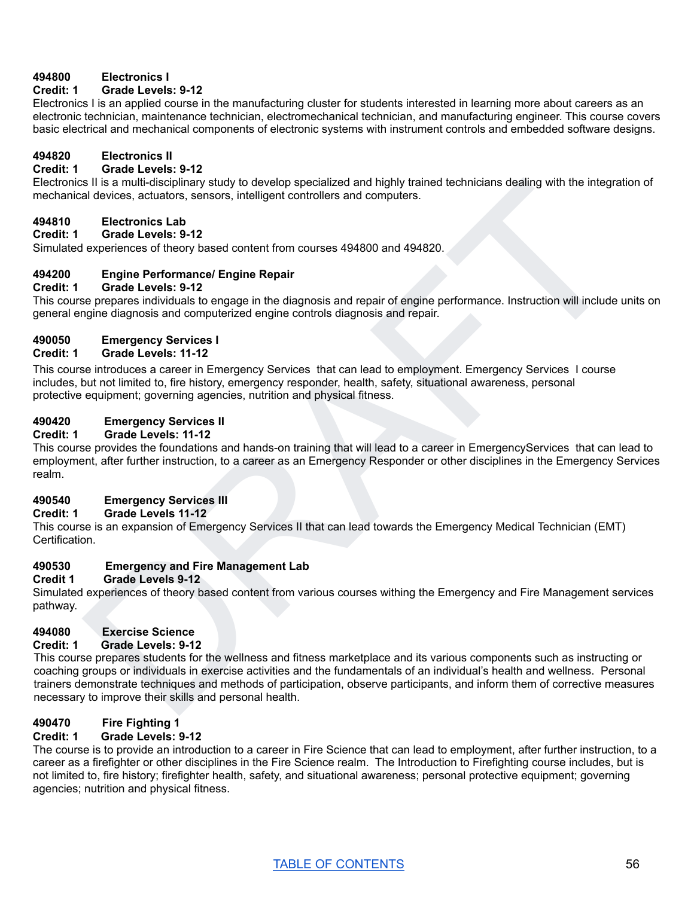**494800 Electronics I**
**Credit: 1 Grade Levels: 9-12**
Electronics I is an applied course in the manufacturing cluster for students interested in learning more about careers as an electronic technician, maintenance technician, electromechanical technician, and manufacturing engineer. This course covers basic electrical and mechanical components of electronic systems with instrument controls and embedded software designs.

**494820 Electronics II**
**Credit: 1 Grade Levels: 9-12**
Electronics II is a multi-disciplinary study to develop specialized and highly trained technicians dealing with the integration of mechanical devices, actuators, sensors, intelligent controllers and computers.

**494810 Electronics Lab**
**Credit: 1 Grade Levels: 9-12**
Simulated experiences of theory based content from courses 494800 and 494820.

**494200 Engine Performance/ Engine Repair**
**Credit: 1 Grade Levels: 9-12**
This course prepares individuals to engage in the diagnosis and repair of engine performance. Instruction will include units on general engine diagnosis and computerized engine controls diagnosis and repair.

**490050 Emergency Services I**
**Credit: 1 Grade Levels: 11-12**
This course introduces a career in Emergency Services that can lead to employment. Emergency Services I course includes, but not limited to, fire history, emergency responder, health, safety, situational awareness, personal protective equipment; governing agencies, nutrition and physical fitness.

**490420 Emergency Services II**
**Credit: 1 Grade Levels: 11-12**
This course provides the foundations and hands-on training that will lead to a career in EmergencyServices that can lead to employment, after further instruction, to a career as an Emergency Responder or other disciplines in the Emergency Services realm.

**490540 Emergency Services III**
**Credit: 1 Grade Levels 11-12**
This course is an expansion of Emergency Services II that can lead towards the Emergency Medical Technician (EMT) Certification.

**490530 Emergency and Fire Management Lab**
**Credit 1 Grade Levels 9-12**
Simulated experiences of theory based content from various courses withing the Emergency and Fire Management services pathway.

**494080 Exercise Science**
**Credit: 1 Grade Levels: 9-12**
This course prepares students for the wellness and fitness marketplace and its various components such as instructing or coaching groups or individuals in exercise activities and the fundamentals of an individual's health and wellness. Personal trainers demonstrate techniques and methods of participation, observe participants, and inform them of corrective measures necessary to improve their skills and personal health.

**490470 Fire Fighting 1**
**Credit: 1 Grade Levels: 9-12**
The course is to provide an introduction to a career in Fire Science that can lead to employment, after further instruction, to a career as a firefighter or other disciplines in the Fire Science realm. The Introduction to Firefighting course includes, but is not limited to, fire history; firefighter health, safety, and situational awareness; personal protective equipment; governing agencies; nutrition and physical fitness.

TABLE OF CONTENTS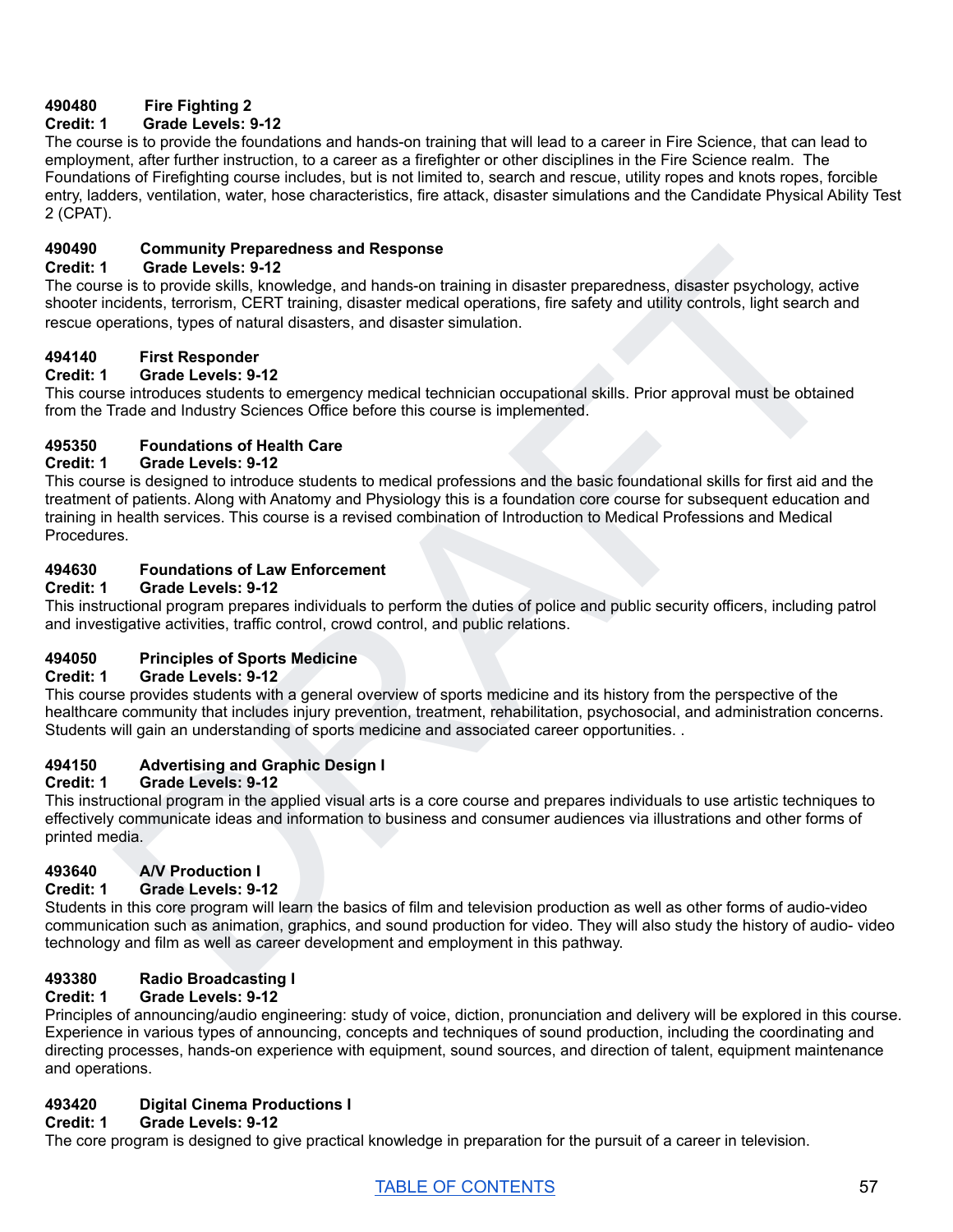**490480 Fire Fighting 2**
**Credit: 1 Grade Levels: 9-12**
The course is to provide the foundations and hands-on training that will lead to a career in Fire Science, that can lead to employment, after further instruction, to a career as a firefighter or other disciplines in the Fire Science realm. The Foundations of Firefighting course includes, but is not limited to, search and rescue, utility ropes and knots ropes, forcible entry, ladders, ventilation, water, hose characteristics, fire attack, disaster simulations and the Candidate Physical Ability Test 2 (CPAT).

**490490 Community Preparedness and Response**
**Credit: 1 Grade Levels: 9-12**
The course is to provide skills, knowledge, and hands-on training in disaster preparedness, disaster psychology, active shooter incidents, terrorism, CERT training, disaster medical operations, fire safety and utility controls, light search and rescue operations, types of natural disasters, and disaster simulation.

**494140 First Responder**
**Credit: 1 Grade Levels: 9-12**
This course introduces students to emergency medical technician occupational skills. Prior approval must be obtained from the Trade and Industry Sciences Office before this course is implemented.

**495350 Foundations of Health Care**
**Credit: 1 Grade Levels: 9-12**
This course is designed to introduce students to medical professions and the basic foundational skills for first aid and the treatment of patients. Along with Anatomy and Physiology this is a foundation core course for subsequent education and training in health services. This course is a revised combination of Introduction to Medical Professions and Medical Procedures.

**494630 Foundations of Law Enforcement**
**Credit: 1 Grade Levels: 9-12**
This instructional program prepares individuals to perform the duties of police and public security officers, including patrol and investigative activities, traffic control, crowd control, and public relations.

**494050 Principles of Sports Medicine**
**Credit: 1 Grade Levels: 9-12**
This course provides students with a general overview of sports medicine and its history from the perspective of the healthcare community that includes injury prevention, treatment, rehabilitation, psychosocial, and administration concerns. Students will gain an understanding of sports medicine and associated career opportunities. .

**494150 Advertising and Graphic Design I**
**Credit: 1 Grade Levels: 9-12**
This instructional program in the applied visual arts is a core course and prepares individuals to use artistic techniques to effectively communicate ideas and information to business and consumer audiences via illustrations and other forms of printed media.

**493640 A/V Production I**
**Credit: 1 Grade Levels: 9-12**
Students in this core program will learn the basics of film and television production as well as other forms of audio-video communication such as animation, graphics, and sound production for video. They will also study the history of audio- video technology and film as well as career development and employment in this pathway.

**493380 Radio Broadcasting I**
**Credit: 1 Grade Levels: 9-12**
Principles of announcing/audio engineering: study of voice, diction, pronunciation and delivery will be explored in this course. Experience in various types of announcing, concepts and techniques of sound production, including the coordinating and directing processes, hands-on experience with equipment, sound sources, and direction of talent, equipment maintenance and operations.

**493420 Digital Cinema Productions I**
**Credit: 1 Grade Levels: 9-12**
The core program is designed to give practical knowledge in preparation for the pursuit of a career in television.

[TABLE OF CONTENTS]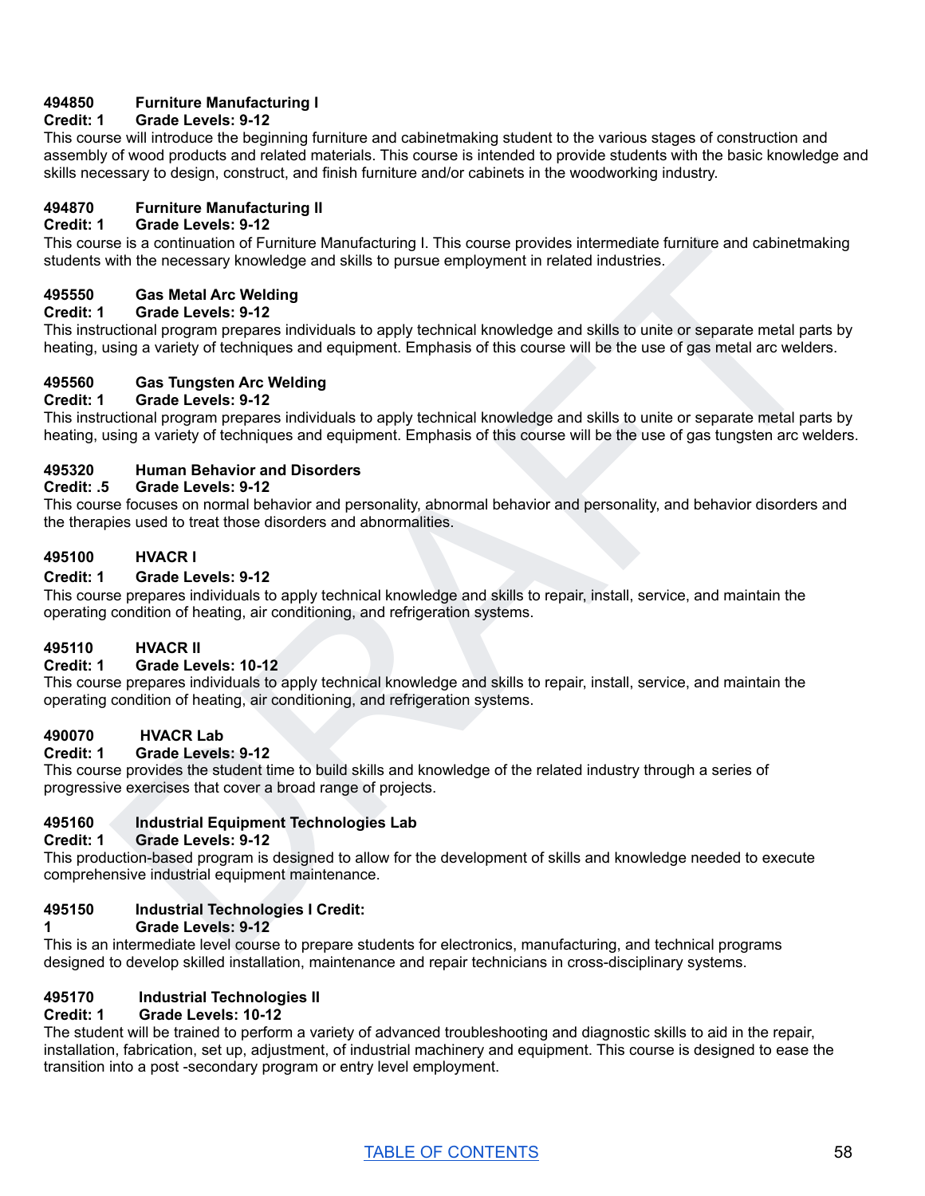**494850 Furniture Manufacturing I**
**Credit: 1 Grade Levels: 9-12**
This course will introduce the beginning furniture and cabinetmaking student to the various stages of construction and assembly of wood products and related materials. This course is intended to provide students with the basic knowledge and skills necessary to design, construct, and finish furniture and/or cabinets in the woodworking industry.

**494870 Furniture Manufacturing II**
**Credit: 1 Grade Levels: 9-12**
This course is a continuation of Furniture Manufacturing I. This course provides intermediate furniture and cabinetmaking students with the necessary knowledge and skills to pursue employment in related industries.

**495550 Gas Metal Arc Welding**
**Credit: 1 Grade Levels: 9-12**
This instructional program prepares individuals to apply technical knowledge and skills to unite or separate metal parts by heating, using a variety of techniques and equipment. Emphasis of this course will be the use of gas metal arc welders.

**495560 Gas Tungsten Arc Welding**
**Credit: 1 Grade Levels: 9-12**
This instructional program prepares individuals to apply technical knowledge and skills to unite or separate metal parts by heating, using a variety of techniques and equipment. Emphasis of this course will be the use of gas tungsten arc welders.

**495320 Human Behavior and Disorders**
**Credit: .5 Grade Levels: 9-12**
This course focuses on normal behavior and personality, abnormal behavior and personality, and behavior disorders and the therapies used to treat those disorders and abnormalities.

**495100 HVACR I**
**Credit: 1 Grade Levels: 9-12**
This course prepares individuals to apply technical knowledge and skills to repair, install, service, and maintain the operating condition of heating, air conditioning, and refrigeration systems.

**495110 HVACR II**
**Credit: 1 Grade Levels: 10-12**
This course prepares individuals to apply technical knowledge and skills to repair, install, service, and maintain the operating condition of heating, air conditioning, and refrigeration systems.

**490070 HVACR Lab**
**Credit: 1 Grade Levels: 9-12**
This course provides the student time to build skills and knowledge of the related industry through a series of progressive exercises that cover a broad range of projects.

**495160 Industrial Equipment Technologies Lab**
**Credit: 1 Grade Levels: 9-12**
This production-based program is designed to allow for the development of skills and knowledge needed to execute comprehensive industrial equipment maintenance.

**495150 Industrial Technologies I Credit:**
**1 Grade Levels: 9-12**
This is an intermediate level course to prepare students for electronics, manufacturing, and technical programs designed to develop skilled installation, maintenance and repair technicians in cross-disciplinary systems.

**495170 Industrial Technologies II**
**Credit: 1 Grade Levels: 10-12**
The student will be trained to perform a variety of advanced troubleshooting and diagnostic skills to aid in the repair, installation, fabrication, set up, adjustment, of industrial machinery and equipment. This course is designed to ease the transition into a post -secondary program or entry level employment.

TABLE OF CONTENTS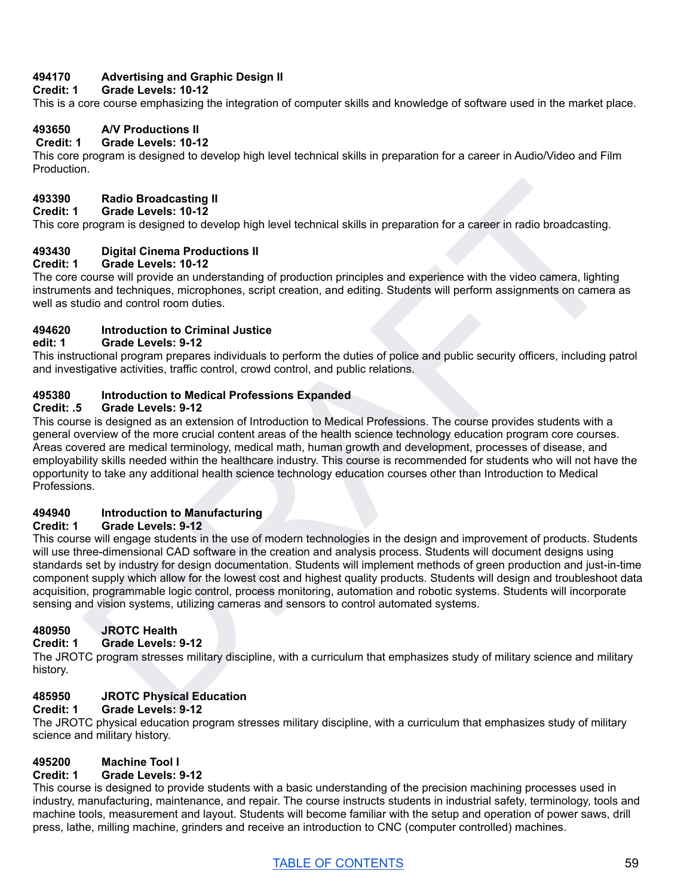**494170 Advertising and Graphic Design II**
**Credit: 1 Grade Levels: 10-12**
This is a core course emphasizing the integration of computer skills and knowledge of software used in the market place.

**493650 A/V Productions II**
**Credit: 1 Grade Levels: 10-12**
This core program is designed to develop high level technical skills in preparation for a career in Audio/Video and Film Production.

**493390 Radio Broadcasting II**
**Credit: 1 Grade Levels: 10-12**
This core program is designed to develop high level technical skills in preparation for a career in radio broadcasting.

**493430 Digital Cinema Productions II**
**Credit: 1 Grade Levels: 10-12**
The core course will provide an understanding of production principles and experience with the video camera, lighting instruments and techniques, microphones, script creation, and editing. Students will perform assignments on camera as well as studio and control room duties.

**494620 Introduction to Criminal Justice**
**edit: 1 Grade Levels: 9-12**
This instructional program prepares individuals to perform the duties of police and public security officers, including patrol and investigative activities, traffic control, crowd control, and public relations.

**495380 Introduction to Medical Professions Expanded**
**Credit: .5 Grade Levels: 9-12**
This course is designed as an extension of Introduction to Medical Professions. The course provides students with a general overview of the more crucial content areas of the health science technology education program core courses. Areas covered are medical terminology, medical math, human growth and development, processes of disease, and employability skills needed within the healthcare industry. This course is recommended for students who will not have the opportunity to take any additional health science technology education courses other than Introduction to Medical Professions.

**494940 Introduction to Manufacturing**
**Credit: 1 Grade Levels: 9-12**
This course will engage students in the use of modern technologies in the design and improvement of products. Students will use three-dimensional CAD software in the creation and analysis process. Students will document designs using standards set by industry for design documentation. Students will implement methods of green production and just-in-time component supply which allow for the lowest cost and highest quality products. Students will design and troubleshoot data acquisition, programmable logic control, process monitoring, automation and robotic systems. Students will incorporate sensing and vision systems, utilizing cameras and sensors to control automated systems.

**480950 JROTC Health**
**Credit: 1 Grade Levels: 9-12**
The JROTC program stresses military discipline, with a curriculum that emphasizes study of military science and military history.

**485950 JROTC Physical Education**
**Credit: 1 Grade Levels: 9-12**
The JROTC physical education program stresses military discipline, with a curriculum that emphasizes study of military science and military history.

**495200 Machine Tool I**
**Credit: 1 Grade Levels: 9-12**
This course is designed to provide students with a basic understanding of the precision machining processes used in industry, manufacturing, maintenance, and repair. The course instructs students in industrial safety, terminology, tools and machine tools, measurement and layout. Students will become familiar with the setup and operation of power saws, drill press, lathe, milling machine, grinders and receive an introduction to CNC (computer controlled) machines.

[TABLE OF CONTENTS]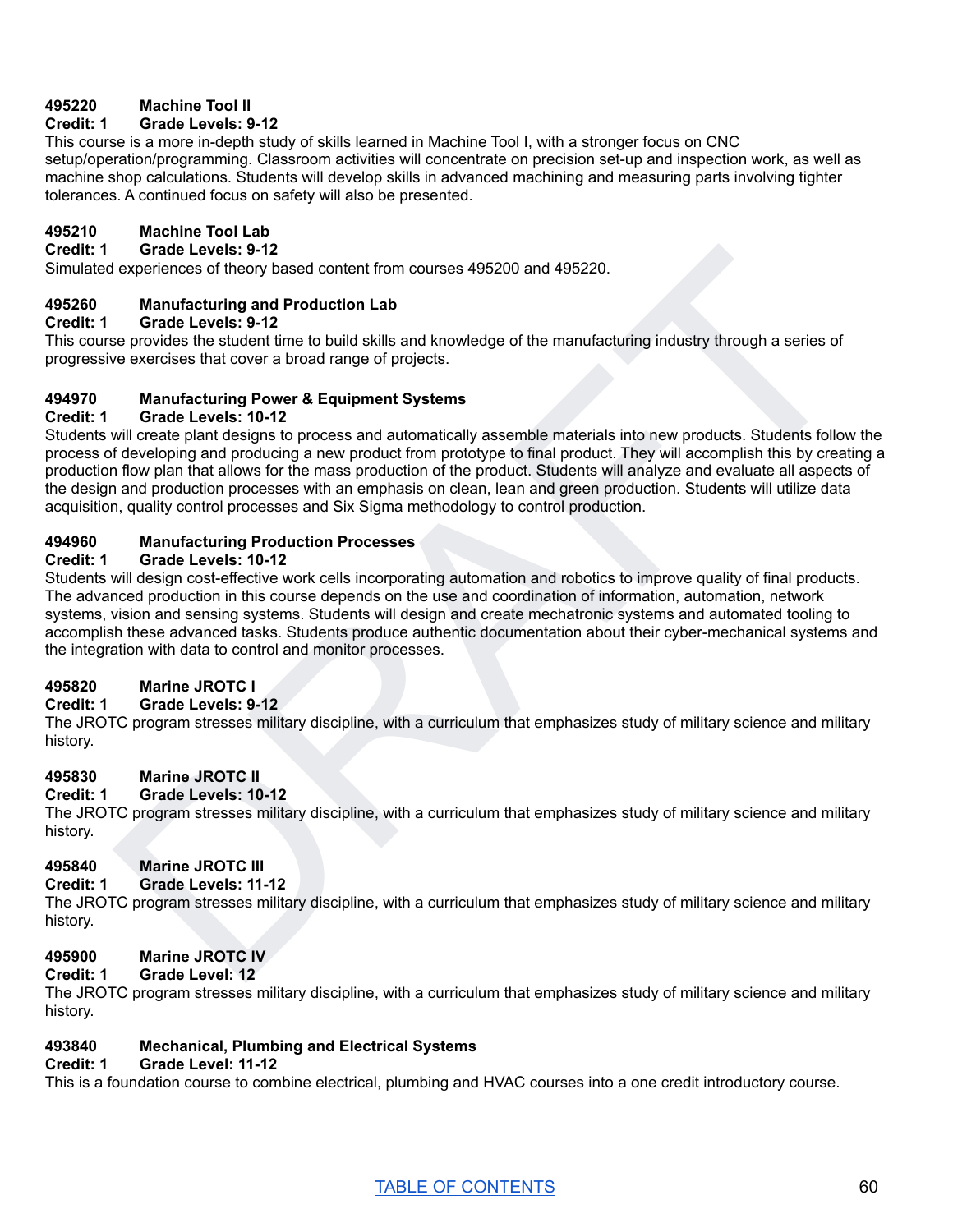**495220 Machine Tool II**
**Credit: 1 Grade Levels: 9-12**
This course is a more in-depth study of skills learned in Machine Tool I, with a stronger focus on CNC setup/operation/programming. Classroom activities will concentrate on precision set-up and inspection work, as well as machine shop calculations. Students will develop skills in advanced machining and measuring parts involving tighter tolerances. A continued focus on safety will also be presented.

**495210 Machine Tool Lab**
**Credit: 1 Grade Levels: 9-12**
Simulated experiences of theory based content from courses 495200 and 495220.

**495260 Manufacturing and Production Lab**
**Credit: 1 Grade Levels: 9-12**
This course provides the student time to build skills and knowledge of the manufacturing industry through a series of progressive exercises that cover a broad range of projects.

**494970 Manufacturing Power & Equipment Systems**
**Credit: 1 Grade Levels: 10-12**
Students will create plant designs to process and automatically assemble materials into new products. Students follow the process of developing and producing a new product from prototype to final product. They will accomplish this by creating a production flow plan that allows for the mass production of the product. Students will analyze and evaluate all aspects of the design and production processes with an emphasis on clean, lean and green production. Students will utilize data acquisition, quality control processes and Six Sigma methodology to control production.

**494960 Manufacturing Production Processes**
**Credit: 1 Grade Levels: 10-12**
Students will design cost-effective work cells incorporating automation and robotics to improve quality of final products. The advanced production in this course depends on the use and coordination of information, automation, network systems, vision and sensing systems. Students will design and create mechatronic systems and automated tooling to accomplish these advanced tasks. Students produce authentic documentation about their cyber-mechanical systems and the integration with data to control and monitor processes.

**495820 Marine JROTC I**
**Credit: 1 Grade Levels: 9-12**
The JROTC program stresses military discipline, with a curriculum that emphasizes study of military science and military history.

**495830 Marine JROTC II**
**Credit: 1 Grade Levels: 10-12**
The JROTC program stresses military discipline, with a curriculum that emphasizes study of military science and military history.

**495840 Marine JROTC III**
**Credit: 1 Grade Levels: 11-12**
The JROTC program stresses military discipline, with a curriculum that emphasizes study of military science and military history.

**495900 Marine JROTC IV**
**Credit: 1 Grade Level: 12**
The JROTC program stresses military discipline, with a curriculum that emphasizes study of military science and military history.

**493840 Mechanical, Plumbing and Electrical Systems**
**Credit: 1 Grade Level: 11-12**
This is a foundation course to combine electrical, plumbing and HVAC courses into a one credit introductory course.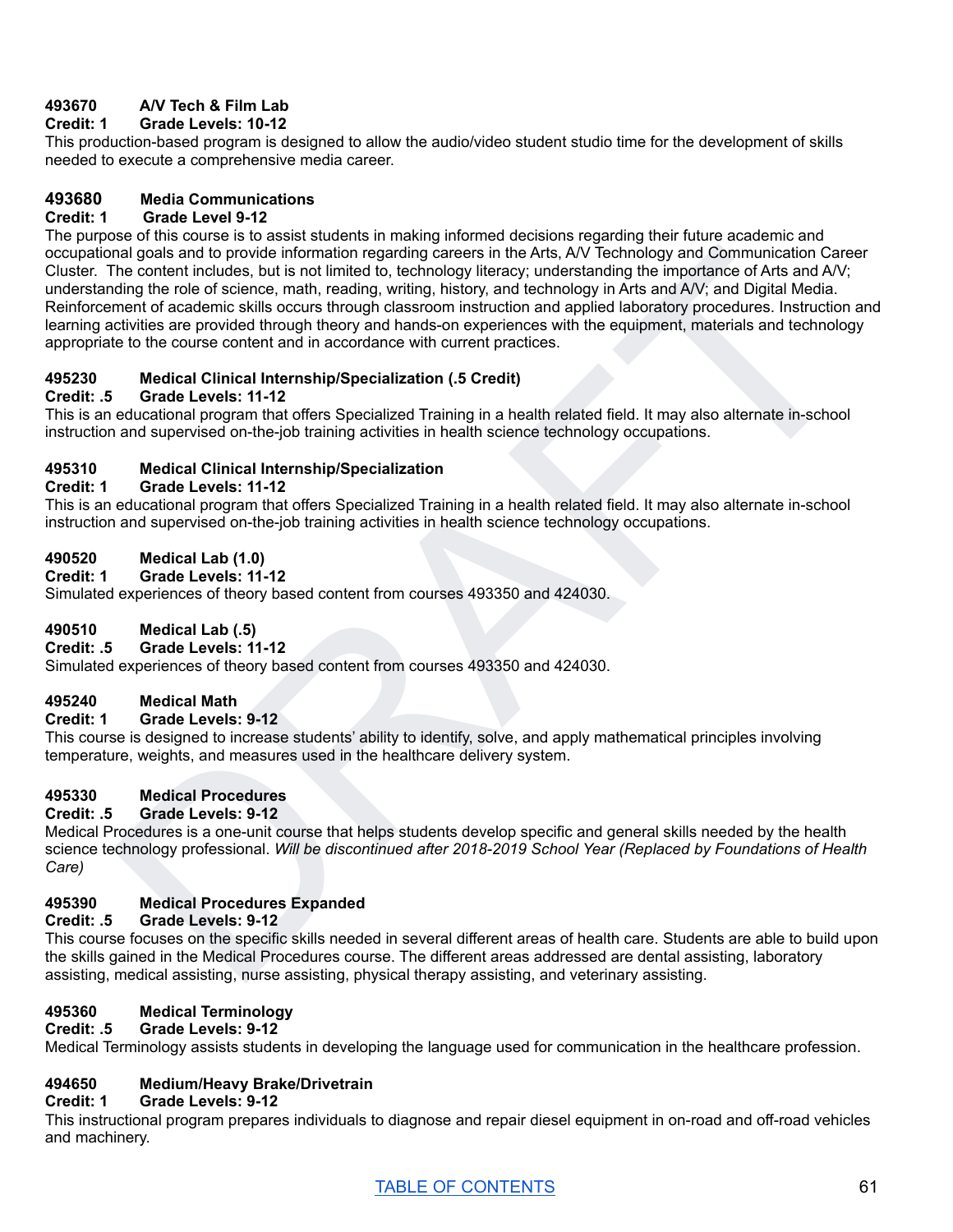**493670 A/V Tech & Film Lab**
**Credit: 1 Grade Levels: 10-12**
This production-based program is designed to allow the audio/video student studio time for the development of skills needed to execute a comprehensive media career.

**493680 Media Communications**
**Credit: 1 Grade Level 9-12**
The purpose of this course is to assist students in making informed decisions regarding their future academic and occupational goals and to provide information regarding careers in the Arts, A/V Technology and Communication Career Cluster. The content includes, but is not limited to, technology literacy; understanding the importance of Arts and A/V; understanding the role of science, math, reading, writing, history, and technology in Arts and A/V; and Digital Media. Reinforcement of academic skills occurs through classroom instruction and applied laboratory procedures. Instruction and learning activities are provided through theory and hands-on experiences with the equipment, materials and technology appropriate to the course content and in accordance with current practices.

**495230 Medical Clinical Internship/Specialization (.5 Credit)**
**Credit: .5 Grade Levels: 11-12**
This is an educational program that offers Specialized Training in a health related field. It may also alternate in-school instruction and supervised on-the-job training activities in health science technology occupations.

**495310 Medical Clinical Internship/Specialization**
**Credit: 1 Grade Levels: 11-12**
This is an educational program that offers Specialized Training in a health related field. It may also alternate in-school instruction and supervised on-the-job training activities in health science technology occupations.

**490520 Medical Lab (1.0)**
**Credit: 1 Grade Levels: 11-12**
Simulated experiences of theory based content from courses 493350 and 424030.

**490510 Medical Lab (.5)**
**Credit: .5 Grade Levels: 11-12**
Simulated experiences of theory based content from courses 493350 and 424030.

**495240 Medical Math**
**Credit: 1 Grade Levels: 9-12**
This course is designed to increase students' ability to identify, solve, and apply mathematical principles involving temperature, weights, and measures used in the healthcare delivery system.

**495330 Medical Procedures**
**Credit: .5 Grade Levels: 9-12**
Medical Procedures is a one-unit course that helps students develop specific and general skills needed by the health science technology professional. *Will be discontinued after 2018-2019 School Year (Replaced by Foundations of Health Care)*

**495390 Medical Procedures Expanded**
**Credit: .5 Grade Levels: 9-12**
This course focuses on the specific skills needed in several different areas of health care. Students are able to build upon the skills gained in the Medical Procedures course. The different areas addressed are dental assisting, laboratory assisting, medical assisting, nurse assisting, physical therapy assisting, and veterinary assisting.

**495360 Medical Terminology**
**Credit: .5 Grade Levels: 9-12**
Medical Terminology assists students in developing the language used for communication in the healthcare profession.

**494650 Medium/Heavy Brake/Drivetrain**
**Credit: 1 Grade Levels: 9-12**
This instructional program prepares individuals to diagnose and repair diesel equipment in on-road and off-road vehicles and machinery.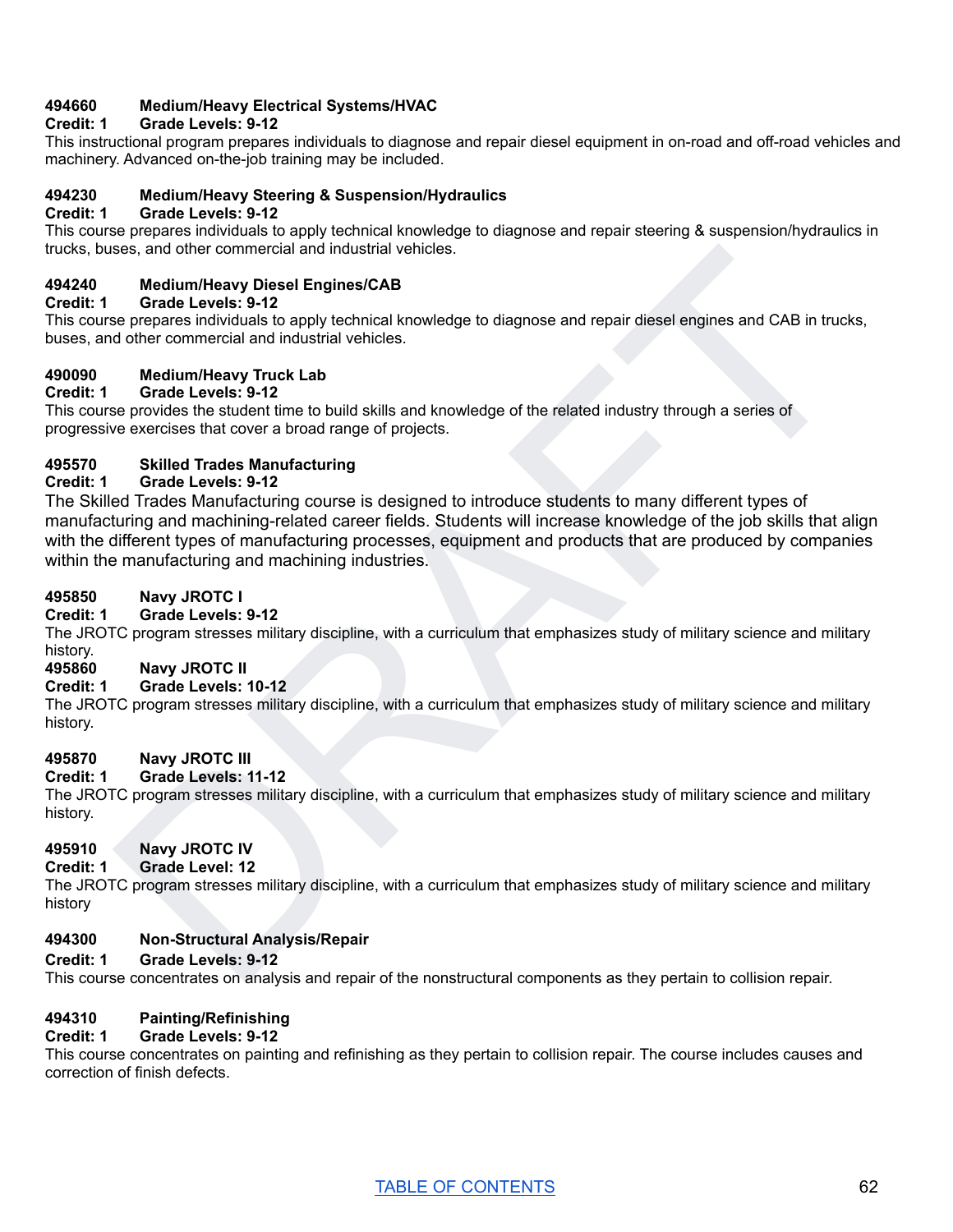**494660 Medium/Heavy Electrical Systems/HVAC**
**Credit: 1 Grade Levels: 9-12**
This instructional program prepares individuals to diagnose and repair diesel equipment in on-road and off-road vehicles and machinery. Advanced on-the-job training may be included.

**494230 Medium/Heavy Steering & Suspension/Hydraulics**
**Credit: 1 Grade Levels: 9-12**
This course prepares individuals to apply technical knowledge to diagnose and repair steering & suspension/hydraulics in trucks, buses, and other commercial and industrial vehicles.

**494240 Medium/Heavy Diesel Engines/CAB**
**Credit: 1 Grade Levels: 9-12**
This course prepares individuals to apply technical knowledge to diagnose and repair diesel engines and CAB in trucks, buses, and other commercial and industrial vehicles.

**490090 Medium/Heavy Truck Lab**
**Credit: 1 Grade Levels: 9-12**
This course provides the student time to build skills and knowledge of the related industry through a series of progressive exercises that cover a broad range of projects.

**495570 Skilled Trades Manufacturing**
**Credit: 1 Grade Levels: 9-12**
The Skilled Trades Manufacturing course is designed to introduce students to many different types of manufacturing and machining-related career fields. Students will increase knowledge of the job skills that align with the different types of manufacturing processes, equipment and products that are produced by companies within the manufacturing and machining industries.

**495850 Navy JROTC I**
**Credit: 1 Grade Levels: 9-12**
The JROTC program stresses military discipline, with a curriculum that emphasizes study of military science and military history.

**495860 Navy JROTC II**
**Credit: 1 Grade Levels: 10-12**
The JROTC program stresses military discipline, with a curriculum that emphasizes study of military science and military history.

**495870 Navy JROTC III**
**Credit: 1 Grade Levels: 11-12**
The JROTC program stresses military discipline, with a curriculum that emphasizes study of military science and military history.

**495910 Navy JROTC IV**
**Credit: 1 Grade Level: 12**
The JROTC program stresses military discipline, with a curriculum that emphasizes study of military science and military history

**494300 Non-Structural Analysis/Repair**
**Credit: 1 Grade Levels: 9-12**
This course concentrates on analysis and repair of the nonstructural components as they pertain to collision repair.

**494310 Painting/Refinishing**
**Credit: 1 Grade Levels: 9-12**
This course concentrates on painting and refinishing as they pertain to collision repair. The course includes causes and correction of finish defects.

TABLE OF CONTENTS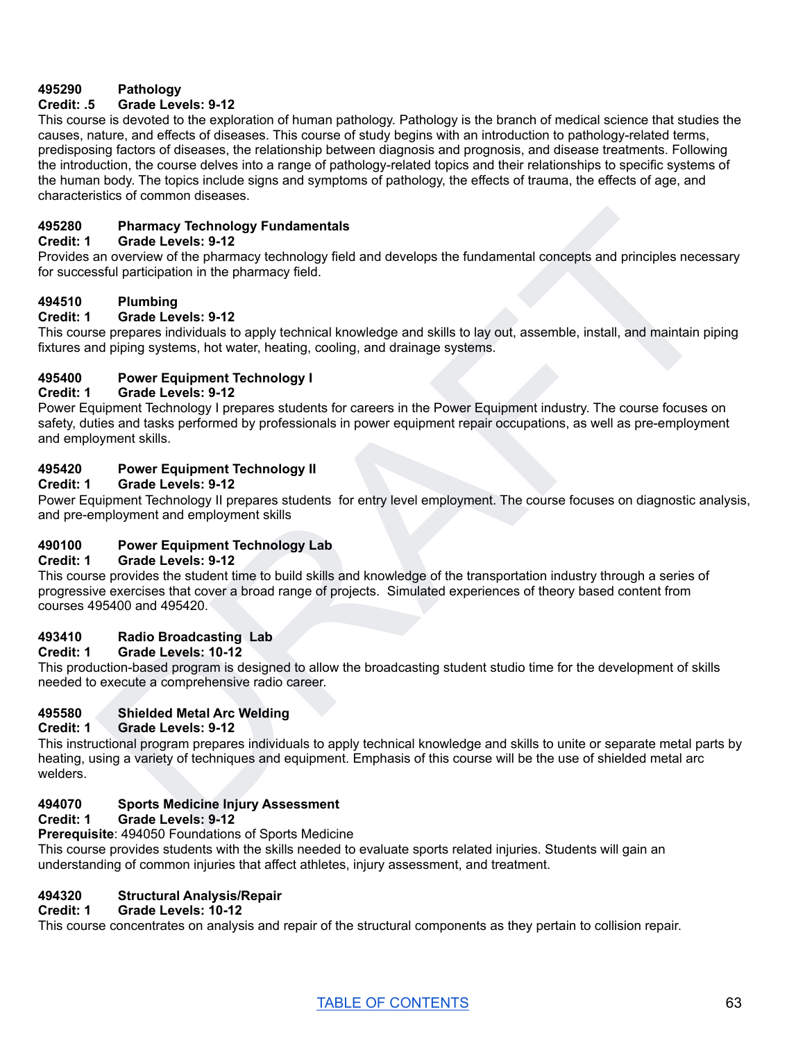**495290 Pathology**
**Credit: .5 Grade Levels: 9-12**
This course is devoted to the exploration of human pathology. Pathology is the branch of medical science that studies the causes, nature, and effects of diseases. This course of study begins with an introduction to pathology-related terms, predisposing factors of diseases, the relationship between diagnosis and prognosis, and disease treatments. Following the introduction, the course delves into a range of pathology-related topics and their relationships to specific systems of the human body. The topics include signs and symptoms of pathology, the effects of trauma, the effects of age, and characteristics of common diseases.

**495280 Pharmacy Technology Fundamentals**
**Credit: 1 Grade Levels: 9-12**
Provides an overview of the pharmacy technology field and develops the fundamental concepts and principles necessary for successful participation in the pharmacy field.

**494510 Plumbing**
**Credit: 1 Grade Levels: 9-12**
This course prepares individuals to apply technical knowledge and skills to lay out, assemble, install, and maintain piping fixtures and piping systems, hot water, heating, cooling, and drainage systems.

**495400 Power Equipment Technology I**
**Credit: 1 Grade Levels: 9-12**
Power Equipment Technology I prepares students for careers in the Power Equipment industry. The course focuses on safety, duties and tasks performed by professionals in power equipment repair occupations, as well as pre-employment and employment skills.

**495420 Power Equipment Technology II**
**Credit: 1 Grade Levels: 9-12**
Power Equipment Technology II prepares students for entry level employment. The course focuses on diagnostic analysis, and pre-employment and employment skills

**490100 Power Equipment Technology Lab**
**Credit: 1 Grade Levels: 9-12**
This course provides the student time to build skills and knowledge of the transportation industry through a series of progressive exercises that cover a broad range of projects. Simulated experiences of theory based content from courses 495400 and 495420.

**493410 Radio Broadcasting Lab**
**Credit: 1 Grade Levels: 10-12**
This production-based program is designed to allow the broadcasting student studio time for the development of skills needed to execute a comprehensive radio career.

**495580 Shielded Metal Arc Welding**
**Credit: 1 Grade Levels: 9-12**
This instructional program prepares individuals to apply technical knowledge and skills to unite or separate metal parts by heating, using a variety of techniques and equipment. Emphasis of this course will be the use of shielded metal arc welders.

**494070 Sports Medicine Injury Assessment**
**Credit: 1 Grade Levels: 9-12**
**Prerequisite**: 494050 Foundations of Sports Medicine
This course provides students with the skills needed to evaluate sports related injuries. Students will gain an understanding of common injuries that affect athletes, injury assessment, and treatment.

**494320 Structural Analysis/Repair**
**Credit: 1 Grade Levels: 10-12**
This course concentrates on analysis and repair of the structural components as they pertain to collision repair.

TABLE OF CONTENTS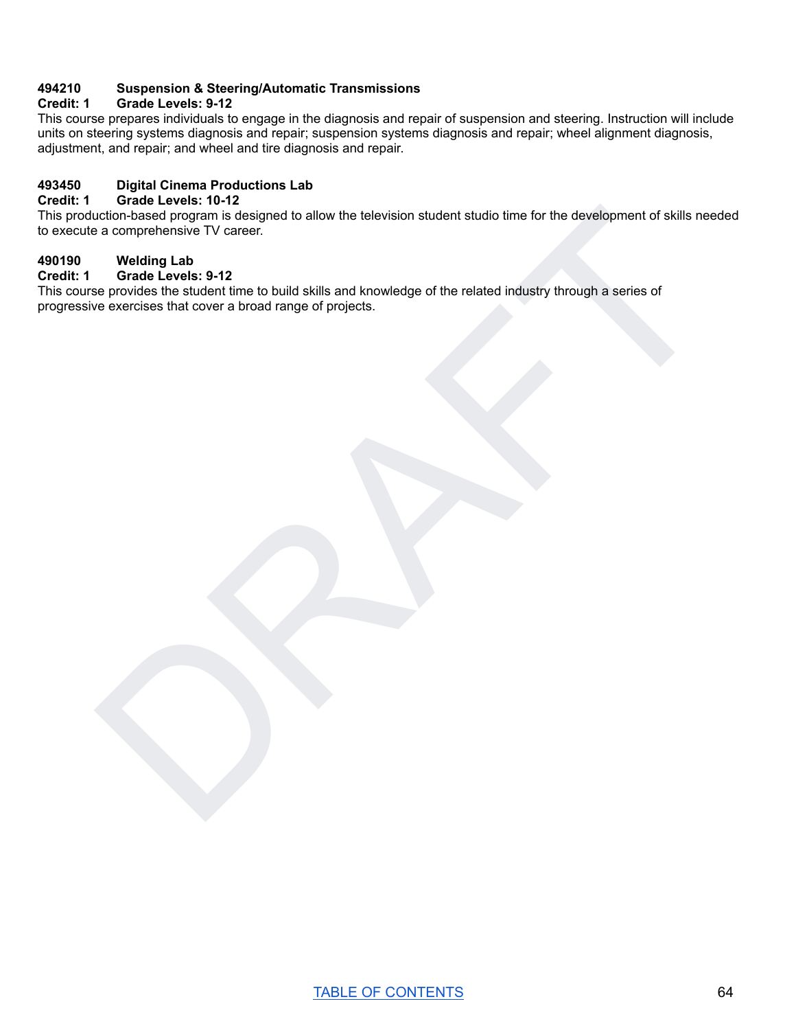**494210 Suspension & Steering/Automatic Transmissions**
**Credit: 1 Grade Levels: 9-12**
This course prepares individuals to engage in the diagnosis and repair of suspension and steering. Instruction will include units on steering systems diagnosis and repair; suspension systems diagnosis and repair; wheel alignment diagnosis, adjustment, and repair; and wheel and tire diagnosis and repair.

**493450 Digital Cinema Productions Lab**
**Credit: 1 Grade Levels: 10-12**
This production-based program is designed to allow the television student studio time for the development of skills needed to execute a comprehensive TV career.

**490190 Welding Lab**
**Credit: 1 Grade Levels: 9-12**
This course provides the student time to build skills and knowledge of the related industry through a series of progressive exercises that cover a broad range of projects.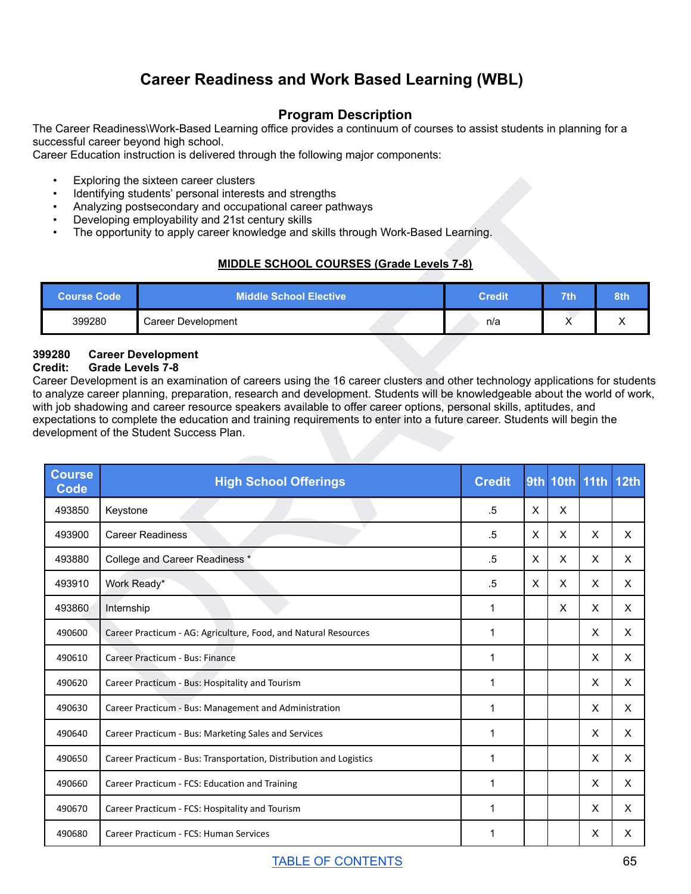# Career Readiness and Work Based Learning (WBL)

## Program Description

The Career Readiness\Work-Based Learning office provides a continuum of courses to assist students in planning for a successful career beyond high school.
Career Education instruction is delivered through the following major components:

- Exploring the sixteen career clusters
- Identifying students' personal interests and strengths
- Analyzing postsecondary and occupational career pathways
- Developing employability and 21st century skills
- The opportunity to apply career knowledge and skills through Work-Based Learning.

**MIDDLE SCHOOL COURSES (Grade Levels 7-8)**

| Course Code | Middle School Elective | Credit | 7th | 8th |
|---|---|---|---|---|
| 399280 | Career Development | n/a | X | X |

**399280 Career Development**
**Credit: Grade Levels 7-8**
Career Development is an examination of careers using the 16 career clusters and other technology applications for students to analyze career planning, preparation, research and development. Students will be knowledgeable about the world of work, with job shadowing and career resource speakers available to offer career options, personal skills, aptitudes, and expectations to complete the education and training requirements to enter into a future career. Students will begin the development of the Student Success Plan.

| Course Code | High School Offerings | Credit | 9th | 10th | 11th | 12th |
|---|---|---|---|---|---|---|
| 493850 | Keystone | .5 | X | X | | |
| 493900 | Career Readiness | .5 | X | X | X | X |
| 493880 | College and Career Readiness * | .5 | X | X | X | X |
| 493910 | Work Ready* | .5 | X | X | X | X |
| 493860 | Internship | 1 | | X | X | X |
| 490600 | Career Practicum - AG: Agriculture, Food, and Natural Resources | 1 | | | X | X |
| 490610 | Career Practicum - Bus: Finance | 1 | | | X | X |
| 490620 | Career Practicum - Bus: Hospitality and Tourism | 1 | | | X | X |
| 490630 | Career Practicum - Bus: Management and Administration | 1 | | | X | X |
| 490640 | Career Practicum - Bus: Marketing Sales and Services | 1 | | | X | X |
| 490650 | Career Practicum - Bus: Transportation, Distribution and Logistics | 1 | | | X | X |
| 490660 | Career Practicum - FCS: Education and Training | 1 | | | X | X |
| 490670 | Career Practicum - FCS: Hospitality and Tourism | 1 | | | X | X |
| 490680 | Career Practicum - FCS: Human Services | 1 | | | X | X |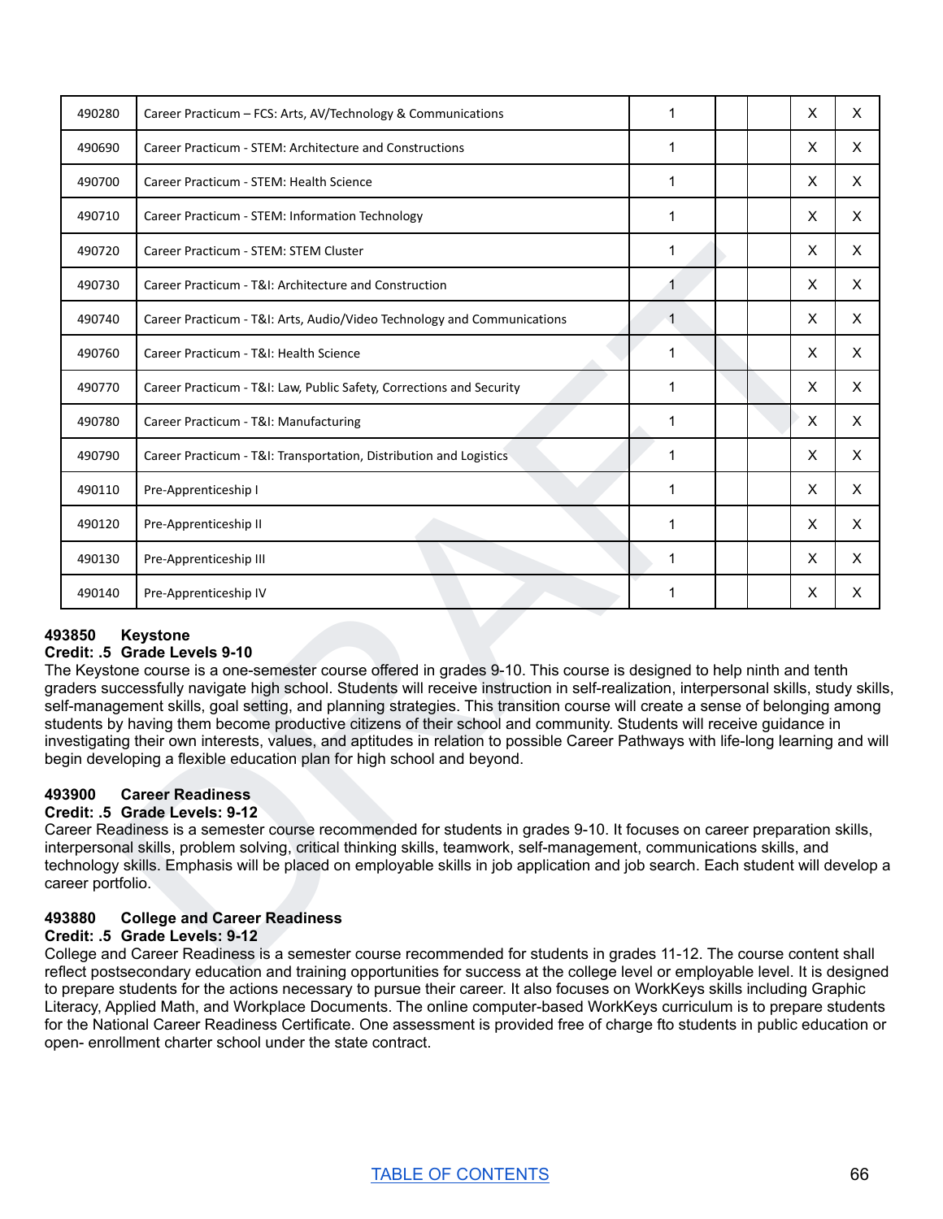| 490280 | Career Practicum – FCS: Arts, AV/Technology & Communications | 1 | | | X | X |
|---|---|---|---|---|---|---|
| 490690 | Career Practicum - STEM: Architecture and Constructions | 1 | | | X | X |
| 490700 | Career Practicum - STEM: Health Science | 1 | | | X | X |
| 490710 | Career Practicum - STEM: Information Technology | 1 | | | X | X |
| 490720 | Career Practicum - STEM: STEM Cluster | 1 | | | X | X |
| 490730 | Career Practicum - T&I: Architecture and Construction | 1 | | | X | X |
| 490740 | Career Practicum - T&I: Arts, Audio/Video Technology and Communications | 1 | | | X | X |
| 490760 | Career Practicum - T&I: Health Science | 1 | | | X | X |
| 490770 | Career Practicum - T&I: Law, Public Safety, Corrections and Security | 1 | | | X | X |
| 490780 | Career Practicum - T&I: Manufacturing | 1 | | | X | X |
| 490790 | Career Practicum - T&I: Transportation, Distribution and Logistics | 1 | | | X | X |
| 490110 | Pre-Apprenticeship I | 1 | | | X | X |
| 490120 | Pre-Apprenticeship II | 1 | | | X | X |
| 490130 | Pre-Apprenticeship III | 1 | | | X | X |
| 490140 | Pre-Apprenticeship IV | 1 | | | X | X |

**493850 Keystone**
**Credit: .5 Grade Levels 9-10**
The Keystone course is a one-semester course offered in grades 9-10. This course is designed to help ninth and tenth graders successfully navigate high school. Students will receive instruction in self-realization, interpersonal skills, study skills, self-management skills, goal setting, and planning strategies. This transition course will create a sense of belonging among students by having them become productive citizens of their school and community. Students will receive guidance in investigating their own interests, values, and aptitudes in relation to possible Career Pathways with life-long learning and will begin developing a flexible education plan for high school and beyond.

**493900 Career Readiness**
**Credit: .5 Grade Levels: 9-12**
Career Readiness is a semester course recommended for students in grades 9-10. It focuses on career preparation skills, interpersonal skills, problem solving, critical thinking skills, teamwork, self-management, communications skills, and technology skills. Emphasis will be placed on employable skills in job application and job search. Each student will develop a career portfolio.

**493880 College and Career Readiness**
**Credit: .5 Grade Levels: 9-12**
College and Career Readiness is a semester course recommended for students in grades 11-12. The course content shall reflect postsecondary education and training opportunities for success at the college level or employable level. It is designed to prepare students for the actions necessary to pursue their career. It also focuses on WorkKeys skills including Graphic Literacy, Applied Math, and Workplace Documents. The online computer-based WorkKeys curriculum is to prepare students for the National Career Readiness Certificate. One assessment is provided free of charge fto students in public education or open- enrollment charter school under the state contract.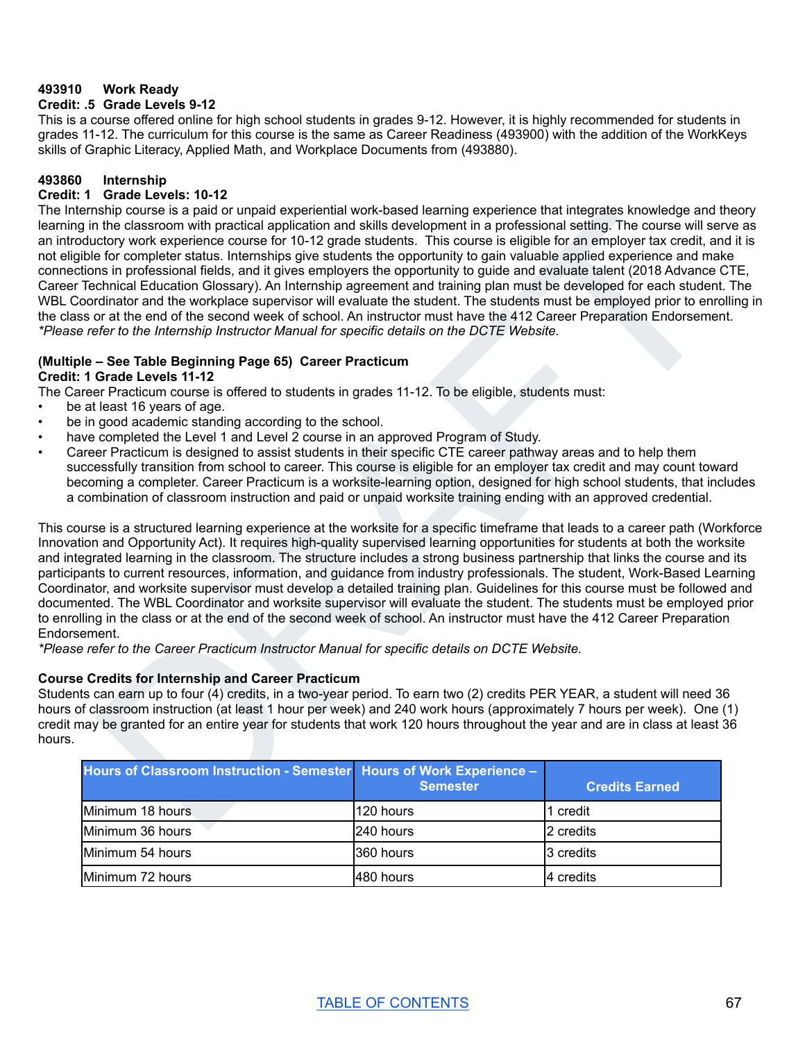**493910 Work Ready**
**Credit: .5 Grade Levels 9-12**
This is a course offered online for high school students in grades 9-12. However, it is highly recommended for students in grades 11-12. The curriculum for this course is the same as Career Readiness (493900) with the addition of the WorkKeys skills of Graphic Literacy, Applied Math, and Workplace Documents from (493880).

**493860 Internship**
**Credit: 1 Grade Levels: 10-12**
The Internship course is a paid or unpaid experiential work-based learning experience that integrates knowledge and theory learning in the classroom with practical application and skills development in a professional setting. The course will serve as an introductory work experience course for 10-12 grade students. This course is eligible for an employer tax credit, and it is not eligible for completer status. Internships give students the opportunity to gain valuable applied experience and make connections in professional fields, and it gives employers the opportunity to guide and evaluate talent (2018 Advance CTE, Career Technical Education Glossary). An Internship agreement and training plan must be developed for each student. The WBL Coordinator and the workplace supervisor will evaluate the student. The students must be employed prior to enrolling in the class or at the end of the second week of school. An instructor must have the 412 Career Preparation Endorsement.
*\*Please refer to the Internship Instructor Manual for specific details on the DCTE Website.*

**(Multiple – See Table Beginning Page 65) Career Practicum**
**Credit: 1 Grade Levels 11-12**
The Career Practicum course is offered to students in grades 11-12. To be eligible, students must:

- be at least 16 years of age.
- be in good academic standing according to the school.
- have completed the Level 1 and Level 2 course in an approved Program of Study.
- Career Practicum is designed to assist students in their specific CTE career pathway areas and to help them successfully transition from school to career. This course is eligible for an employer tax credit and may count toward becoming a completer. Career Practicum is a worksite-learning option, designed for high school students, that includes a combination of classroom instruction and paid or unpaid worksite training ending with an approved credential.

This course is a structured learning experience at the worksite for a specific timeframe that leads to a career path (Workforce Innovation and Opportunity Act). It requires high-quality supervised learning opportunities for students at both the worksite and integrated learning in the classroom. The structure includes a strong business partnership that links the course and its participants to current resources, information, and guidance from industry professionals. The student, Work-Based Learning Coordinator, and worksite supervisor must develop a detailed training plan. Guidelines for this course must be followed and documented. The WBL Coordinator and worksite supervisor will evaluate the student. The students must be employed prior to enrolling in the class or at the end of the second week of school. An instructor must have the 412 Career Preparation Endorsement.
*\*Please refer to the Career Practicum Instructor Manual for specific details on DCTE Website.*

**Course Credits for Internship and Career Practicum**
Students can earn up to four (4) credits, in a two-year period. To earn two (2) credits PER YEAR, a student will need 36 hours of classroom instruction (at least 1 hour per week) and 240 work hours (approximately 7 hours per week). One (1) credit may be granted for an entire year for students that work 120 hours throughout the year and are in class at least 36 hours.

| Hours of Classroom Instruction - Semester | Hours of Work Experience – Semester | Credits Earned |
|---|---|---|
| Minimum 18 hours | 120 hours | 1 credit |
| Minimum 36 hours | 240 hours | 2 credits |
| Minimum 54 hours | 360 hours | 3 credits |
| Minimum 72 hours | 480 hours | 4 credits |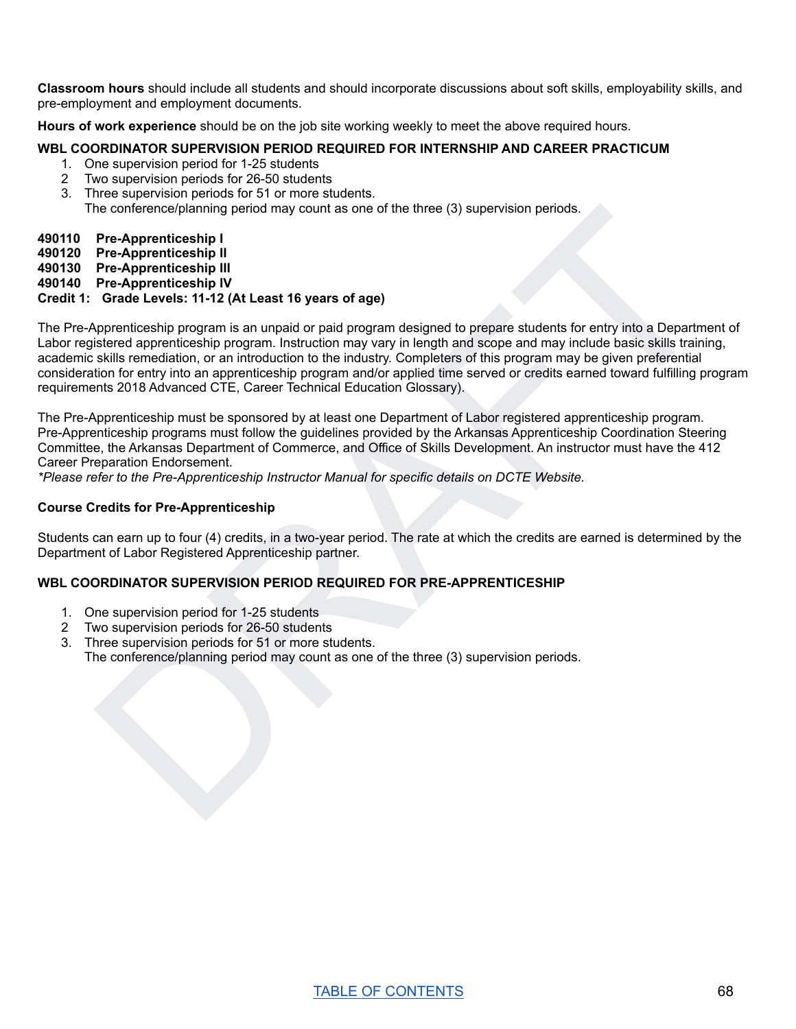**Classroom hours** should include all students and should incorporate discussions about soft skills, employability skills, and pre-employment and employment documents.

**Hours of work experience** should be on the job site working weekly to meet the above required hours.

**WBL COORDINATOR SUPERVISION PERIOD REQUIRED FOR INTERNSHIP AND CAREER PRACTICUM**

1. One supervision period for 1-25 students
2. Two supervision periods for 26-50 students
3. Three supervision periods for 51 or more students.
   The conference/planning period may count as one of the three (3) supervision periods.

**490110 Pre-Apprenticeship I**
**490120 Pre-Apprenticeship II**
**490130 Pre-Apprenticeship III**
**490140 Pre-Apprenticeship IV**
**Credit 1: Grade Levels: 11-12 (At Least 16 years of age)**

The Pre-Apprenticeship program is an unpaid or paid program designed to prepare students for entry into a Department of Labor registered apprenticeship program. Instruction may vary in length and scope and may include basic skills training, academic skills remediation, or an introduction to the industry. Completers of this program may be given preferential consideration for entry into an apprenticeship program and/or applied time served or credits earned toward fulfilling program requirements 2018 Advanced CTE, Career Technical Education Glossary).

The Pre-Apprenticeship must be sponsored by at least one Department of Labor registered apprenticeship program. Pre-Apprenticeship programs must follow the guidelines provided by the Arkansas Apprenticeship Coordination Steering Committee, the Arkansas Department of Commerce, and Office of Skills Development. An instructor must have the 412 Career Preparation Endorsement.
*\*Please refer to the Pre-Apprenticeship Instructor Manual for specific details on DCTE Website.*

**Course Credits for Pre-Apprenticeship**

Students can earn up to four (4) credits, in a two-year period. The rate at which the credits are earned is determined by the Department of Labor Registered Apprenticeship partner.

**WBL COORDINATOR SUPERVISION PERIOD REQUIRED FOR PRE-APPRENTICESHIP**

1. One supervision period for 1-25 students
2. Two supervision periods for 26-50 students
3. Three supervision periods for 51 or more students.
   The conference/planning period may count as one of the three (3) supervision periods.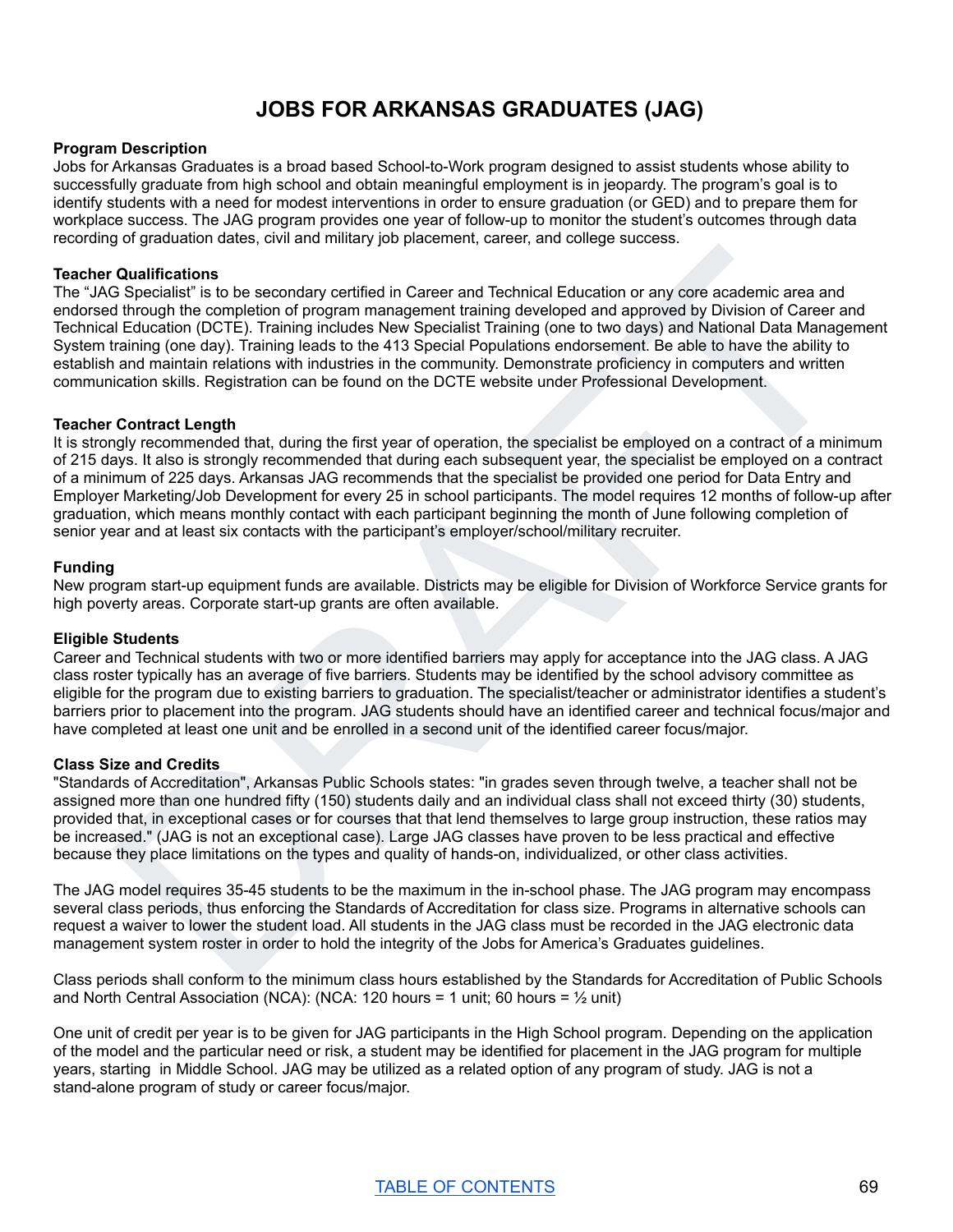# JOBS FOR ARKANSAS GRADUATES (JAG)

**Program Description**

Jobs for Arkansas Graduates is a broad based School-to-Work program designed to assist students whose ability to successfully graduate from high school and obtain meaningful employment is in jeopardy. The program's goal is to identify students with a need for modest interventions in order to ensure graduation (or GED) and to prepare them for workplace success. The JAG program provides one year of follow-up to monitor the student's outcomes through data recording of graduation dates, civil and military job placement, career, and college success.

**Teacher Qualifications**

The "JAG Specialist" is to be secondary certified in Career and Technical Education or any core academic area and endorsed through the completion of program management training developed and approved by Division of Career and Technical Education (DCTE). Training includes New Specialist Training (one to two days) and National Data Management System training (one day). Training leads to the 413 Special Populations endorsement. Be able to have the ability to establish and maintain relations with industries in the community. Demonstrate proficiency in computers and written communication skills. Registration can be found on the DCTE website under Professional Development.

**Teacher Contract Length**

It is strongly recommended that, during the first year of operation, the specialist be employed on a contract of a minimum of 215 days. It also is strongly recommended that during each subsequent year, the specialist be employed on a contract of a minimum of 225 days. Arkansas JAG recommends that the specialist be provided one period for Data Entry and Employer Marketing/Job Development for every 25 in school participants. The model requires 12 months of follow-up after graduation, which means monthly contact with each participant beginning the month of June following completion of senior year and at least six contacts with the participant's employer/school/military recruiter.

**Funding**

New program start-up equipment funds are available. Districts may be eligible for Division of Workforce Service grants for high poverty areas. Corporate start-up grants are often available.

**Eligible Students**

Career and Technical students with two or more identified barriers may apply for acceptance into the JAG class. A JAG class roster typically has an average of five barriers. Students may be identified by the school advisory committee as eligible for the program due to existing barriers to graduation. The specialist/teacher or administrator identifies a student's barriers prior to placement into the program. JAG students should have an identified career and technical focus/major and have completed at least one unit and be enrolled in a second unit of the identified career focus/major.

**Class Size and Credits**

"Standards of Accreditation", Arkansas Public Schools states: "in grades seven through twelve, a teacher shall not be assigned more than one hundred fifty (150) students daily and an individual class shall not exceed thirty (30) students, provided that, in exceptional cases or for courses that that lend themselves to large group instruction, these ratios may be increased." (JAG is not an exceptional case). Large JAG classes have proven to be less practical and effective because they place limitations on the types and quality of hands-on, individualized, or other class activities.

The JAG model requires 35-45 students to be the maximum in the in-school phase. The JAG program may encompass several class periods, thus enforcing the Standards of Accreditation for class size. Programs in alternative schools can request a waiver to lower the student load. All students in the JAG class must be recorded in the JAG electronic data management system roster in order to hold the integrity of the Jobs for America's Graduates guidelines.

Class periods shall conform to the minimum class hours established by the Standards for Accreditation of Public Schools and North Central Association (NCA): (NCA: 120 hours = 1 unit; 60 hours = ½ unit)

One unit of credit per year is to be given for JAG participants in the High School program. Depending on the application of the model and the particular need or risk, a student may be identified for placement in the JAG program for multiple years, starting in Middle School. JAG may be utilized as a related option of any program of study. JAG is not a stand-alone program of study or career focus/major.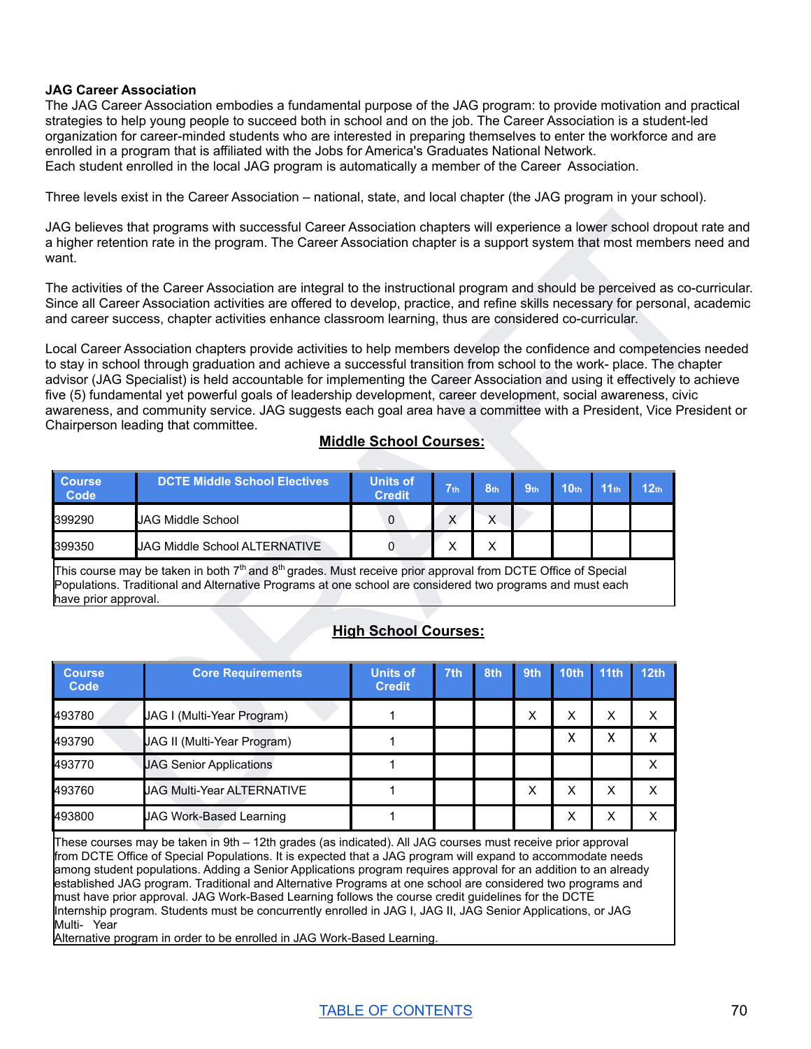**JAG Career Association**

The JAG Career Association embodies a fundamental purpose of the JAG program: to provide motivation and practical strategies to help young people to succeed both in school and on the job. The Career Association is a student-led organization for career-minded students who are interested in preparing themselves to enter the workforce and are enrolled in a program that is affiliated with the Jobs for America's Graduates National Network.
Each student enrolled in the local JAG program is automatically a member of the Career Association.

Three levels exist in the Career Association – national, state, and local chapter (the JAG program in your school).

JAG believes that programs with successful Career Association chapters will experience a lower school dropout rate and a higher retention rate in the program. The Career Association chapter is a support system that most members need and want.

The activities of the Career Association are integral to the instructional program and should be perceived as co-curricular. Since all Career Association activities are offered to develop, practice, and refine skills necessary for personal, academic and career success, chapter activities enhance classroom learning, thus are considered co-curricular.

Local Career Association chapters provide activities to help members develop the confidence and competencies needed to stay in school through graduation and achieve a successful transition from school to the work- place. The chapter advisor (JAG Specialist) is held accountable for implementing the Career Association and using it effectively to achieve five (5) fundamental yet powerful goals of leadership development, career development, social awareness, civic awareness, and community service. JAG suggests each goal area have a committee with a President, Vice President or Chairperson leading that committee.

## Middle School Courses:

| Course Code | DCTE Middle School Electives | Units of Credit | 7th | 8th | 9th | 10th | 11th | 12th |
|---|---|---|---|---|---|---|---|---|
| 399290 | JAG Middle School | 0 | X | X | | | | |
| 399350 | JAG Middle School ALTERNATIVE | 0 | X | X | | | | |

This course may be taken in both 7th and 8th grades. Must receive prior approval from DCTE Office of Special Populations. Traditional and Alternative Programs at one school are considered two programs and must each have prior approval.

## High School Courses:

| Course Code | Core Requirements | Units of Credit | 7th | 8th | 9th | 10th | 11th | 12th |
|---|---|---|---|---|---|---|---|---|
| 493780 | JAG I (Multi-Year Program) | 1 | | | X | X | X | X |
| 493790 | JAG II (Multi-Year Program) | 1 | | | | X | X | X |
| 493770 | JAG Senior Applications | 1 | | | | | | X |
| 493760 | JAG Multi-Year ALTERNATIVE | 1 | | | X | X | X | X |
| 493800 | JAG Work-Based Learning | 1 | | | | X | X | X |

These courses may be taken in 9th – 12th grades (as indicated). All JAG courses must receive prior approval from DCTE Office of Special Populations. It is expected that a JAG program will expand to accommodate needs among student populations. Adding a Senior Applications program requires approval for an addition to an already established JAG program. Traditional and Alternative Programs at one school are considered two programs and must have prior approval. JAG Work-Based Learning follows the course credit guidelines for the DCTE Internship program. Students must be concurrently enrolled in JAG I, JAG II, JAG Senior Applications, or JAG Multi- Year Alternative program in order to be enrolled in JAG Work-Based Learning.

[TABLE OF CONTENTS]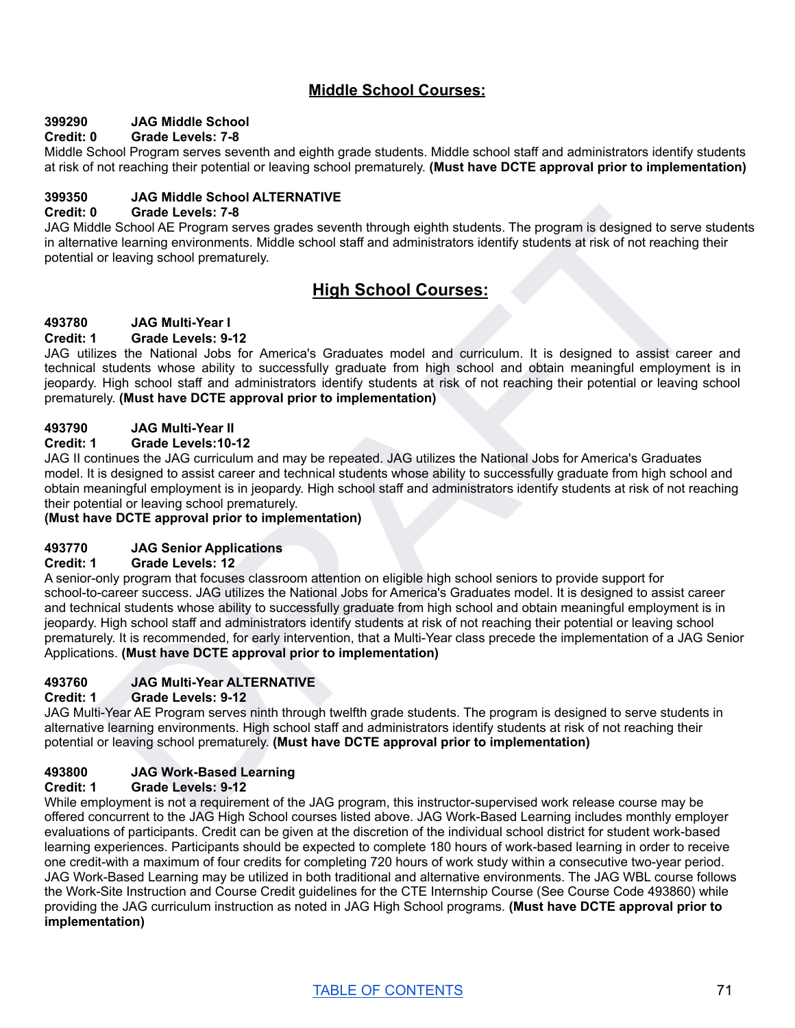## Middle School Courses:

**399290 JAG Middle School**
**Credit: 0 Grade Levels: 7-8**
Middle School Program serves seventh and eighth grade students. Middle school staff and administrators identify students at risk of not reaching their potential or leaving school prematurely. **(Must have DCTE approval prior to implementation)**

**399350 JAG Middle School ALTERNATIVE**
**Credit: 0 Grade Levels: 7-8**
JAG Middle School AE Program serves grades seventh through eighth students. The program is designed to serve students in alternative learning environments. Middle school staff and administrators identify students at risk of not reaching their potential or leaving school prematurely.

## High School Courses:

**493780 JAG Multi-Year I**
**Credit: 1 Grade Levels: 9-12**
JAG utilizes the National Jobs for America's Graduates model and curriculum. It is designed to assist career and technical students whose ability to successfully graduate from high school and obtain meaningful employment is in jeopardy. High school staff and administrators identify students at risk of not reaching their potential or leaving school prematurely. **(Must have DCTE approval prior to implementation)**

**493790 JAG Multi-Year II**
**Credit: 1 Grade Levels:10-12**
JAG II continues the JAG curriculum and may be repeated. JAG utilizes the National Jobs for America's Graduates model. It is designed to assist career and technical students whose ability to successfully graduate from high school and obtain meaningful employment is in jeopardy. High school staff and administrators identify students at risk of not reaching their potential or leaving school prematurely.
**(Must have DCTE approval prior to implementation)**

**493770 JAG Senior Applications**
**Credit: 1 Grade Levels: 12**
A senior-only program that focuses classroom attention on eligible high school seniors to provide support for school-to-career success. JAG utilizes the National Jobs for America's Graduates model. It is designed to assist career and technical students whose ability to successfully graduate from high school and obtain meaningful employment is in jeopardy. High school staff and administrators identify students at risk of not reaching their potential or leaving school prematurely. It is recommended, for early intervention, that a Multi-Year class precede the implementation of a JAG Senior Applications. **(Must have DCTE approval prior to implementation)**

**493760 JAG Multi-Year ALTERNATIVE**
**Credit: 1 Grade Levels: 9-12**
JAG Multi-Year AE Program serves ninth through twelfth grade students. The program is designed to serve students in alternative learning environments. High school staff and administrators identify students at risk of not reaching their potential or leaving school prematurely. **(Must have DCTE approval prior to implementation)**

**493800 JAG Work-Based Learning**
**Credit: 1 Grade Levels: 9-12**
While employment is not a requirement of the JAG program, this instructor-supervised work release course may be offered concurrent to the JAG High School courses listed above. JAG Work-Based Learning includes monthly employer evaluations of participants. Credit can be given at the discretion of the individual school district for student work-based learning experiences. Participants should be expected to complete 180 hours of work-based learning in order to receive one credit-with a maximum of four credits for completing 720 hours of work study within a consecutive two-year period. JAG Work-Based Learning may be utilized in both traditional and alternative environments. The JAG WBL course follows the Work-Site Instruction and Course Credit guidelines for the CTE Internship Course (See Course Code 493860) while providing the JAG curriculum instruction as noted in JAG High School programs. **(Must have DCTE approval prior to implementation)**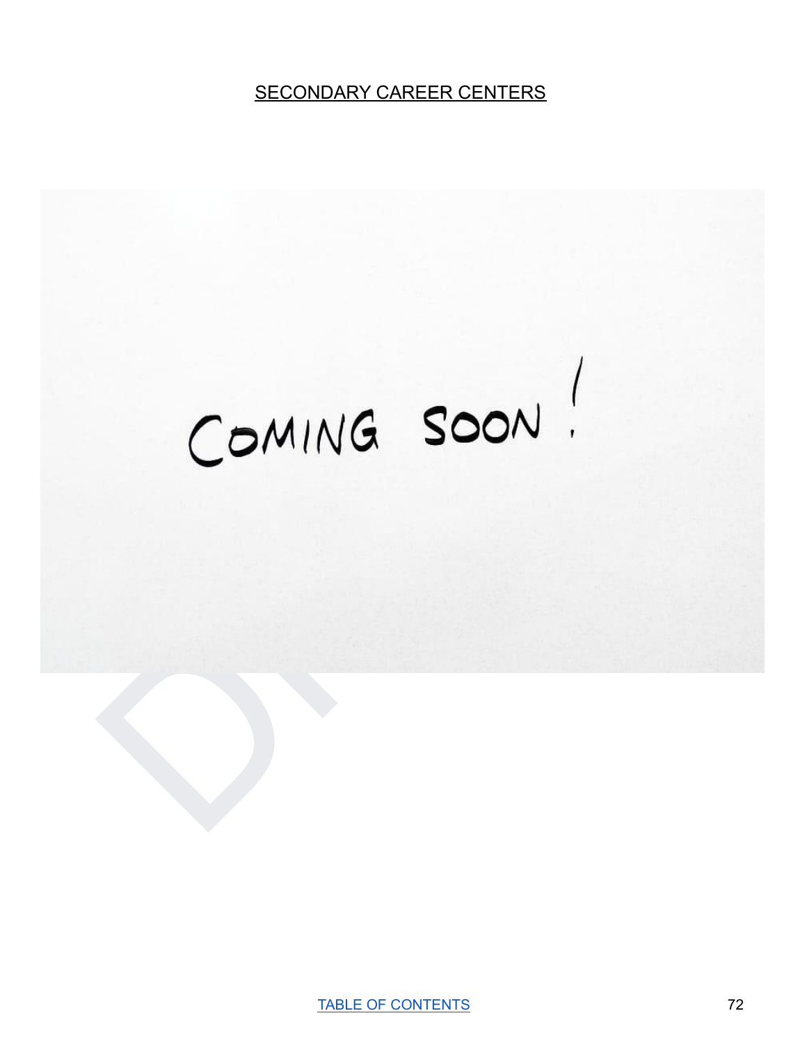## SECONDARY CAREER CENTERS

COMING SOON!